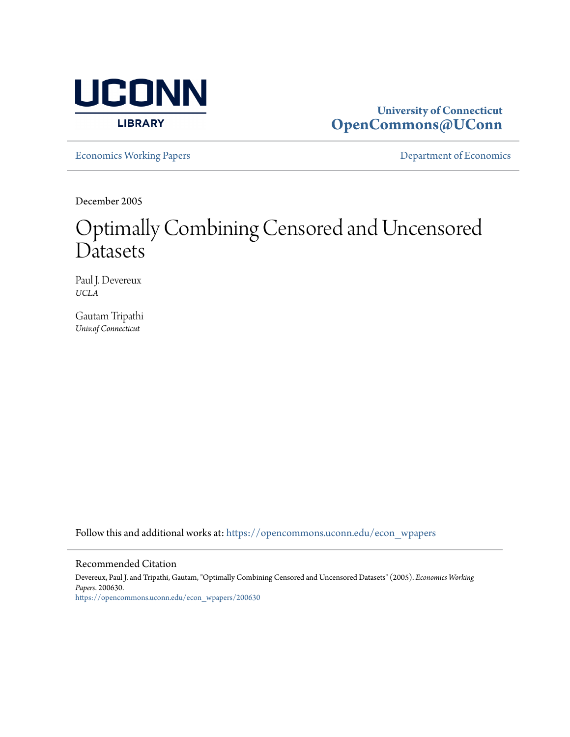UCONN LIBRARY

**University of Connecticut**
**OpenCommons@UConn**

Economics Working Papers | Department of Economics

December 2005

# Optimally Combining Censored and Uncensored Datasets

Paul J. Devereux
*UCLA*

Gautam Tripathi
*Univ.of Connecticut*

Follow this and additional works at: https://opencommons.uconn.edu/econ_wpapers

## Recommended Citation

Devereux, Paul J. and Tripathi, Gautam, "Optimally Combining Censored and Uncensored Datasets" (2005). *Economics Working Papers*. 200630.
https://opencommons.uconn.edu/econ_wpapers/200630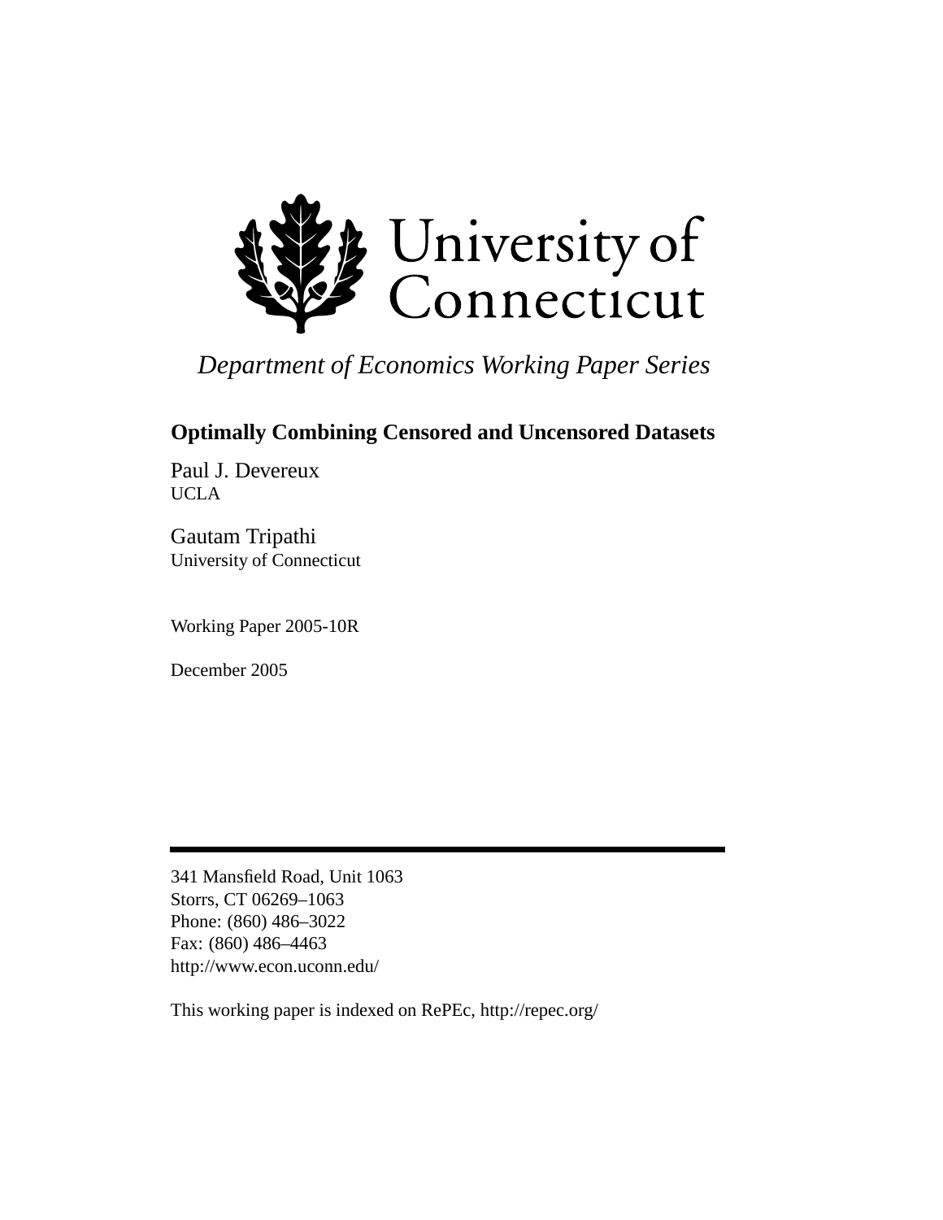University of Connecticut

*Department of Economics Working Paper Series*

**Optimally Combining Censored and Uncensored Datasets**

Paul J. Devereux
UCLA

Gautam Tripathi
University of Connecticut

Working Paper 2005-10R

December 2005

---

341 Mansfield Road, Unit 1063
Storrs, CT 06269–1063
Phone: (860) 486–3022
Fax: (860) 486–4463
http://www.econ.uconn.edu/

This working paper is indexed on RePEc, http://repec.org/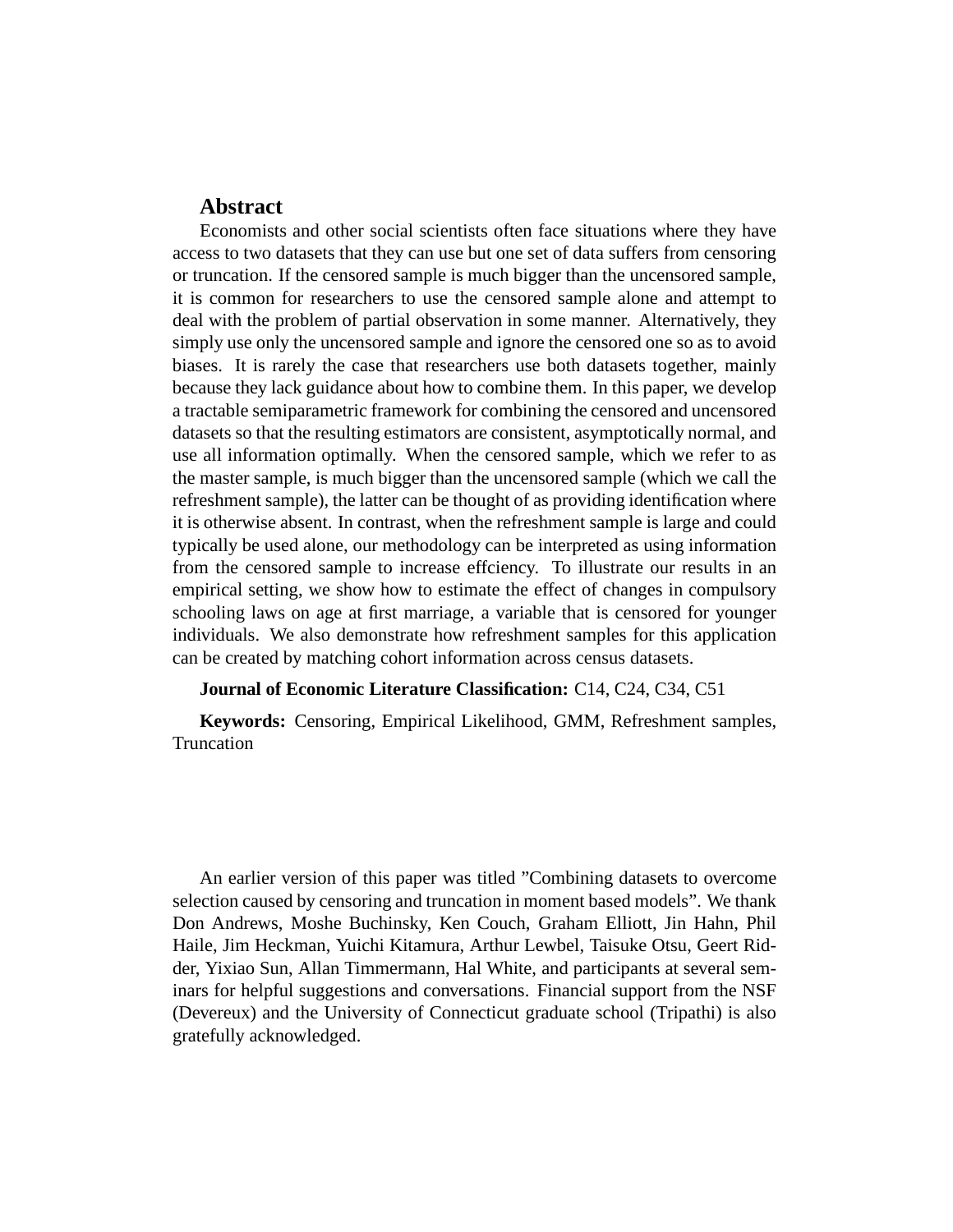## Abstract

Economists and other social scientists often face situations where they have access to two datasets that they can use but one set of data suffers from censoring or truncation. If the censored sample is much bigger than the uncensored sample, it is common for researchers to use the censored sample alone and attempt to deal with the problem of partial observation in some manner. Alternatively, they simply use only the uncensored sample and ignore the censored one so as to avoid biases. It is rarely the case that researchers use both datasets together, mainly because they lack guidance about how to combine them. In this paper, we develop a tractable semiparametric framework for combining the censored and uncensored datasets so that the resulting estimators are consistent, asymptotically normal, and use all information optimally. When the censored sample, which we refer to as the master sample, is much bigger than the uncensored sample (which we call the refreshment sample), the latter can be thought of as providing identification where it is otherwise absent. In contrast, when the refreshment sample is large and could typically be used alone, our methodology can be interpreted as using information from the censored sample to increase effciency. To illustrate our results in an empirical setting, we show how to estimate the effect of changes in compulsory schooling laws on age at first marriage, a variable that is censored for younger individuals. We also demonstrate how refreshment samples for this application can be created by matching cohort information across census datasets.

**Journal of Economic Literature Classification:** C14, C24, C34, C51

**Keywords:** Censoring, Empirical Likelihood, GMM, Refreshment samples, Truncation

An earlier version of this paper was titled ”Combining datasets to overcome selection caused by censoring and truncation in moment based models”. We thank Don Andrews, Moshe Buchinsky, Ken Couch, Graham Elliott, Jin Hahn, Phil Haile, Jim Heckman, Yuichi Kitamura, Arthur Lewbel, Taisuke Otsu, Geert Ridder, Yixiao Sun, Allan Timmermann, Hal White, and participants at several seminars for helpful suggestions and conversations. Financial support from the NSF (Devereux) and the University of Connecticut graduate school (Tripathi) is also gratefully acknowledged.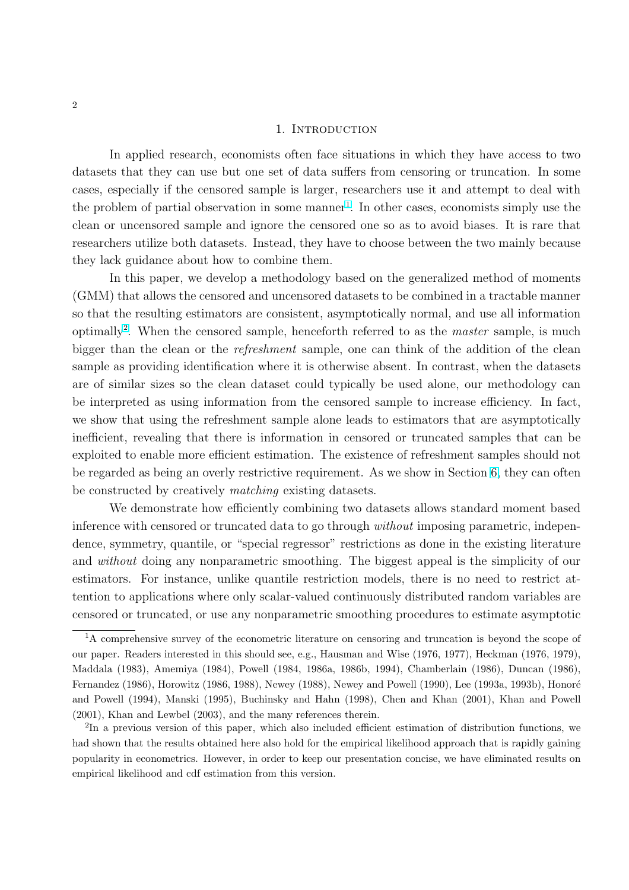## 1. Introduction

In applied research, economists often face situations in which they have access to two datasets that they can use but one set of data suffers from censoring or truncation. In some cases, especially if the censored sample is larger, researchers use it and attempt to deal with the problem of partial observation in some manner[1]. In other cases, economists simply use the clean or uncensored sample and ignore the censored one so as to avoid biases. It is rare that researchers utilize both datasets. Instead, they have to choose between the two mainly because they lack guidance about how to combine them.

In this paper, we develop a methodology based on the generalized method of moments (GMM) that allows the censored and uncensored datasets to be combined in a tractable manner so that the resulting estimators are consistent, asymptotically normal, and use all information optimally[2]. When the censored sample, henceforth referred to as the *master* sample, is much bigger than the clean or the *refreshment* sample, one can think of the addition of the clean sample as providing identification where it is otherwise absent. In contrast, when the datasets are of similar sizes so the clean dataset could typically be used alone, our methodology can be interpreted as using information from the censored sample to increase efficiency. In fact, we show that using the refreshment sample alone leads to estimators that are asymptotically inefficient, revealing that there is information in censored or truncated samples that can be exploited to enable more efficient estimation. The existence of refreshment samples should not be regarded as being an overly restrictive requirement. As we show in Section 6, they can often be constructed by creatively *matching* existing datasets.

We demonstrate how efficiently combining two datasets allows standard moment based inference with censored or truncated data to go through *without* imposing parametric, independence, symmetry, quantile, or "special regressor" restrictions as done in the existing literature and *without* doing any nonparametric smoothing. The biggest appeal is the simplicity of our estimators. For instance, unlike quantile restriction models, there is no need to restrict attention to applications where only scalar-valued continuously distributed random variables are censored or truncated, or use any nonparametric smoothing procedures to estimate asymptotic

[1] A comprehensive survey of the econometric literature on censoring and truncation is beyond the scope of our paper. Readers interested in this should see, e.g., Hausman and Wise (1976, 1977), Heckman (1976, 1979), Maddala (1983), Amemiya (1984), Powell (1984, 1986a, 1986b, 1994), Chamberlain (1986), Duncan (1986), Fernandez (1986), Horowitz (1986, 1988), Newey (1988), Newey and Powell (1990), Lee (1993a, 1993b), Honoré and Powell (1994), Manski (1995), Buchinsky and Hahn (1998), Chen and Khan (2001), Khan and Powell (2001), Khan and Lewbel (2003), and the many references therein.

[2] In a previous version of this paper, which also included efficient estimation of distribution functions, we had shown that the results obtained here also hold for the empirical likelihood approach that is rapidly gaining popularity in econometrics. However, in order to keep our presentation concise, we have eliminated results on empirical likelihood and cdf estimation from this version.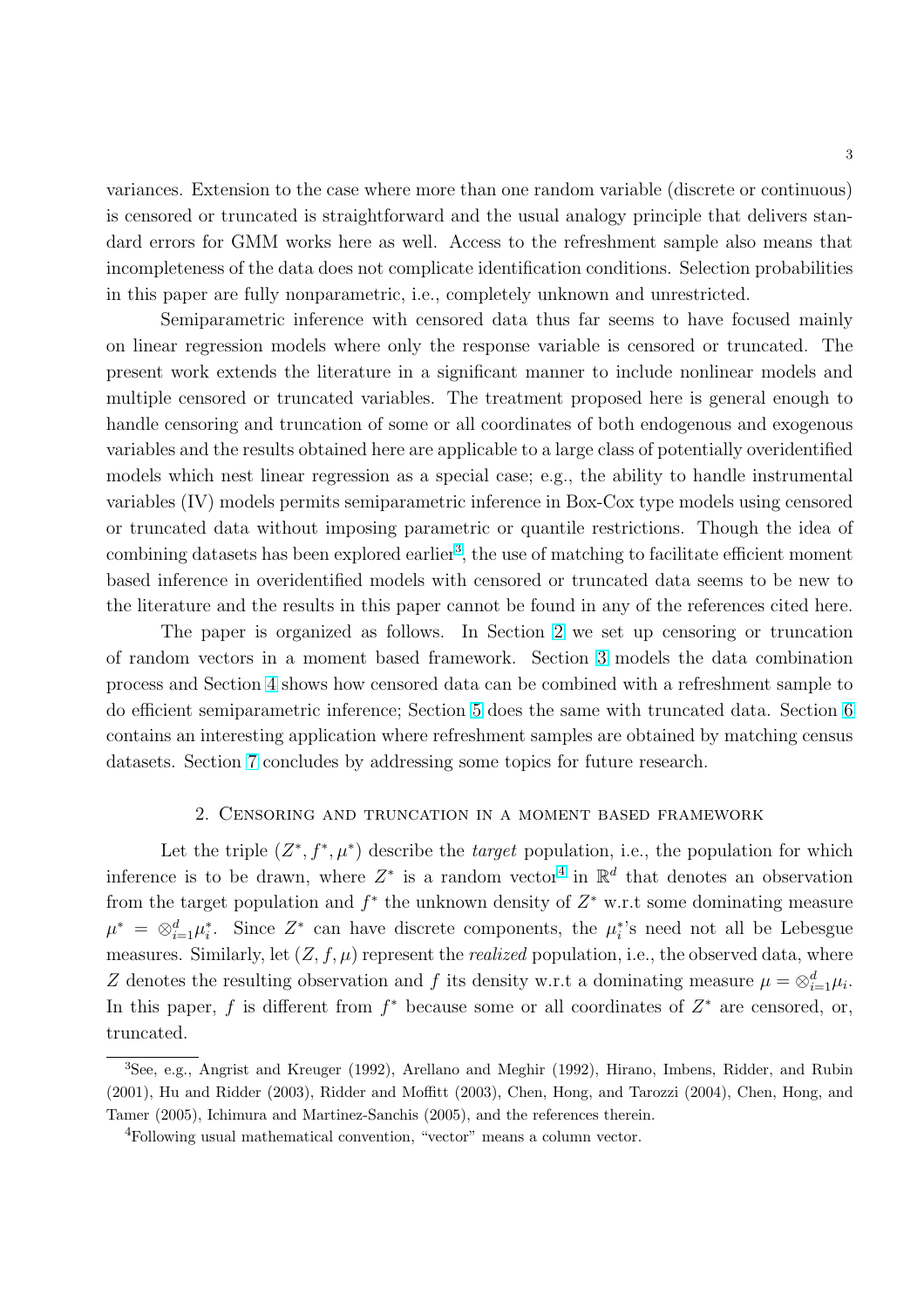variances. Extension to the case where more than one random variable (discrete or continuous) is censored or truncated is straightforward and the usual analogy principle that delivers standard errors for GMM works here as well. Access to the refreshment sample also means that incompleteness of the data does not complicate identification conditions. Selection probabilities in this paper are fully nonparametric, i.e., completely unknown and unrestricted.

Semiparametric inference with censored data thus far seems to have focused mainly on linear regression models where only the response variable is censored or truncated. The present work extends the literature in a significant manner to include nonlinear models and multiple censored or truncated variables. The treatment proposed here is general enough to handle censoring and truncation of some or all coordinates of both endogenous and exogenous variables and the results obtained here are applicable to a large class of potentially overidentified models which nest linear regression as a special case; e.g., the ability to handle instrumental variables (IV) models permits semiparametric inference in Box-Cox type models using censored or truncated data without imposing parametric or quantile restrictions. Though the idea of combining datasets has been explored earlier[3], the use of matching to facilitate efficient moment based inference in overidentified models with censored or truncated data seems to be new to the literature and the results in this paper cannot be found in any of the references cited here.

The paper is organized as follows. In Section 2 we set up censoring or truncation of random vectors in a moment based framework. Section 3 models the data combination process and Section 4 shows how censored data can be combined with a refreshment sample to do efficient semiparametric inference; Section 5 does the same with truncated data. Section 6 contains an interesting application where refreshment samples are obtained by matching census datasets. Section 7 concludes by addressing some topics for future research.

## 2. Censoring and truncation in a moment based framework

Let the triple $(Z^*, f^*, \mu^*)$ describe the *target* population, i.e., the population for which inference is to be drawn, where $Z^*$ is a random vector[4] in $\mathbb{R}^d$ that denotes an observation from the target population and $f^*$ the unknown density of $Z^*$ w.r.t some dominating measure $\mu^* = \otimes_{i=1}^d \mu_i^*$. Since $Z^*$ can have discrete components, the $\mu_i^*$'s need not all be Lebesgue measures. Similarly, let $(Z, f, \mu)$ represent the *realized* population, i.e., the observed data, where $Z$ denotes the resulting observation and $f$ its density w.r.t a dominating measure $\mu = \otimes_{i=1}^d \mu_i$. In this paper, $f$ is different from $f^*$ because some or all coordinates of $Z^*$ are censored, or, truncated.

---

[3]See, e.g., Angrist and Kreuger (1992), Arellano and Meghir (1992), Hirano, Imbens, Ridder, and Rubin (2001), Hu and Ridder (2003), Ridder and Moffitt (2003), Chen, Hong, and Tarozzi (2004), Chen, Hong, and Tamer (2005), Ichimura and Martinez-Sanchis (2005), and the references therein.

[4]Following usual mathematical convention, "vector" means a column vector.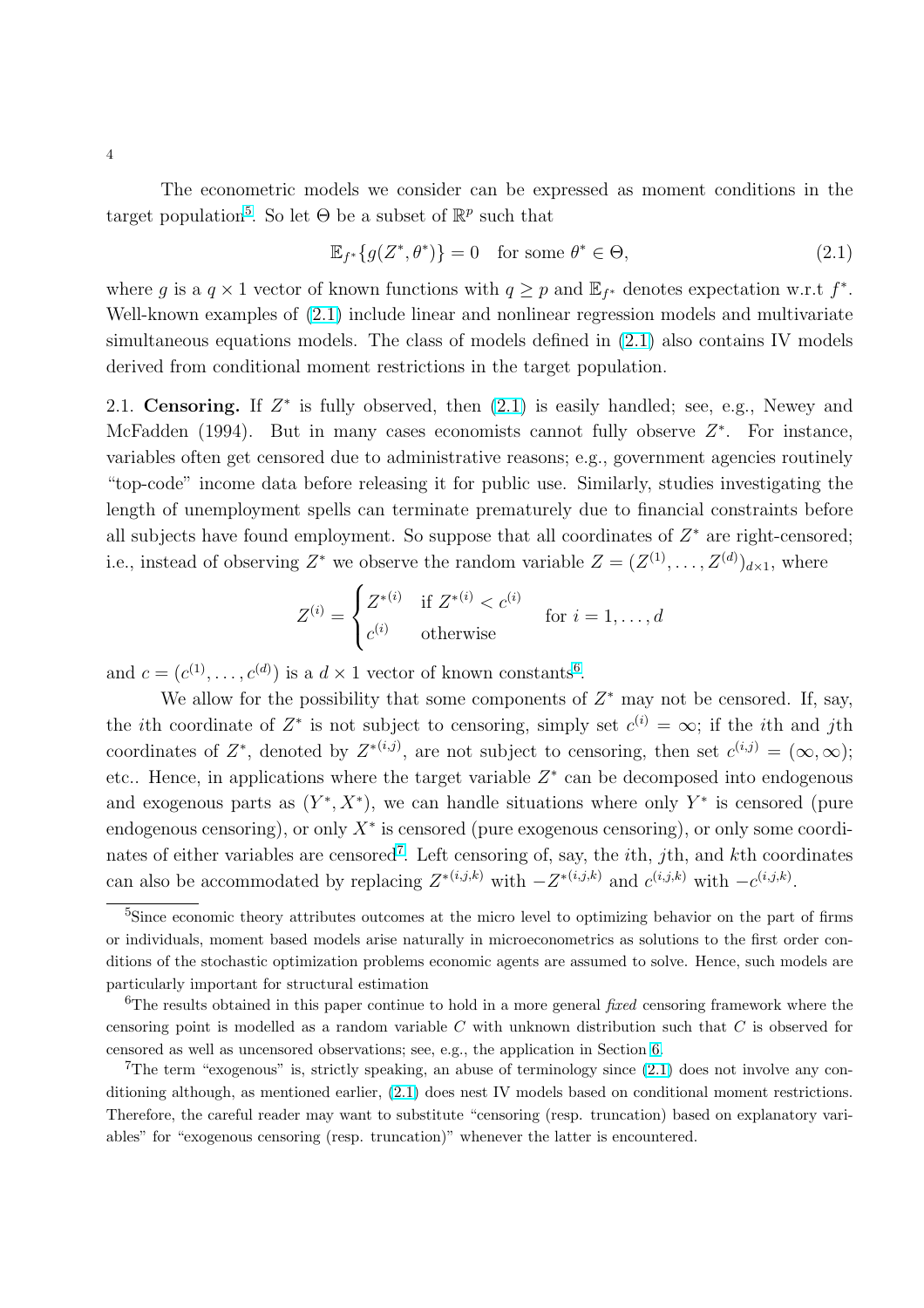The econometric models we consider can be expressed as moment conditions in the target population[5]. So let $\Theta$ be a subset of $\mathbb{R}^p$ such that

$$\mathbb{E}_{f^*}\{g(Z^*, \theta^*)\} = 0 \quad \text{for some } \theta^* \in \Theta, \tag{2.1}$$

where $g$ is a $q \times 1$ vector of known functions with $q \geq p$ and $\mathbb{E}_{f^*}$ denotes expectation w.r.t $f^*$. Well-known examples of (2.1) include linear and nonlinear regression models and multivariate simultaneous equations models. The class of models defined in (2.1) also contains IV models derived from conditional moment restrictions in the target population.

2.1. **Censoring.** If $Z^*$ is fully observed, then (2.1) is easily handled; see, e.g., Newey and McFadden (1994). But in many cases economists cannot fully observe $Z^*$. For instance, variables often get censored due to administrative reasons; e.g., government agencies routinely "top-code" income data before releasing it for public use. Similarly, studies investigating the length of unemployment spells can terminate prematurely due to financial constraints before all subjects have found employment. So suppose that all coordinates of $Z^*$ are right-censored; i.e., instead of observing $Z^*$ we observe the random variable $Z = (Z^{(1)}, \ldots, Z^{(d)})_{d\times 1}$, where

$$Z^{(i)} = \begin{cases} Z^{*(i)} & \text{if } Z^{*(i)} < c^{(i)} \\ c^{(i)} & \text{otherwise} \end{cases} \quad \text{for } i = 1, \ldots, d$$

and $c = (c^{(1)}, \ldots, c^{(d)})$ is a $d \times 1$ vector of known constants[6].

We allow for the possibility that some components of $Z^*$ may not be censored. If, say, the $i$th coordinate of $Z^*$ is not subject to censoring, simply set $c^{(i)} = \infty$; if the $i$th and $j$th coordinates of $Z^*$, denoted by $Z^{*(i,j)}$, are not subject to censoring, then set $c^{(i,j)} = (\infty, \infty)$; etc.. Hence, in applications where the target variable $Z^*$ can be decomposed into endogenous and exogenous parts as $(Y^*, X^*)$, we can handle situations where only $Y^*$ is censored (pure endogenous censoring), or only $X^*$ is censored (pure exogenous censoring), or only some coordinates of either variables are censored[7]. Left censoring of, say, the $i$th, $j$th, and $k$th coordinates can also be accommodated by replacing $Z^{*(i,j,k)}$ with $-Z^{*(i,j,k)}$ and $c^{(i,j,k)}$ with $-c^{(i,j,k)}$.

---

[5] Since economic theory attributes outcomes at the micro level to optimizing behavior on the part of firms or individuals, moment based models arise naturally in microeconometrics as solutions to the first order conditions of the stochastic optimization problems economic agents are assumed to solve. Hence, such models are particularly important for structural estimation

[6] The results obtained in this paper continue to hold in a more general *fixed* censoring framework where the censoring point is modelled as a random variable $C$ with unknown distribution such that $C$ is observed for censored as well as uncensored observations; see, e.g., the application in Section 6.

[7] The term "exogenous" is, strictly speaking, an abuse of terminology since (2.1) does not involve any conditioning although, as mentioned earlier, (2.1) does nest IV models based on conditional moment restrictions. Therefore, the careful reader may want to substitute "censoring (resp. truncation) based on explanatory variables" for "exogenous censoring (resp. truncation)" whenever the latter is encountered.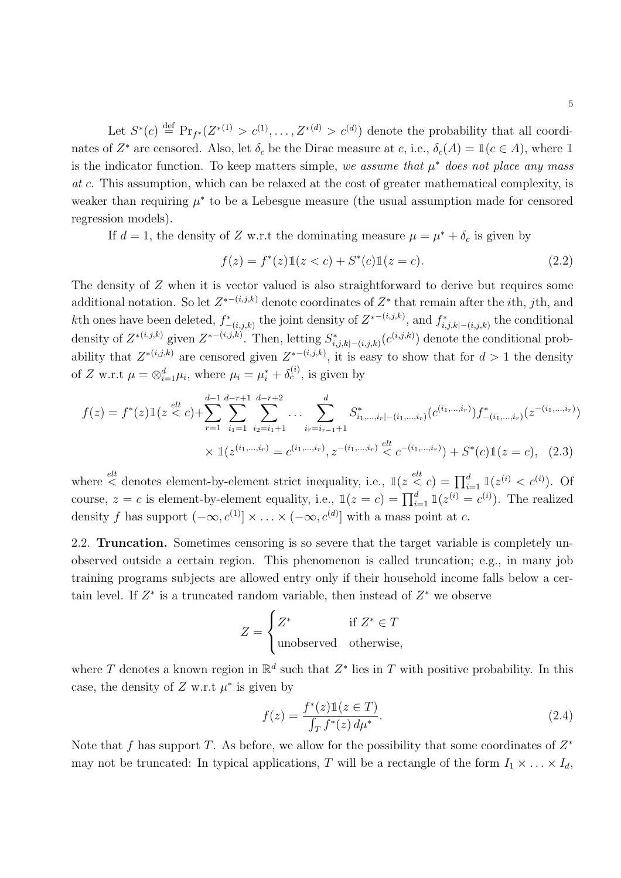Let $S^*(c) \stackrel{\text{def}}{=} \Pr_{f^*}(Z^{*(1)} > c^{(1)}, \ldots, Z^{*(d)} > c^{(d)})$ denote the probability that all coordinates of $Z^*$ are censored. Also, let $\delta_c$ be the Dirac measure at $c$, i.e., $\delta_c(A) = \mathbb{1}(c \in A)$, where $\mathbb{1}$ is the indicator function. To keep matters simple, *we assume that $\mu^*$ does not place any mass at $c$.* This assumption, which can be relaxed at the cost of greater mathematical complexity, is weaker than requiring $\mu^*$ to be a Lebesgue measure (the usual assumption made for censored regression models).

If $d = 1$, the density of $Z$ w.r.t the dominating measure $\mu = \mu^* + \delta_c$ is given by

$$f(z) = f^*(z)\mathbb{1}(z < c) + S^*(c)\mathbb{1}(z = c). \tag{2.2}$$

The density of $Z$ when it is vector valued is also straightforward to derive but requires some additional notation. So let $Z^{*-(i,j,k)}$ denote coordinates of $Z^*$ that remain after the $i$th, $j$th, and $k$th ones have been deleted, $f^*_{-(i,j,k)}$ the joint density of $Z^{*-(i,j,k)}$, and $f^*_{i,j,k|-(i,j,k)}$ the conditional density of $Z^{*(i,j,k)}$ given $Z^{*-(i,j,k)}$. Then, letting $S^*_{i,j,k|-(i,j,k)}(c^{(i,j,k)})$ denote the conditional probability that $Z^{*(i,j,k)}$ are censored given $Z^{*-(i,j,k)}$, it is easy to show that for $d > 1$ the density of $Z$ w.r.t $\mu = \otimes_{i=1}^d \mu_i$, where $\mu_i = \mu_i^* + \delta_c^{(i)}$, is given by

$$\begin{aligned} f(z) = f^*(z)\mathbb{1}(z \stackrel{elt}{<} c) + &\sum_{r=1}^{d-1} \sum_{i_1=1}^{d-r+1} \sum_{i_2=i_1+1}^{d-r+2} \cdots \sum_{i_r=i_{r-1}+1}^{d} S^*_{i_1,\ldots,i_r|-(i_1,\ldots,i_r)}(c^{(i_1,\ldots,i_r)}) f^*_{-(i_1,\ldots,i_r)}(z^{-(i_1,\ldots,i_r)}) \\ &\times \mathbb{1}(z^{(i_1,\ldots,i_r)} = c^{(i_1,\ldots,i_r)}, z^{-(i_1,\ldots,i_r)} \stackrel{elt}{<} c^{-(i_1,\ldots,i_r)}) + S^*(c)\mathbb{1}(z = c), \end{aligned} \tag{2.3}$$

where $\stackrel{elt}{<}$ denotes element-by-element strict inequality, i.e., $\mathbb{1}(z \stackrel{elt}{<} c) = \prod_{i=1}^d \mathbb{1}(z^{(i)} < c^{(i)})$. Of course, $z = c$ is element-by-element equality, i.e., $\mathbb{1}(z = c) = \prod_{i=1}^d \mathbb{1}(z^{(i)} = c^{(i)})$. The realized density $f$ has support $(-\infty, c^{(1)}] \times \ldots \times (-\infty, c^{(d)}]$ with a mass point at $c$.

2.2. **Truncation.** Sometimes censoring is so severe that the target variable is completely unobserved outside a certain region. This phenomenon is called truncation; e.g., in many job training programs subjects are allowed entry only if their household income falls below a certain level. If $Z^*$ is a truncated random variable, then instead of $Z^*$ we observe

$$Z = \begin{cases} Z^* & \text{if } Z^* \in T \\ \text{unobserved} & \text{otherwise,} \end{cases}$$

where $T$ denotes a known region in $\mathbb{R}^d$ such that $Z^*$ lies in $T$ with positive probability. In this case, the density of $Z$ w.r.t $\mu^*$ is given by

$$f(z) = \frac{f^*(z)\mathbb{1}(z \in T)}{\int_T f^*(z)\, d\mu^*}. \tag{2.4}$$

Note that $f$ has support $T$. As before, we allow for the possibility that some coordinates of $Z^*$ may not be truncated: In typical applications, $T$ will be a rectangle of the form $I_1 \times \ldots \times I_d$,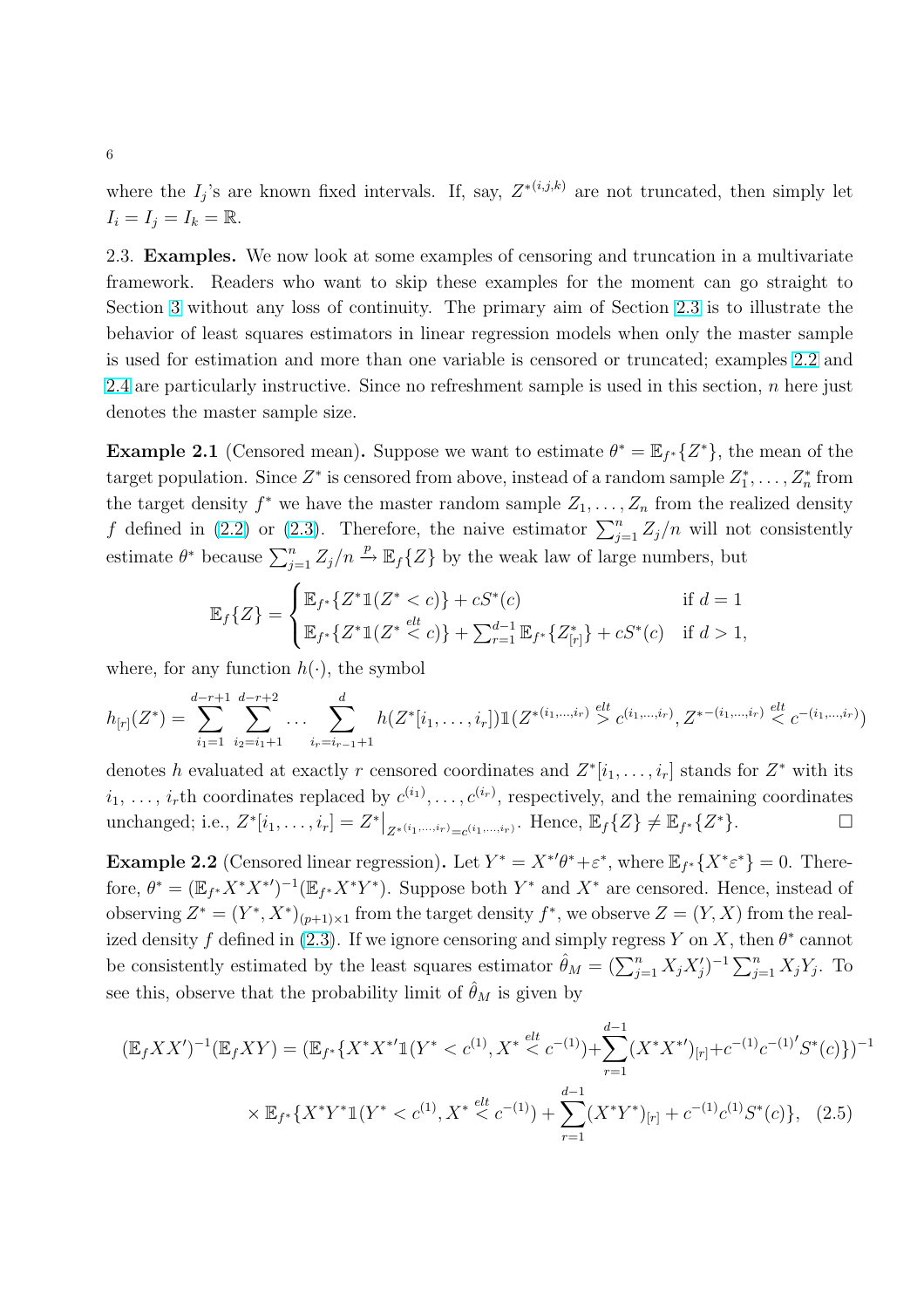where the $I_j$'s are known fixed intervals. If, say, $Z^{*(i,j,k)}$ are not truncated, then simply let $I_i = I_j = I_k = \mathbb{R}$.

2.3. **Examples.** We now look at some examples of censoring and truncation in a multivariate framework. Readers who want to skip these examples for the moment can go straight to Section 3 without any loss of continuity. The primary aim of Section 2.3 is to illustrate the behavior of least squares estimators in linear regression models when only the master sample is used for estimation and more than one variable is censored or truncated; examples 2.2 and 2.4 are particularly instructive. Since no refreshment sample is used in this section, $n$ here just denotes the master sample size.

**Example 2.1** (Censored mean)**.** Suppose we want to estimate $\theta^* = \mathbb{E}_{f^*}\{Z^*\}$, the mean of the target population. Since $Z^*$ is censored from above, instead of a random sample $Z_1^*, \ldots, Z_n^*$ from the target density $f^*$ we have the master random sample $Z_1, \ldots, Z_n$ from the realized density $f$ defined in (2.2) or (2.3). Therefore, the naive estimator $\sum_{j=1}^n Z_j/n$ will not consistently estimate $\theta^*$ because $\sum_{j=1}^n Z_j/n \xrightarrow{p} \mathbb{E}_f\{Z\}$ by the weak law of large numbers, but

$$\mathbb{E}_f\{Z\} = \begin{cases} \mathbb{E}_{f^*}\{Z^*\mathbb{1}(Z^* < c)\} + cS^*(c) & \text{if } d = 1 \\ \mathbb{E}_{f^*}\{Z^*\mathbb{1}(Z^* \overset{elt}{<} c)\} + \sum_{r=1}^{d-1} \mathbb{E}_{f^*}\{Z^*_{[r]}\} + cS^*(c) & \text{if } d > 1, \end{cases}$$

where, for any function $h(\cdot)$, the symbol

$$h_{[r]}(Z^*) = \sum_{i_1=1}^{d-r+1} \sum_{i_2=i_1+1}^{d-r+2} \cdots \sum_{i_r=i_{r-1}+1}^{d} h(Z^*[i_1, \ldots, i_r])\mathbb{1}(Z^{*(i_1,\ldots,i_r)} \overset{elt}{>} c^{(i_1,\ldots,i_r)}, Z^{*-(i_1,\ldots,i_r)} \overset{elt}{<} c^{-(i_1,\ldots,i_r)})$$

denotes $h$ evaluated at exactly $r$ censored coordinates and $Z^*[i_1, \ldots, i_r]$ stands for $Z^*$ with its $i_1, \ldots, i_r$th coordinates replaced by $c^{(i_1)}, \ldots, c^{(i_r)}$, respectively, and the remaining coordinates unchanged; i.e., $Z^*[i_1, \ldots, i_r] = Z^*\big|_{Z^{*(i_1,\ldots,i_r)} = c^{(i_1,\ldots,i_r)}}$. Hence, $\mathbb{E}_f\{Z\} \neq \mathbb{E}_{f^*}\{Z^*\}$. $\square$

**Example 2.2** (Censored linear regression)**.** Let $Y^* = X^{*\prime}\theta^* + \varepsilon^*$, where $\mathbb{E}_{f^*}\{X^*\varepsilon^*\} = 0$. Therefore, $\theta^* = (\mathbb{E}_{f^*}X^*X^{*\prime})^{-1}(\mathbb{E}_{f^*}X^*Y^*)$. Suppose both $Y^*$ and $X^*$ are censored. Hence, instead of observing $Z^* = (Y^*, X^*)_{(p+1)\times 1}$ from the target density $f^*$, we observe $Z = (Y, X)$ from the realized density $f$ defined in (2.3). If we ignore censoring and simply regress $Y$ on $X$, then $\theta^*$ cannot be consistently estimated by the least squares estimator $\hat{\theta}_M = (\sum_{j=1}^n X_jX_j')^{-1}\sum_{j=1}^n X_jY_j$. To see this, observe that the probability limit of $\hat{\theta}_M$ is given by

$$\begin{aligned}(\mathbb{E}_f XX')^{-1}(\mathbb{E}_f XY) = (\mathbb{E}_{f^*}\{X^*X^{*\prime}\mathbb{1}(Y^* < c^{(1)}, X^* \overset{elt}{<} c^{-(1)}) + \sum_{r=1}^{d-1}(X^*X^{*\prime})_{[r]} + c^{-(1)}c^{-(1)\prime}S^*(c)\})^{-1} \\ \times \mathbb{E}_{f^*}\{X^*Y^*\mathbb{1}(Y^* < c^{(1)}, X^* \overset{elt}{<} c^{-(1)}) + \sum_{r=1}^{d-1}(X^*Y^*)_{[r]} + c^{-(1)}c^{(1)}S^*(c)\}, \quad (2.5)\end{aligned}$$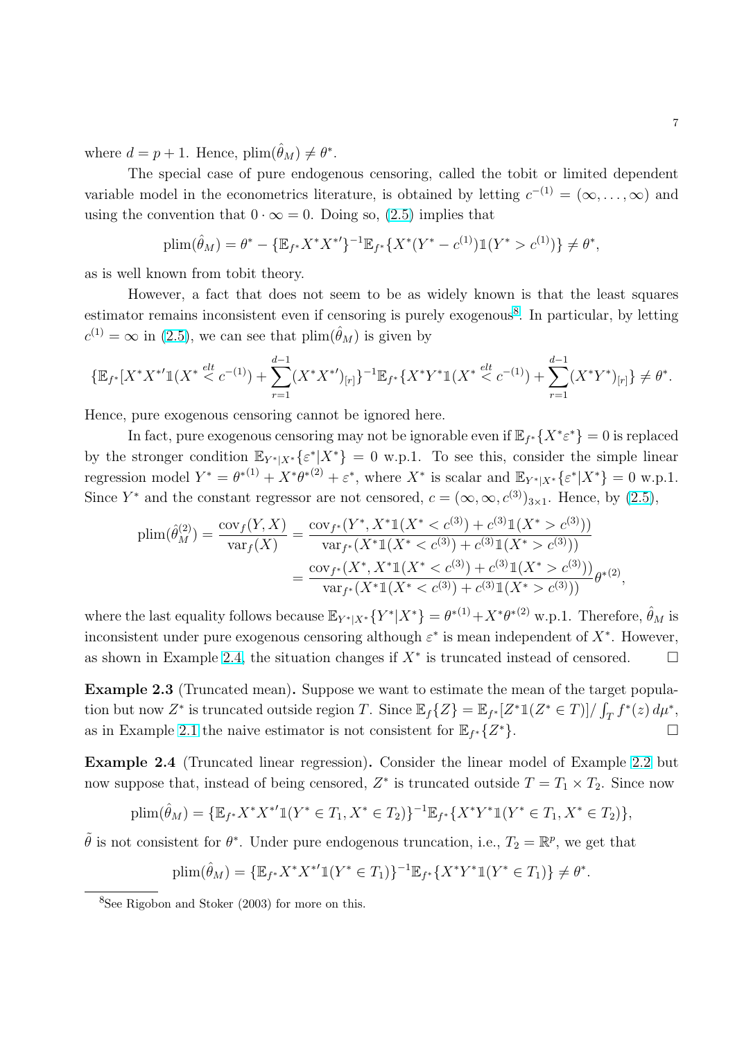where $d = p + 1$. Hence, $\text{plim}(\hat{\theta}_M) \neq \theta^*$.

The special case of pure endogenous censoring, called the tobit or limited dependent variable model in the econometrics literature, is obtained by letting $c^{-(1)} = (\infty, \ldots, \infty)$ and using the convention that $0 \cdot \infty = 0$. Doing so, (2.5) implies that

$$\text{plim}(\hat{\theta}_M) = \theta^* - \{\mathbb{E}_{f^*} X^* X^{*\prime}\}^{-1} \mathbb{E}_{f^*}\{X^*(Y^* - c^{(1)})\mathbb{1}(Y^* > c^{(1)})\} \neq \theta^*,$$

as is well known from tobit theory.

However, a fact that does not seem to be as widely known is that the least squares estimator remains inconsistent even if censoring is purely exogenous[8]. In particular, by letting $c^{(1)} = \infty$ in (2.5), we can see that $\text{plim}(\hat{\theta}_M)$ is given by

$$\{\mathbb{E}_{f^*}[X^* X^{*\prime} \mathbb{1}(X^* \overset{elt}{<} c^{-(1)}) + \sum_{r=1}^{d-1} (X^* X^{*\prime})_{[r]}\}^{-1} \mathbb{E}_{f^*}\{X^* Y^* \mathbb{1}(X^* \overset{elt}{<} c^{-(1)}) + \sum_{r=1}^{d-1} (X^* Y^*)_{[r]}\} \neq \theta^*.$$

Hence, pure exogenous censoring cannot be ignored here.

In fact, pure exogenous censoring may not be ignorable even if $\mathbb{E}_{f^*}\{X^* \varepsilon^*\} = 0$ is replaced by the stronger condition $\mathbb{E}_{Y^*|X^*}\{\varepsilon^* | X^*\} = 0$ w.p.1. To see this, consider the simple linear regression model $Y^* = \theta^{*(1)} + X^* \theta^{*(2)} + \varepsilon^*$, where $X^*$ is scalar and $\mathbb{E}_{Y^*|X^*}\{\varepsilon^* | X^*\} = 0$ w.p.1. Since $Y^*$ and the constant regressor are not censored, $c = (\infty, \infty, c^{(3)})_{3\times 1}$. Hence, by (2.5),

$$\begin{aligned}
\text{plim}(\hat{\theta}_M^{(2)}) = \frac{\text{cov}_f(Y, X)}{\text{var}_f(X)} &= \frac{\text{cov}_{f^*}(Y^*, X^* \mathbb{1}(X^* < c^{(3)}) + c^{(3)} \mathbb{1}(X^* > c^{(3)}))}{\text{var}_{f^*}(X^* \mathbb{1}(X^* < c^{(3)}) + c^{(3)} \mathbb{1}(X^* > c^{(3)}))} \\
&= \frac{\text{cov}_{f^*}(X^*, X^* \mathbb{1}(X^* < c^{(3)}) + c^{(3)} \mathbb{1}(X^* > c^{(3)}))}{\text{var}_{f^*}(X^* \mathbb{1}(X^* < c^{(3)}) + c^{(3)} \mathbb{1}(X^* > c^{(3)}))} \theta^{*(2)},
\end{aligned}$$

where the last equality follows because $\mathbb{E}_{Y^*|X^*}\{Y^* | X^*\} = \theta^{*(1)} + X^* \theta^{*(2)}$ w.p.1. Therefore, $\hat{\theta}_M$ is inconsistent under pure exogenous censoring although $\varepsilon^*$ is mean independent of $X^*$. However, as shown in Example 2.4, the situation changes if $X^*$ is truncated instead of censored. □

**Example 2.3** (Truncated mean)**.** Suppose we want to estimate the mean of the target population but now $Z^*$ is truncated outside region $T$. Since $\mathbb{E}_f\{Z\} = \mathbb{E}_{f^*}[Z^* \mathbb{1}(Z^* \in T)] / \int_T f^*(z)\, d\mu^*$, as in Example 2.1 the naive estimator is not consistent for $\mathbb{E}_{f^*}\{Z^*\}$. □

**Example 2.4** (Truncated linear regression)**.** Consider the linear model of Example 2.2 but now suppose that, instead of being censored, $Z^*$ is truncated outside $T = T_1 \times T_2$. Since now

$$\text{plim}(\hat{\theta}_M) = \{\mathbb{E}_{f^*} X^* X^{*\prime} \mathbb{1}(Y^* \in T_1, X^* \in T_2)\}^{-1} \mathbb{E}_{f^*}\{X^* Y^* \mathbb{1}(Y^* \in T_1, X^* \in T_2)\},$$

$\tilde{\theta}$ is not consistent for $\theta^*$. Under pure endogenous truncation, i.e., $T_2 = \mathbb{R}^p$, we get that

$$\text{plim}(\hat{\theta}_M) = \{\mathbb{E}_{f^*} X^* X^{*\prime} \mathbb{1}(Y^* \in T_1)\}^{-1} \mathbb{E}_{f^*}\{X^* Y^* \mathbb{1}(Y^* \in T_1)\} \neq \theta^*.$$

[8] See Rigobon and Stoker (2003) for more on this.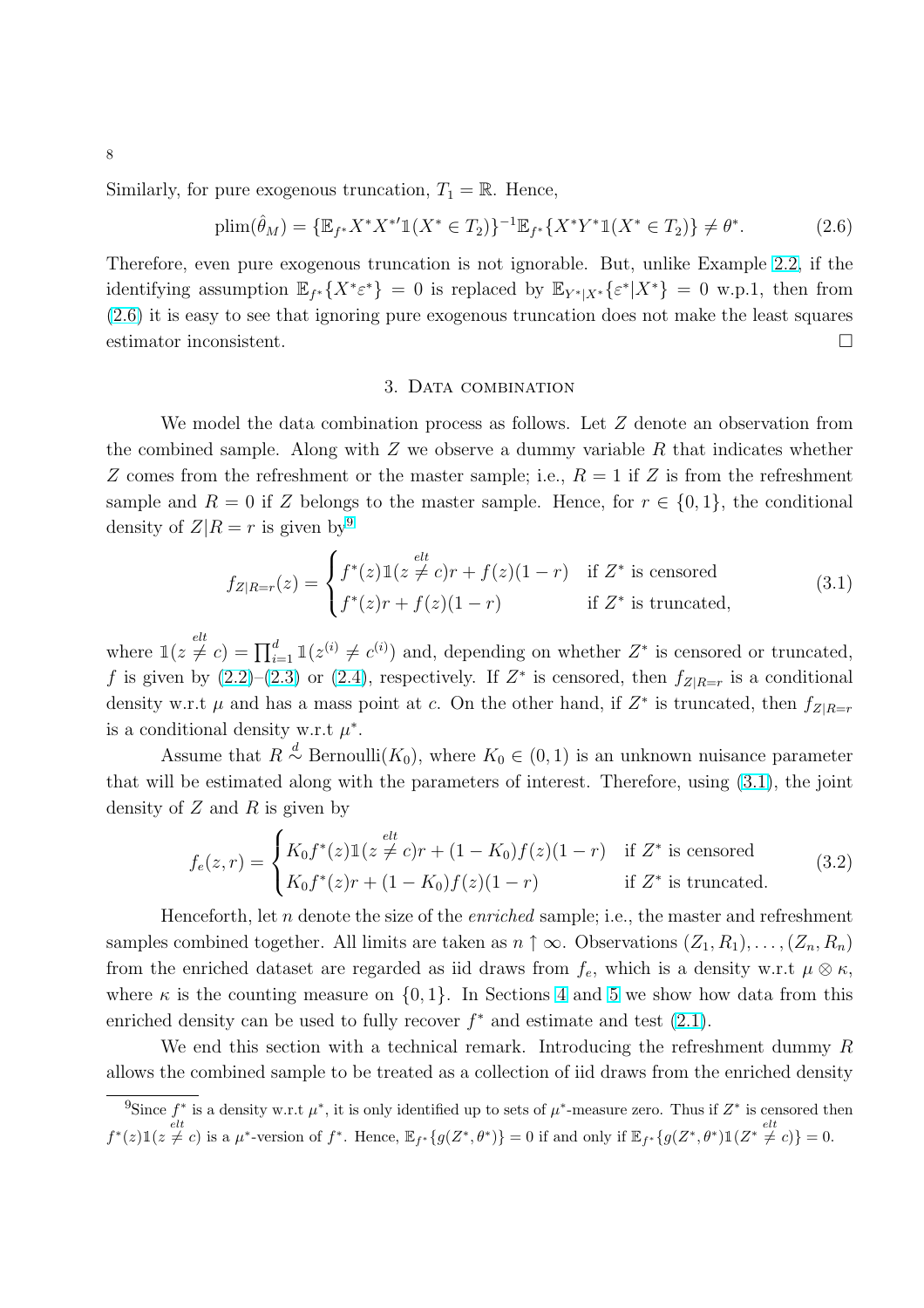Similarly, for pure exogenous truncation, $T_1 = \mathbb{R}$. Hence,

$$\text{plim}(\hat{\theta}_M) = \{\mathbb{E}_{f^*} X^* X^{*\prime} \mathbb{1}(X^* \in T_2)\}^{-1} \mathbb{E}_{f^*}\{X^* Y^* \mathbb{1}(X^* \in T_2)\} \neq \theta^*. \tag{2.6}$$

Therefore, even pure exogenous truncation is not ignorable. But, unlike Example 2.2, if the identifying assumption $\mathbb{E}_{f^*}\{X^* \varepsilon^*\} = 0$ is replaced by $\mathbb{E}_{Y^*|X^*}\{\varepsilon^* | X^*\} = 0$ w.p.1, then from (2.6) it is easy to see that ignoring pure exogenous truncation does not make the least squares estimator inconsistent. $\square$

## 3. Data combination

We model the data combination process as follows. Let $Z$ denote an observation from the combined sample. Along with $Z$ we observe a dummy variable $R$ that indicates whether $Z$ comes from the refreshment or the master sample; i.e., $R = 1$ if $Z$ is from the refreshment sample and $R = 0$ if $Z$ belongs to the master sample. Hence, for $r \in \{0, 1\}$, the conditional density of $Z|R = r$ is given by[9]

$$f_{Z|R=r}(z) = \begin{cases} f^*(z)\mathbb{1}(z \overset{elt}{\neq} c)r + f(z)(1 - r) & \text{if } Z^* \text{ is censored} \\ f^*(z)r + f(z)(1 - r) & \text{if } Z^* \text{ is truncated,} \end{cases} \tag{3.1}$$

where $\mathbb{1}(z \overset{elt}{\neq} c) = \prod_{i=1}^{d} \mathbb{1}(z^{(i)} \neq c^{(i)})$ and, depending on whether $Z^*$ is censored or truncated, $f$ is given by (2.2)–(2.3) or (2.4), respectively. If $Z^*$ is censored, then $f_{Z|R=r}$ is a conditional density w.r.t $\mu$ and has a mass point at $c$. On the other hand, if $Z^*$ is truncated, then $f_{Z|R=r}$ is a conditional density w.r.t $\mu^*$.

Assume that $R \overset{d}{\sim} \text{Bernoulli}(K_0)$, where $K_0 \in (0, 1)$ is an unknown nuisance parameter that will be estimated along with the parameters of interest. Therefore, using (3.1), the joint density of $Z$ and $R$ is given by

$$f_e(z, r) = \begin{cases} K_0 f^*(z)\mathbb{1}(z \overset{elt}{\neq} c)r + (1 - K_0)f(z)(1 - r) & \text{if } Z^* \text{ is censored} \\ K_0 f^*(z)r + (1 - K_0)f(z)(1 - r) & \text{if } Z^* \text{ is truncated.} \end{cases} \tag{3.2}$$

Henceforth, let $n$ denote the size of the *enriched* sample; i.e., the master and refreshment samples combined together. All limits are taken as $n \uparrow \infty$. Observations $(Z_1, R_1), \ldots, (Z_n, R_n)$ from the enriched dataset are regarded as iid draws from $f_e$, which is a density w.r.t $\mu \otimes \kappa$, where $\kappa$ is the counting measure on $\{0, 1\}$. In Sections 4 and 5 we show how data from this enriched density can be used to fully recover $f^*$ and estimate and test (2.1).

We end this section with a technical remark. Introducing the refreshment dummy $R$ allows the combined sample to be treated as a collection of iid draws from the enriched density

[9]Since $f^*$ is a density w.r.t $\mu^*$, it is only identified up to sets of $\mu^*$-measure zero. Thus if $Z^*$ is censored then $f^*(z)\mathbb{1}(z \overset{elt}{\neq} c)$ is a $\mu^*$-version of $f^*$. Hence, $\mathbb{E}_{f^*}\{g(Z^*, \theta^*)\} = 0$ if and only if $\mathbb{E}_{f^*}\{g(Z^*, \theta^*)\mathbb{1}(Z^* \overset{elt}{\neq} c)\} = 0$.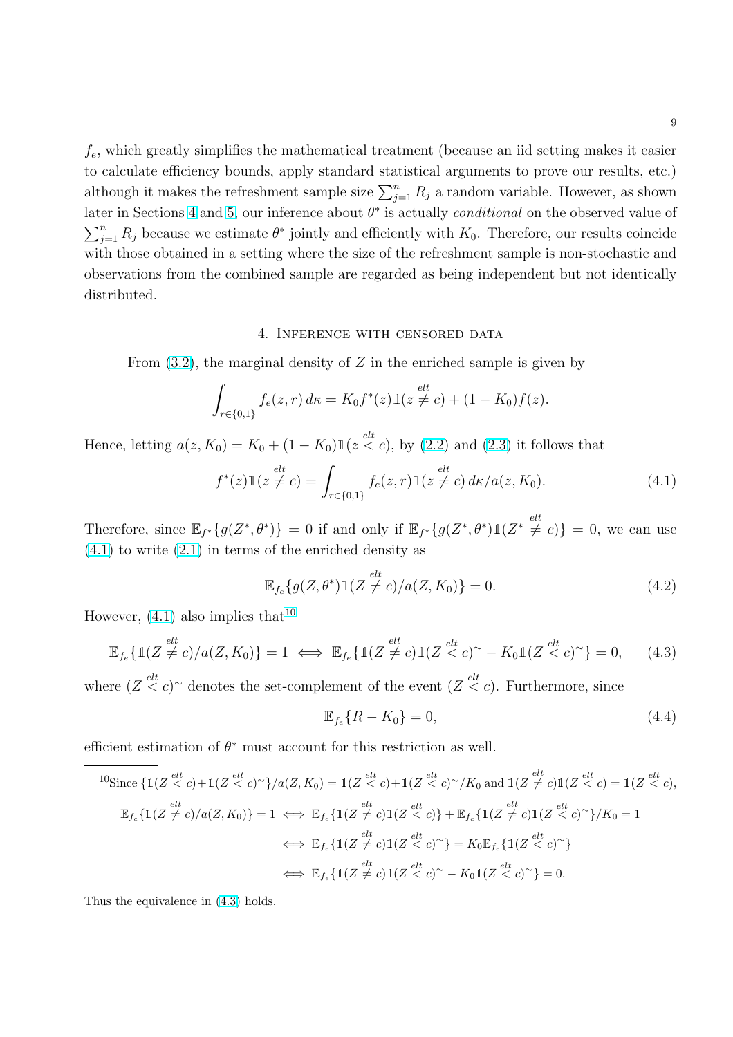$f_e$, which greatly simplifies the mathematical treatment (because an iid setting makes it easier to calculate efficiency bounds, apply standard statistical arguments to prove our results, etc.) although it makes the refreshment sample size $\sum_{j=1}^{n} R_j$ a random variable. However, as shown later in Sections 4 and 5, our inference about $\theta^*$ is actually *conditional* on the observed value of $\sum_{j=1}^{n} R_j$ because we estimate $\theta^*$ jointly and efficiently with $K_0$. Therefore, our results coincide with those obtained in a setting where the size of the refreshment sample is non-stochastic and observations from the combined sample are regarded as being independent but not identically distributed.

## 4. Inference with censored data

From (3.2), the marginal density of $Z$ in the enriched sample is given by

$$\int_{r\in\{0,1\}} f_e(z,r)\, d\kappa = K_0 f^*(z)\mathbb{1}(z \overset{elt}{\neq} c) + (1-K_0)f(z).$$

Hence, letting $a(z, K_0) = K_0 + (1-K_0)\mathbb{1}(z \overset{elt}{<} c)$, by (2.2) and (2.3) it follows that

$$f^*(z)\mathbb{1}(z \overset{elt}{\neq} c) = \int_{r\in\{0,1\}} f_e(z,r)\mathbb{1}(z \overset{elt}{\neq} c)\, d\kappa / a(z, K_0). \tag{4.1}$$

Therefore, since $\mathbb{E}_{f^*}\{g(Z^*, \theta^*)\} = 0$ if and only if $\mathbb{E}_{f^*}\{g(Z^*, \theta^*)\mathbb{1}(Z^* \overset{elt}{\neq} c)\} = 0$, we can use (4.1) to write (2.1) in terms of the enriched density as

$$\mathbb{E}_{f_e}\{g(Z, \theta^*)\mathbb{1}(Z \overset{elt}{\neq} c)/a(Z, K_0)\} = 0. \tag{4.2}$$

However, (4.1) also implies that[10]

$$\mathbb{E}_{f_e}\{\mathbb{1}(Z \overset{elt}{\neq} c)/a(Z, K_0)\} = 1 \iff \mathbb{E}_{f_e}\{\mathbb{1}(Z \overset{elt}{\neq} c)\mathbb{1}(Z \overset{elt}{<} c)^{\sim} - K_0\mathbb{1}(Z \overset{elt}{<} c)^{\sim}\} = 0, \tag{4.3}$$

where $(Z \overset{elt}{<} c)^{\sim}$ denotes the set-complement of the event $(Z \overset{elt}{<} c)$. Furthermore, since

$$\mathbb{E}_{f_e}\{R - K_0\} = 0, \tag{4.4}$$

efficient estimation of $\theta^*$ must account for this restriction as well.

---

[10] Since $\{\mathbb{1}(Z \overset{elt}{<} c) + \mathbb{1}(Z \overset{elt}{<} c)^{\sim}\}/a(Z, K_0) = \mathbb{1}(Z \overset{elt}{<} c) + \mathbb{1}(Z \overset{elt}{<} c)^{\sim}/K_0$ and $\mathbb{1}(Z \overset{elt}{\neq} c)\mathbb{1}(Z \overset{elt}{<} c) = \mathbb{1}(Z \overset{elt}{<} c)$,

$$\begin{aligned}
\mathbb{E}_{f_e}\{\mathbb{1}(Z \overset{elt}{\neq} c)/a(Z, K_0)\} = 1 &\iff \mathbb{E}_{f_e}\{\mathbb{1}(Z \overset{elt}{\neq} c)\mathbb{1}(Z \overset{elt}{<} c)\} + \mathbb{E}_{f_e}\{\mathbb{1}(Z \overset{elt}{\neq} c)\mathbb{1}(Z \overset{elt}{<} c)^{\sim}\}/K_0 = 1 \\
&\iff \mathbb{E}_{f_e}\{\mathbb{1}(Z \overset{elt}{\neq} c)\mathbb{1}(Z \overset{elt}{<} c)^{\sim}\} = K_0\mathbb{E}_{f_e}\{\mathbb{1}(Z \overset{elt}{<} c)^{\sim}\} \\
&\iff \mathbb{E}_{f_e}\{\mathbb{1}(Z \overset{elt}{\neq} c)\mathbb{1}(Z \overset{elt}{<} c)^{\sim} - K_0\mathbb{1}(Z \overset{elt}{<} c)^{\sim}\} = 0.
\end{aligned}$$

Thus the equivalence in (4.3) holds.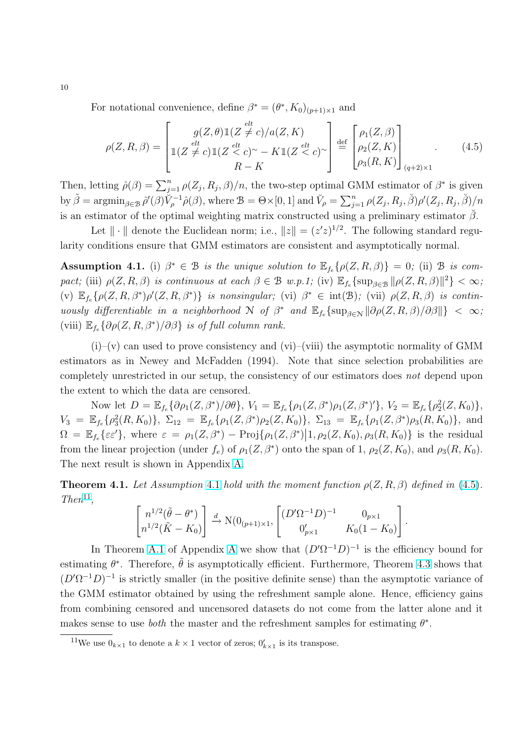For notational convenience, define $\beta^* = (\theta^*, K_0)_{(p+1)\times 1}$ and

$$\rho(Z, R, \beta) = \begin{bmatrix} g(Z,\theta)\mathbb{1}(Z \overset{elt}{\neq} c)/a(Z,K) \\ \mathbb{1}(Z \overset{elt}{\neq} c)\mathbb{1}(Z \overset{elt}{<} c)^{\sim} - K\mathbb{1}(Z \overset{elt}{<} c)^{\sim} \\ R - K \end{bmatrix} \overset{\text{def}}{=} \begin{bmatrix} \rho_1(Z,\beta) \\ \rho_2(Z,K) \\ \rho_3(R,K) \end{bmatrix}_{(q+2)\times 1}. \tag{4.5}$$

Then, letting $\hat{\rho}(\beta) = \sum_{j=1}^n \rho(Z_j, R_j, \beta)/n$, the two-step optimal GMM estimator of $\beta^*$ is given by $\tilde{\beta} = \operatorname{argmin}_{\beta \in \mathcal{B}} \hat{\rho}'(\beta)\breve{V}_\rho^{-1}\hat{\rho}(\beta)$, where $\mathcal{B} = \Theta \times [0,1]$ and $\breve{V}_\rho = \sum_{j=1}^n \rho(Z_j, R_j, \breve{\beta})\rho'(Z_j, R_j, \breve{\beta})/n$ is an estimator of the optimal weighting matrix constructed using a preliminary estimator $\breve{\beta}$.

Let $\|\cdot\|$ denote the Euclidean norm; i.e., $\|z\| = (z'z)^{1/2}$. The following standard regularity conditions ensure that GMM estimators are consistent and asymptotically normal.

**Assumption 4.1.** (i) *$\beta^* \in \mathcal{B}$ is the unique solution to $\mathbb{E}_{f_e}\{\rho(Z,R,\beta)\} = 0$;* (ii) *$\mathcal{B}$ is compact;* (iii) *$\rho(Z,R,\beta)$ is continuous at each $\beta \in \mathcal{B}$ w.p.1;* (iv) *$\mathbb{E}_{f_e}\{\sup_{\beta\in\mathcal{B}}\|\rho(Z,R,\beta)\|^2\} < \infty$;* (v) *$\mathbb{E}_{f_e}\{\rho(Z,R,\beta^*)\rho'(Z,R,\beta^*)\}$ is nonsingular;* (vi) *$\beta^* \in \operatorname{int}(\mathcal{B})$;* (vii) *$\rho(Z,R,\beta)$ is continuously differentiable in a neighborhood $\mathcal{N}$ of $\beta^*$ and $\mathbb{E}_{f_e}\{\sup_{\beta\in\mathcal{N}}\|\partial\rho(Z,R,\beta)/\partial\beta\|\} < \infty$;* (viii) *$\mathbb{E}_{f_e}\{\partial\rho(Z,R,\beta^*)/\partial\beta\}$ is of full column rank.*

(i)–(v) can used to prove consistency and (vi)–(viii) the asymptotic normality of GMM estimators as in Newey and McFadden (1994). Note that since selection probabilities are completely unrestricted in our setup, the consistency of our estimators does *not* depend upon the extent to which the data are censored.

Now let $D = \mathbb{E}_{f_e}\{\partial\rho_1(Z,\beta^*)/\partial\theta\}$, $V_1 = \mathbb{E}_{f_e}\{\rho_1(Z,\beta^*)\rho_1(Z,\beta^*)'\}$, $V_2 = \mathbb{E}_{f_e}\{\rho_2^2(Z,K_0)\}$, $V_3 = \mathbb{E}_{f_e}\{\rho_3^2(R,K_0)\}$, $\Sigma_{12} = \mathbb{E}_{f_e}\{\rho_1(Z,\beta^*)\rho_2(Z,K_0)\}$, $\Sigma_{13} = \mathbb{E}_{f_e}\{\rho_1(Z,\beta^*)\rho_3(R,K_0)\}$, and $\Omega = \mathbb{E}_{f_e}\{\varepsilon\varepsilon'\}$, where $\varepsilon = \rho_1(Z,\beta^*) - \operatorname{Proj}\{\rho_1(Z,\beta^*)\big|1, \rho_2(Z,K_0), \rho_3(R,K_0)\}$ is the residual from the linear projection (under $f_e$) of $\rho_1(Z,\beta^*)$ onto the span of 1, $\rho_2(Z,K_0)$, and $\rho_3(R,K_0)$. The next result is shown in Appendix A.

**Theorem 4.1.** *Let Assumption 4.1 hold with the moment function $\rho(Z,R,\beta)$ defined in (4.5). Then*[11],

$$\begin{bmatrix} n^{1/2}(\tilde{\theta} - \theta^*) \\ n^{1/2}(\tilde{K} - K_0) \end{bmatrix} \xrightarrow{d} \mathrm{N}(0_{(p+1)\times 1}, \begin{bmatrix} (D'\Omega^{-1}D)^{-1} & 0_{p\times 1} \\ 0'_{p\times 1} & K_0(1-K_0) \end{bmatrix}.$$

In Theorem A.1 of Appendix A we show that $(D'\Omega^{-1}D)^{-1}$ is the efficiency bound for estimating $\theta^*$. Therefore, $\tilde{\theta}$ is asymptotically efficient. Furthermore, Theorem 4.3 shows that $(D'\Omega^{-1}D)^{-1}$ is strictly smaller (in the positive definite sense) than the asymptotic variance of the GMM estimator obtained by using the refreshment sample alone. Hence, efficiency gains from combining censored and uncensored datasets do not come from the latter alone and it makes sense to use *both* the master and the refreshment samples for estimating $\theta^*$.

[11] We use $0_{k\times 1}$ to denote a $k \times 1$ vector of zeros; $0'_{k\times 1}$ is its transpose.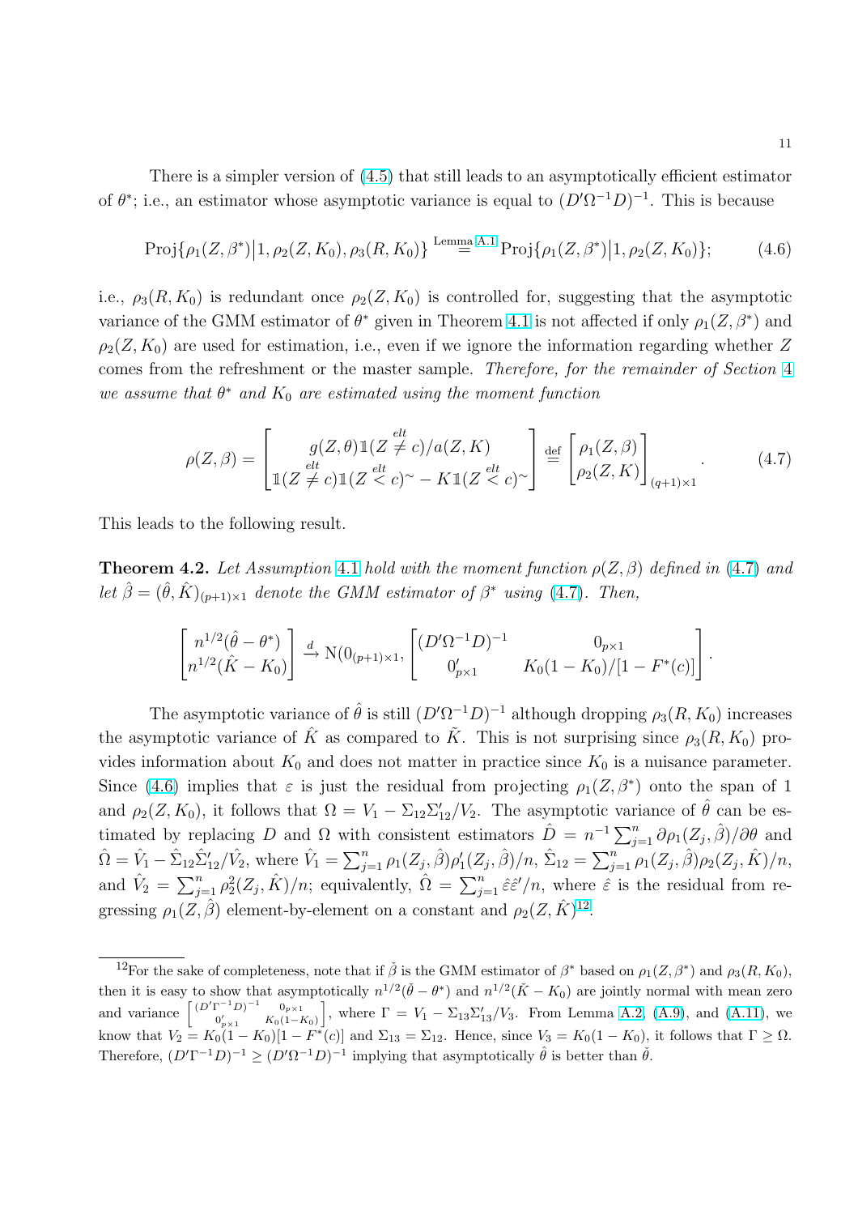There is a simpler version of (4.5) that still leads to an asymptotically efficient estimator of $\theta^*$; i.e., an estimator whose asymptotic variance is equal to $(D'\Omega^{-1}D)^{-1}$. This is because

$$\text{Proj}\{\rho_1(Z,\beta^*)\big|1,\rho_2(Z,K_0),\rho_3(R,K_0)\} \overset{\text{Lemma A.1}}{=} \text{Proj}\{\rho_1(Z,\beta^*)\big|1,\rho_2(Z,K_0)\}; \tag{4.6}$$

i.e., $\rho_3(R,K_0)$ is redundant once $\rho_2(Z,K_0)$ is controlled for, suggesting that the asymptotic variance of the GMM estimator of $\theta^*$ given in Theorem 4.1 is not affected if only $\rho_1(Z,\beta^*)$ and $\rho_2(Z,K_0)$ are used for estimation, i.e., even if we ignore the information regarding whether $Z$ comes from the refreshment or the master sample. *Therefore, for the remainder of Section 4 we assume that $\theta^*$ and $K_0$ are estimated using the moment function*

$$\rho(Z,\beta) = \begin{bmatrix} g(Z,\theta)\mathbb{1}(Z \overset{elt}{\neq} c)/a(Z,K) \\ \mathbb{1}(Z \overset{elt}{\neq} c)\mathbb{1}(Z \overset{elt}{<} c)^{\sim} - K\mathbb{1}(Z \overset{elt}{<} c)^{\sim} \end{bmatrix} \overset{\text{def}}{=} \begin{bmatrix} \rho_1(Z,\beta) \\ \rho_2(Z,K) \end{bmatrix}_{(q+1)\times 1}. \tag{4.7}$$

This leads to the following result.

**Theorem 4.2.** *Let Assumption 4.1 hold with the moment function $\rho(Z,\beta)$ defined in (4.7) and let $\hat\beta = (\hat\theta,\hat K)_{(p+1)\times 1}$ denote the GMM estimator of $\beta^*$ using (4.7). Then,*

$$\begin{bmatrix} n^{1/2}(\hat\theta - \theta^*) \\ n^{1/2}(\hat K - K_0) \end{bmatrix} \xrightarrow{d} \text{N}(0_{(p+1)\times 1}, \begin{bmatrix} (D'\Omega^{-1}D)^{-1} & 0_{p\times 1} \\ 0'_{p\times 1} & K_0(1-K_0)/[1-F^*(c)] \end{bmatrix}.$$

The asymptotic variance of $\hat\theta$ is still $(D'\Omega^{-1}D)^{-1}$ although dropping $\rho_3(R,K_0)$ increases the asymptotic variance of $\hat K$ as compared to $\tilde K$. This is not surprising since $\rho_3(R,K_0)$ provides information about $K_0$ and does not matter in practice since $K_0$ is a nuisance parameter. Since (4.6) implies that $\varepsilon$ is just the residual from projecting $\rho_1(Z,\beta^*)$ onto the span of 1 and $\rho_2(Z,K_0)$, it follows that $\Omega = V_1 - \Sigma_{12}\Sigma'_{12}/V_2$. The asymptotic variance of $\hat\theta$ can be estimated by replacing $D$ and $\Omega$ with consistent estimators $\hat D = n^{-1}\sum_{j=1}^n \partial\rho_1(Z_j,\hat\beta)/\partial\theta$ and $\hat\Omega = \hat V_1 - \hat\Sigma_{12}\hat\Sigma'_{12}/\hat V_2$, where $\hat V_1 = \sum_{j=1}^n \rho_1(Z_j,\hat\beta)\rho'_1(Z_j,\hat\beta)/n$, $\hat\Sigma_{12} = \sum_{j=1}^n \rho_1(Z_j,\hat\beta)\rho_2(Z_j,\hat K)/n$, and $\hat V_2 = \sum_{j=1}^n \rho_2^2(Z_j,\hat K)/n$; equivalently, $\hat\Omega = \sum_{j=1}^n \hat\varepsilon\hat\varepsilon'/n$, where $\hat\varepsilon$ is the residual from regressing $\rho_1(Z,\hat\beta)$ element-by-element on a constant and $\rho_2(Z,\hat K)$[12].

---

[12]For the sake of completeness, note that if $\check\beta$ is the GMM estimator of $\beta^*$ based on $\rho_1(Z,\beta^*)$ and $\rho_3(R,K_0)$, then it is easy to show that asymptotically $n^{1/2}(\check\theta - \theta^*)$ and $n^{1/2}(\check K - K_0)$ are jointly normal with mean zero and variance $\begin{bmatrix} (D'\Gamma^{-1}D)^{-1} & 0_{p\times 1} \\ 0'_{p\times 1} & K_0(1-K_0) \end{bmatrix}$, where $\Gamma = V_1 - \Sigma_{13}\Sigma'_{13}/V_3$. From Lemma A.2, (A.9), and (A.11), we know that $V_2 = K_0(1-K_0)[1-F^*(c)]$ and $\Sigma_{13} = \Sigma_{12}$. Hence, since $V_3 = K_0(1-K_0)$, it follows that $\Gamma \geq \Omega$. Therefore, $(D'\Gamma^{-1}D)^{-1} \geq (D'\Omega^{-1}D)^{-1}$ implying that asymptotically $\hat\theta$ is better than $\check\theta$.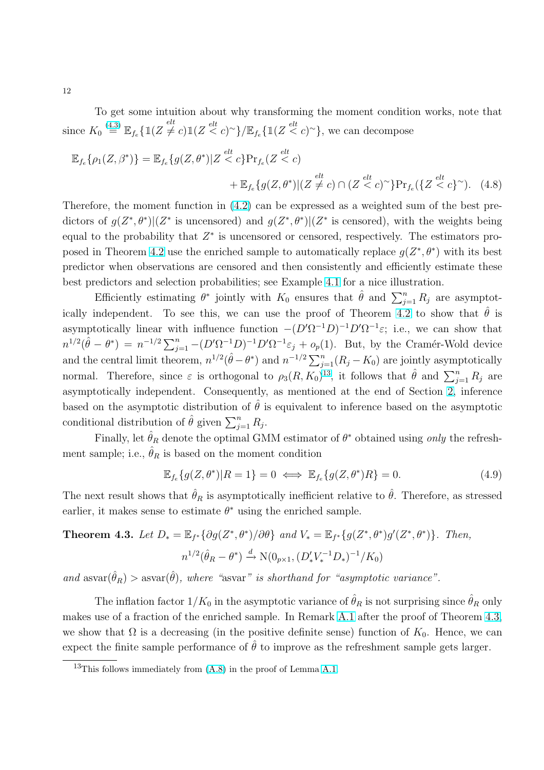To get some intuition about why transforming the moment condition works, note that since $K_0 \overset{(4.3)}{=} \mathbb{E}_{f_e}\{\mathbb{1}(Z \overset{elt}{\neq} c)\mathbb{1}(Z \overset{elt}{<} c)^{\sim}\}/\mathbb{E}_{f_e}\{\mathbb{1}(Z \overset{elt}{<} c)^{\sim}\}$, we can decompose

$$
\begin{aligned}
\mathbb{E}_{f_e}\{\rho_1(Z,\beta^*)\} = \mathbb{E}_{f_e}\{g(Z,\theta^*)|Z \overset{elt}{<} c\}\mathrm{Pr}_{f_e}(Z \overset{elt}{<} c) \\
+ \mathbb{E}_{f_e}\{g(Z,\theta^*)|(Z \overset{elt}{\neq} c) \cap (Z \overset{elt}{<} c)^{\sim}\}\mathrm{Pr}_{f_e}(\{Z \overset{elt}{<} c\}^{\sim}).
\end{aligned} \tag{4.8}
$$

Therefore, the moment function in (4.2) can be expressed as a weighted sum of the best predictors of $g(Z^*,\theta^*)|(Z^*$ is uncensored) and $g(Z^*,\theta^*)|(Z^*$ is censored), with the weights being equal to the probability that $Z^*$ is uncensored or censored, respectively. The estimators proposed in Theorem 4.2 use the enriched sample to automatically replace $g(Z^*,\theta^*)$ with its best predictor when observations are censored and then consistently and efficiently estimate these best predictors and selection probabilities; see Example 4.1 for a nice illustration.

Efficiently estimating $\theta^*$ jointly with $K_0$ ensures that $\hat{\theta}$ and $\sum_{j=1}^n R_j$ are asymptotically independent. To see this, we can use the proof of Theorem 4.2 to show that $\hat{\theta}$ is asymptotically linear with influence function $-(D'\Omega^{-1}D)^{-1}D'\Omega^{-1}\varepsilon$; i.e., we can show that $n^{1/2}(\hat{\theta}-\theta^*) = n^{-1/2}\sum_{j=1}^n -(D'\Omega^{-1}D)^{-1}D'\Omega^{-1}\varepsilon_j + o_p(1)$. But, by the Cramér-Wold device and the central limit theorem, $n^{1/2}(\hat{\theta}-\theta^*)$ and $n^{-1/2}\sum_{j=1}^n(R_j - K_0)$ are jointly asymptotically normal. Therefore, since $\varepsilon$ is orthogonal to $\rho_3(R, K_0)$[13], it follows that $\hat{\theta}$ and $\sum_{j=1}^n R_j$ are asymptotically independent. Consequently, as mentioned at the end of Section 2, inference based on the asymptotic distribution of $\hat{\theta}$ is equivalent to inference based on the asymptotic conditional distribution of $\hat{\theta}$ given $\sum_{j=1}^n R_j$.

Finally, let $\hat{\theta}_R$ denote the optimal GMM estimator of $\theta^*$ obtained using *only* the refreshment sample; i.e., $\hat{\theta}_R$ is based on the moment condition

$$
\mathbb{E}_{f_e}\{g(Z,\theta^*)|R=1\} = 0 \iff \mathbb{E}_{f_e}\{g(Z,\theta^*)R\} = 0. \tag{4.9}
$$

The next result shows that $\hat{\theta}_R$ is asymptotically inefficient relative to $\hat{\theta}$. Therefore, as stressed earlier, it makes sense to estimate $\theta^*$ using the enriched sample.

**Theorem 4.3.** *Let $D_* = \mathbb{E}_{f^*}\{\partial g(Z^*,\theta^*)/\partial\theta\}$ and $V_* = \mathbb{E}_{f^*}\{g(Z^*,\theta^*)g'(Z^*,\theta^*)\}$. Then,*

$$
n^{1/2}(\hat{\theta}_R - \theta^*) \xrightarrow{d} \mathrm{N}(0_{p\times 1}, (D_*'V_*^{-1}D_*)^{-1}/K_0)
$$

*and* $\mathrm{asvar}(\hat{\theta}_R) > \mathrm{asvar}(\hat{\theta})$*, where "*asvar*" is shorthand for "asymptotic variance".*

The inflation factor $1/K_0$ in the asymptotic variance of $\hat{\theta}_R$ is not surprising since $\hat{\theta}_R$ only makes use of a fraction of the enriched sample. In Remark A.1 after the proof of Theorem 4.3, we show that $\Omega$ is a decreasing (in the positive definite sense) function of $K_0$. Hence, we can expect the finite sample performance of $\hat{\theta}$ to improve as the refreshment sample gets larger.

[13] This follows immediately from (A.8) in the proof of Lemma A.1.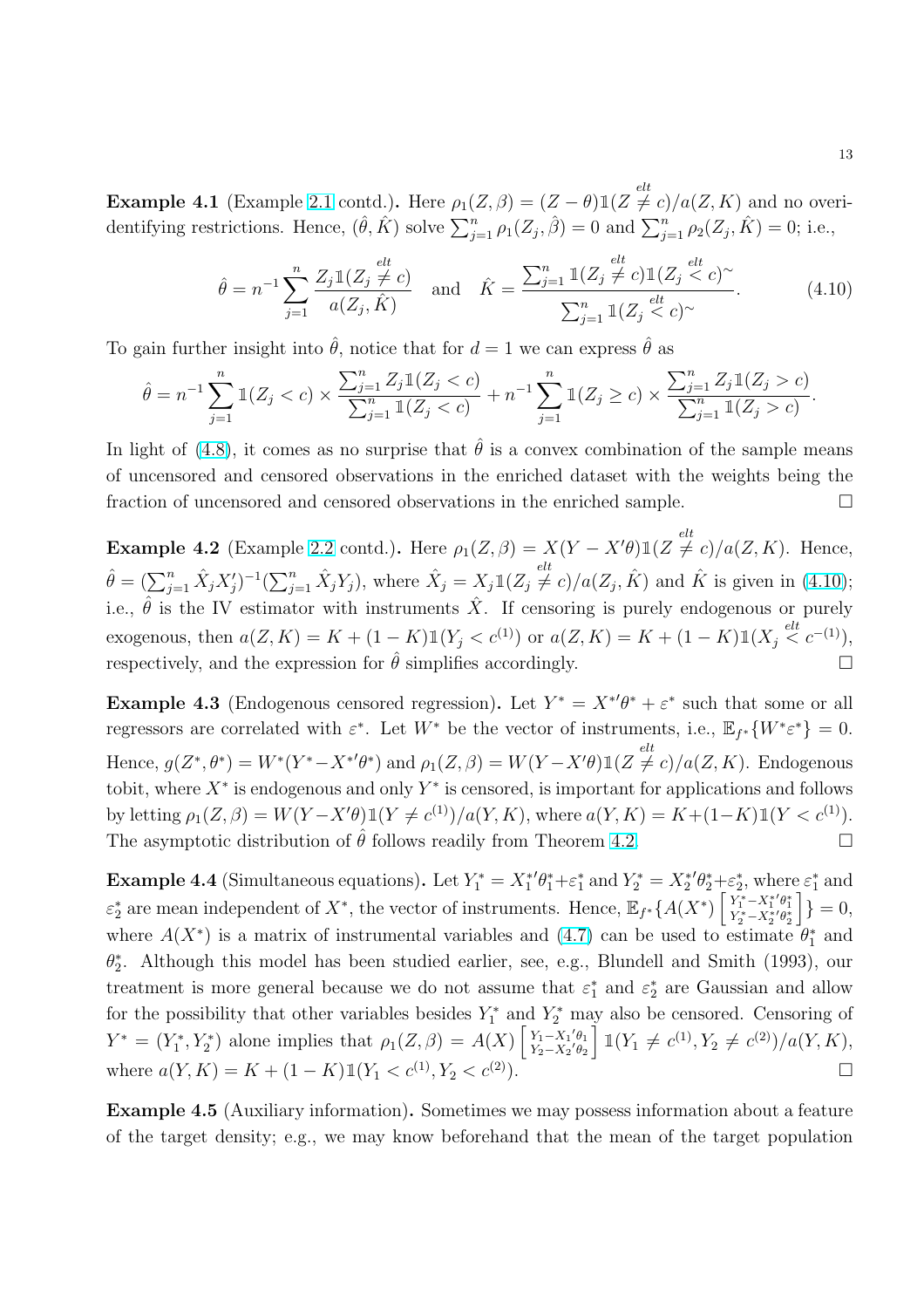**Example 4.1** (Example 2.1 contd.). Here $\rho_1(Z,\beta) = (Z-\theta)\mathbb{1}(Z \overset{elt}{\neq} c)/a(Z,K)$ and no overidentifying restrictions. Hence, $(\hat\theta,\hat K)$ solve $\sum_{j=1}^n \rho_1(Z_j,\hat\beta) = 0$ and $\sum_{j=1}^n \rho_2(Z_j,\hat K) = 0$; i.e.,

$$\hat\theta = n^{-1}\sum_{j=1}^n \frac{Z_j \mathbb{1}(Z_j \overset{elt}{\neq} c)}{a(Z_j,\hat K)} \quad \text{and} \quad \hat K = \frac{\sum_{j=1}^n \mathbb{1}(Z_j \overset{elt}{\neq} c)\mathbb{1}(Z_j \overset{elt}{<} c)^{\sim}}{\sum_{j=1}^n \mathbb{1}(Z_j \overset{elt}{<} c)^{\sim}}. \tag{4.10}$$

To gain further insight into $\hat\theta$, notice that for $d=1$ we can express $\hat\theta$ as

$$\hat\theta = n^{-1}\sum_{j=1}^n \mathbb{1}(Z_j < c) \times \frac{\sum_{j=1}^n Z_j\mathbb{1}(Z_j < c)}{\sum_{j=1}^n \mathbb{1}(Z_j < c)} + n^{-1}\sum_{j=1}^n \mathbb{1}(Z_j \geq c) \times \frac{\sum_{j=1}^n Z_j\mathbb{1}(Z_j > c)}{\sum_{j=1}^n \mathbb{1}(Z_j > c)}.$$

In light of (4.8), it comes as no surprise that $\hat\theta$ is a convex combination of the sample means of uncensored and censored observations in the enriched dataset with the weights being the fraction of uncensored and censored observations in the enriched sample. □

**Example 4.2** (Example 2.2 contd.). Here $\rho_1(Z,\beta) = X(Y - X'\theta)\mathbb{1}(Z \overset{elt}{\neq} c)/a(Z,K)$. Hence, $\hat\theta = (\sum_{j=1}^n \hat X_j X_j')^{-1}(\sum_{j=1}^n \hat X_j Y_j)$, where $\hat X_j = X_j \mathbb{1}(Z_j \overset{elt}{\neq} c)/a(Z_j,\hat K)$ and $\hat K$ is given in (4.10); i.e., $\hat\theta$ is the IV estimator with instruments $\hat X$. If censoring is purely endogenous or purely exogenous, then $a(Z,K) = K + (1-K)\mathbb{1}(Y_j < c^{(1)})$ or $a(Z,K) = K + (1-K)\mathbb{1}(X_j \overset{elt}{<} c^{-(1)})$, respectively, and the expression for $\hat\theta$ simplifies accordingly. □

**Example 4.3** (Endogenous censored regression). Let $Y^* = X^{*\prime}\theta^* + \varepsilon^*$ such that some or all regressors are correlated with $\varepsilon^*$. Let $W^*$ be the vector of instruments, i.e., $\mathbb{E}_{f^*}\{W^*\varepsilon^*\} = 0$. Hence, $g(Z^*,\theta^*) = W^*(Y^* - X^{*\prime}\theta^*)$ and $\rho_1(Z,\beta) = W(Y - X'\theta)\mathbb{1}(Z \overset{elt}{\neq} c)/a(Z,K)$. Endogenous tobit, where $X^*$ is endogenous and only $Y^*$ is censored, is important for applications and follows by letting $\rho_1(Z,\beta) = W(Y - X'\theta)\mathbb{1}(Y \neq c^{(1)})/a(Y,K)$, where $a(Y,K) = K + (1-K)\mathbb{1}(Y < c^{(1)})$. The asymptotic distribution of $\hat\theta$ follows readily from Theorem 4.2. □

**Example 4.4** (Simultaneous equations). Let $Y_1^* = X_1^{*\prime}\theta_1^* + \varepsilon_1^*$ and $Y_2^* = X_2^{*\prime}\theta_2^* + \varepsilon_2^*$, where $\varepsilon_1^*$ and $\varepsilon_2^*$ are mean independent of $X^*$, the vector of instruments. Hence, $\mathbb{E}_{f^*}\{A(X^*)\left[\begin{smallmatrix} Y_1^* - X_1^{*\prime}\theta_1^* \\ Y_2^* - X_2^{*\prime}\theta_2^* \end{smallmatrix}\right]\} = 0$, where $A(X^*)$ is a matrix of instrumental variables and (4.7) can be used to estimate $\theta_1^*$ and $\theta_2^*$. Although this model has been studied earlier, see, e.g., Blundell and Smith (1993), our treatment is more general because we do not assume that $\varepsilon_1^*$ and $\varepsilon_2^*$ are Gaussian and allow for the possibility that other variables besides $Y_1^*$ and $Y_2^*$ may also be censored. Censoring of $Y^* = (Y_1^*, Y_2^*)$ alone implies that $\rho_1(Z,\beta) = A(X)\left[\begin{smallmatrix} Y_1 - X_1'\theta_1 \\ Y_2 - X_2'\theta_2 \end{smallmatrix}\right]\mathbb{1}(Y_1 \neq c^{(1)}, Y_2 \neq c^{(2)})/a(Y,K)$, where $a(Y,K) = K + (1-K)\mathbb{1}(Y_1 < c^{(1)}, Y_2 < c^{(2)})$. □

**Example 4.5** (Auxiliary information). Sometimes we may possess information about a feature of the target density; e.g., we may know beforehand that the mean of the target population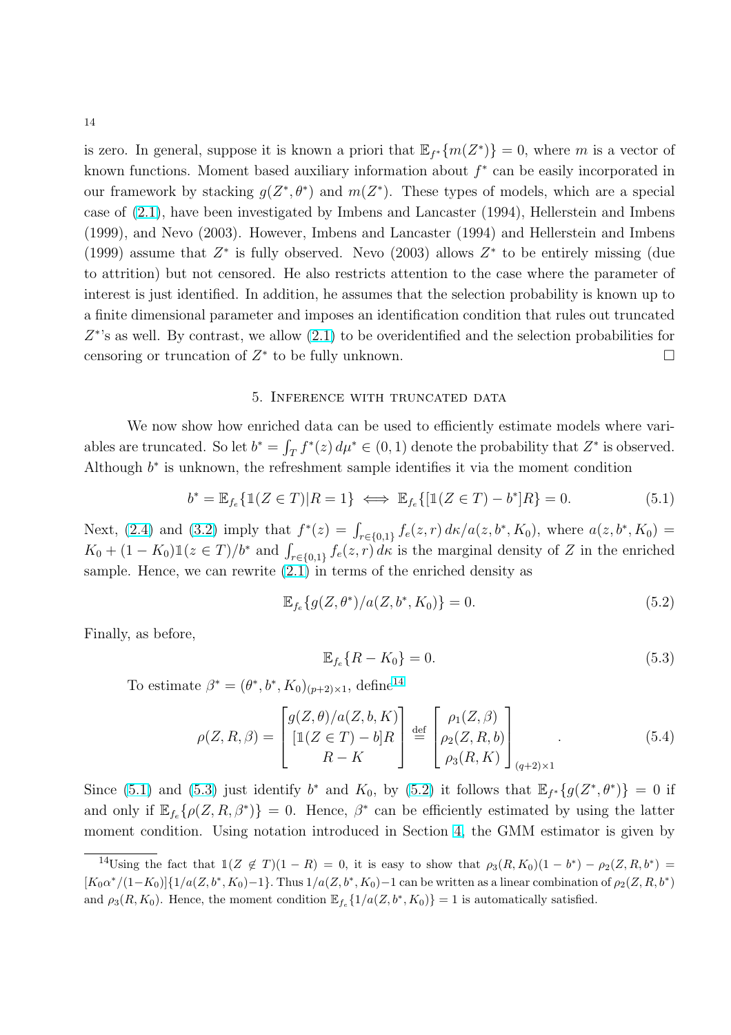is zero. In general, suppose it is known a priori that $\mathbb{E}_{f^*}\{m(Z^*)\} = 0$, where $m$ is a vector of known functions. Moment based auxiliary information about $f^*$ can be easily incorporated in our framework by stacking $g(Z^*, \theta^*)$ and $m(Z^*)$. These types of models, which are a special case of (2.1), have been investigated by Imbens and Lancaster (1994), Hellerstein and Imbens (1999), and Nevo (2003). However, Imbens and Lancaster (1994) and Hellerstein and Imbens (1999) assume that $Z^*$ is fully observed. Nevo (2003) allows $Z^*$ to be entirely missing (due to attrition) but not censored. He also restricts attention to the case where the parameter of interest is just identified. In addition, he assumes that the selection probability is known up to a finite dimensional parameter and imposes an identification condition that rules out truncated $Z^*$'s as well. By contrast, we allow (2.1) to be overidentified and the selection probabilities for censoring or truncation of $Z^*$ to be fully unknown. $\square$

## 5. Inference with truncated data

We now show how enriched data can be used to efficiently estimate models where variables are truncated. So let $b^* = \int_T f^*(z)\, d\mu^* \in (0,1)$ denote the probability that $Z^*$ is observed. Although $b^*$ is unknown, the refreshment sample identifies it via the moment condition

$$b^* = \mathbb{E}_{f_e}\{\mathbb{1}(Z \in T)|R = 1\} \iff \mathbb{E}_{f_e}\{[\mathbb{1}(Z \in T) - b^*]R\} = 0. \tag{5.1}$$

Next, (2.4) and (3.2) imply that $f^*(z) = \int_{r\in\{0,1\}} f_e(z,r)\, d\kappa / a(z, b^*, K_0)$, where $a(z, b^*, K_0) = K_0 + (1 - K_0)\mathbb{1}(z \in T)/b^*$ and $\int_{r\in\{0,1\}} f_e(z,r)\, d\kappa$ is the marginal density of $Z$ in the enriched sample. Hence, we can rewrite (2.1) in terms of the enriched density as

$$\mathbb{E}_{f_e}\{g(Z, \theta^*)/a(Z, b^*, K_0)\} = 0. \tag{5.2}$$

Finally, as before,

$$\mathbb{E}_{f_e}\{R - K_0\} = 0. \tag{5.3}$$

To estimate $\beta^* = (\theta^*, b^*, K_0)_{(p+2)\times 1}$, define[14]

$$\rho(Z, R, \beta) = \begin{bmatrix} g(Z,\theta)/a(Z,b,K) \\ [\mathbb{1}(Z \in T) - b]R \\ R - K \end{bmatrix} \stackrel{\text{def}}{=} \begin{bmatrix} \rho_1(Z,\beta) \\ \rho_2(Z,R,b) \\ \rho_3(R,K) \end{bmatrix}_{(q+2)\times 1}. \tag{5.4}$$

Since (5.1) and (5.3) just identify $b^*$ and $K_0$, by (5.2) it follows that $\mathbb{E}_{f^*}\{g(Z^*, \theta^*)\} = 0$ if and only if $\mathbb{E}_{f_e}\{\rho(Z, R, \beta^*)\} = 0$. Hence, $\beta^*$ can be efficiently estimated by using the latter moment condition. Using notation introduced in Section 4, the GMM estimator is given by

---

[14] Using the fact that $\mathbb{1}(Z \notin T)(1 - R) = 0$, it is easy to show that $\rho_3(R, K_0)(1 - b^*) - \rho_2(Z, R, b^*) = [K_0\alpha^*/(1-K_0)]\{1/a(Z, b^*, K_0) - 1\}$. Thus $1/a(Z, b^*, K_0) - 1$ can be written as a linear combination of $\rho_2(Z, R, b^*)$ and $\rho_3(R, K_0)$. Hence, the moment condition $\mathbb{E}_{f_e}\{1/a(Z, b^*, K_0)\} = 1$ is automatically satisfied.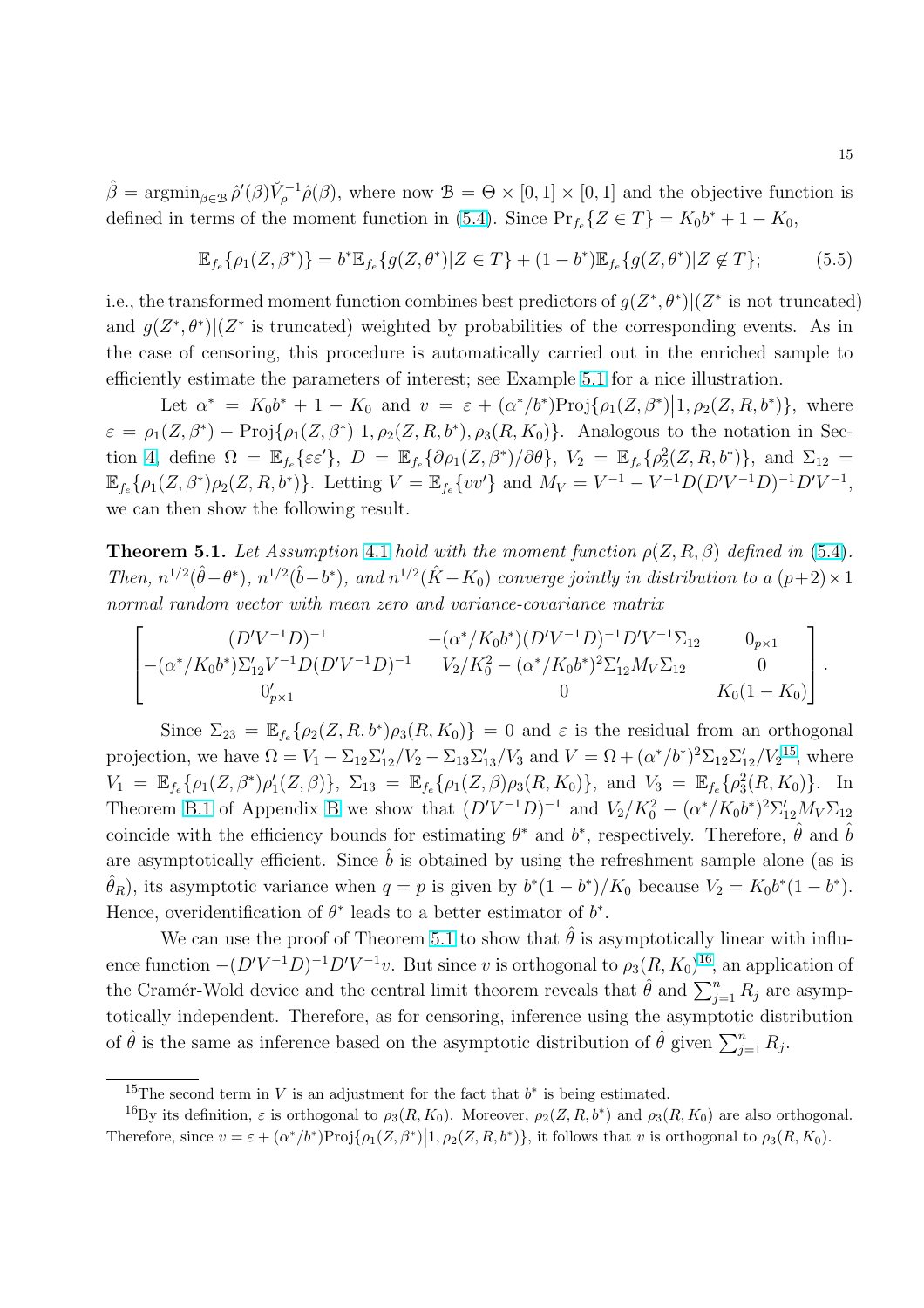$\hat{\beta} = \text{argmin}_{\beta \in \mathcal{B}} \hat{\rho}'(\beta)\breve{V}_\rho^{-1}\hat{\rho}(\beta)$, where now $\mathcal{B} = \Theta \times [0,1] \times [0,1]$ and the objective function is defined in terms of the moment function in (5.4). Since $\Pr_{f_e}\{Z \in T\} = K_0 b^* + 1 - K_0$,

$$\mathbb{E}_{f_e}\{\rho_1(Z, \beta^*)\} = b^* \mathbb{E}_{f_e}\{g(Z, \theta^*)|Z \in T\} + (1 - b^*)\mathbb{E}_{f_e}\{g(Z, \theta^*)|Z \notin T\}; \tag{5.5}$$

i.e., the transformed moment function combines best predictors of $g(Z^*, \theta^*)|(Z^*$ is not truncated) and $g(Z^*, \theta^*)|(Z^*$ is truncated) weighted by probabilities of the corresponding events. As in the case of censoring, this procedure is automatically carried out in the enriched sample to efficiently estimate the parameters of interest; see Example 5.1 for a nice illustration.

Let $\alpha^* = K_0 b^* + 1 - K_0$ and $v = \varepsilon + (\alpha^*/b^*)\text{Proj}\{\rho_1(Z, \beta^*)\big|1, \rho_2(Z, R, b^*)\}$, where $\varepsilon = \rho_1(Z, \beta^*) - \text{Proj}\{\rho_1(Z, \beta^*)\big|1, \rho_2(Z, R, b^*), \rho_3(R, K_0)\}$. Analogous to the notation in Section 4, define $\Omega = \mathbb{E}_{f_e}\{\varepsilon\varepsilon'\}$, $D = \mathbb{E}_{f_e}\{\partial\rho_1(Z, \beta^*)/\partial\theta\}$, $V_2 = \mathbb{E}_{f_e}\{\rho_2^2(Z, R, b^*)\}$, and $\Sigma_{12} = \mathbb{E}_{f_e}\{\rho_1(Z, \beta^*)\rho_2(Z, R, b^*)\}$. Letting $V = \mathbb{E}_{f_e}\{vv'\}$ and $M_V = V^{-1} - V^{-1}D(D'V^{-1}D)^{-1}D'V^{-1}$, we can then show the following result.

**Theorem 5.1.** *Let Assumption 4.1 hold with the moment function $\rho(Z, R, \beta)$ defined in (5.4). Then, $n^{1/2}(\hat{\theta} - \theta^*)$, $n^{1/2}(\hat{b} - b^*)$, and $n^{1/2}(\hat{K} - K_0)$ converge jointly in distribution to a $(p+2) \times 1$ normal random vector with mean zero and variance-covariance matrix*

$$\begin{bmatrix} (D'V^{-1}D)^{-1} & -(\alpha^*/K_0 b^*)(D'V^{-1}D)^{-1}D'V^{-1}\Sigma_{12} & 0_{p\times 1} \\ -(\alpha^*/K_0 b^*)\Sigma_{12}'V^{-1}D(D'V^{-1}D)^{-1} & V_2/K_0^2 - (\alpha^*/K_0 b^*)^2\Sigma_{12}'M_V\Sigma_{12} & 0 \\ 0_{p\times 1}' & 0 & K_0(1-K_0) \end{bmatrix}.$$

Since $\Sigma_{23} = \mathbb{E}_{f_e}\{\rho_2(Z, R, b^*)\rho_3(R, K_0)\} = 0$ and $\varepsilon$ is the residual from an orthogonal projection, we have $\Omega = V_1 - \Sigma_{12}\Sigma_{12}'/V_2 - \Sigma_{13}\Sigma_{13}'/V_3$ and $V = \Omega + (\alpha^*/b^*)^2\Sigma_{12}\Sigma_{12}'/V_2$[15], where $V_1 = \mathbb{E}_{f_e}\{\rho_1(Z, \beta^*)\rho_1'(Z, \beta)\}$, $\Sigma_{13} = \mathbb{E}_{f_e}\{\rho_1(Z, \beta)\rho_3(R, K_0)\}$, and $V_3 = \mathbb{E}_{f_e}\{\rho_3^2(R, K_0)\}$. In Theorem B.1 of Appendix B we show that $(D'V^{-1}D)^{-1}$ and $V_2/K_0^2 - (\alpha^*/K_0 b^*)^2\Sigma_{12}'M_V\Sigma_{12}$ coincide with the efficiency bounds for estimating $\theta^*$ and $b^*$, respectively. Therefore, $\hat{\theta}$ and $\hat{b}$ are asymptotically efficient. Since $\hat{b}$ is obtained by using the refreshment sample alone (as is $\hat{\theta}_R$), its asymptotic variance when $q = p$ is given by $b^*(1 - b^*)/K_0$ because $V_2 = K_0 b^*(1 - b^*)$. Hence, overidentification of $\theta^*$ leads to a better estimator of $b^*$.

We can use the proof of Theorem 5.1 to show that $\hat{\theta}$ is asymptotically linear with influence function $-(D'V^{-1}D)^{-1}D'V^{-1}v$. But since $v$ is orthogonal to $\rho_3(R, K_0)$[16], an application of the Cramér-Wold device and the central limit theorem reveals that $\hat{\theta}$ and $\sum_{j=1}^n R_j$ are asymptotically independent. Therefore, as for censoring, inference using the asymptotic distribution of $\hat{\theta}$ is the same as inference based on the asymptotic distribution of $\hat{\theta}$ given $\sum_{j=1}^n R_j$.

---

[15] The second term in $V$ is an adjustment for the fact that $b^*$ is being estimated.

[16] By its definition, $\varepsilon$ is orthogonal to $\rho_3(R, K_0)$. Moreover, $\rho_2(Z, R, b^*)$ and $\rho_3(R, K_0)$ are also orthogonal. Therefore, since $v = \varepsilon + (\alpha^*/b^*)\text{Proj}\{\rho_1(Z, \beta^*)\big|1, \rho_2(Z, R, b^*)\}$, it follows that $v$ is orthogonal to $\rho_3(R, K_0)$.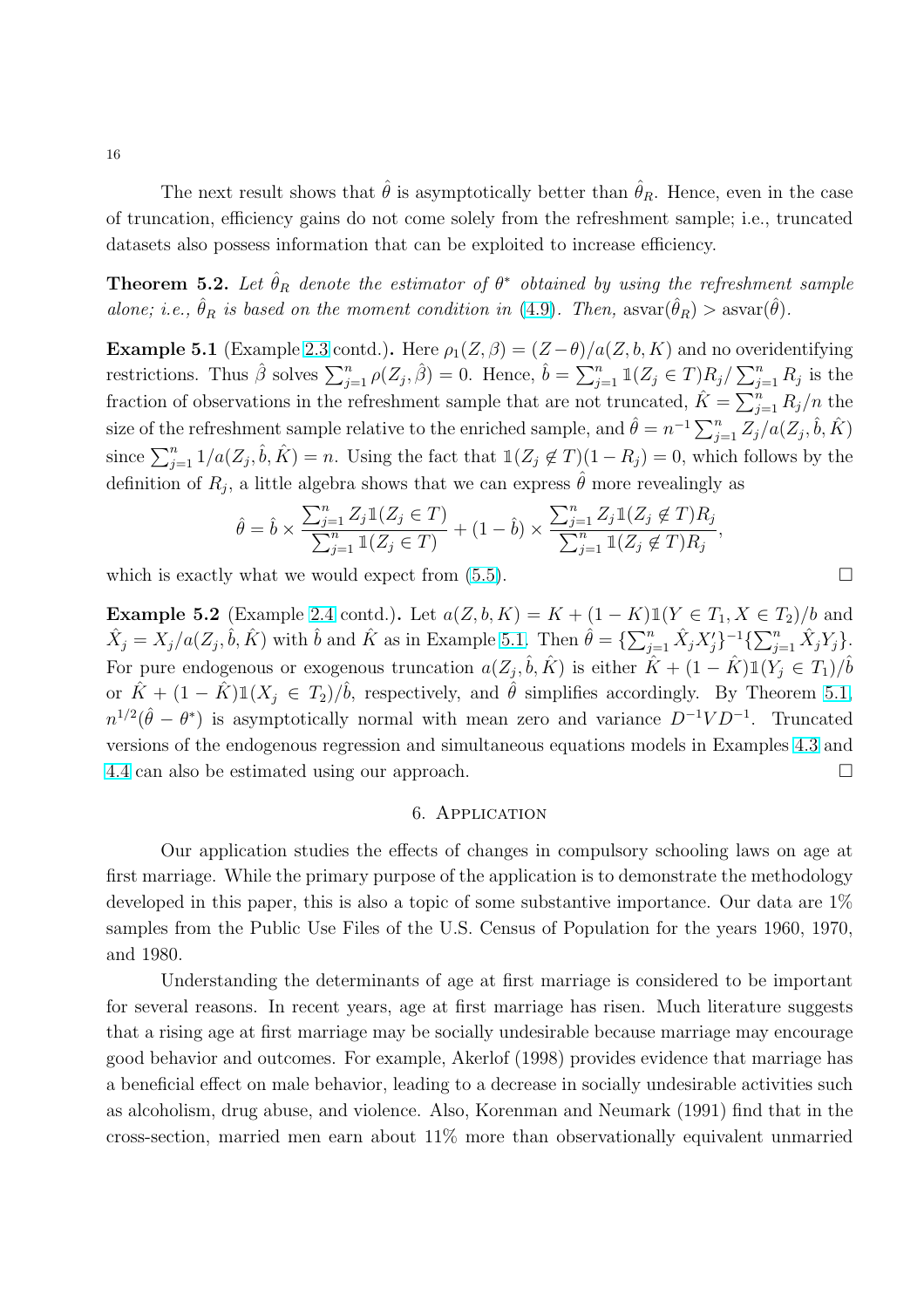The next result shows that $\hat{\theta}$ is asymptotically better than $\hat{\theta}_R$. Hence, even in the case of truncation, efficiency gains do not come solely from the refreshment sample; i.e., truncated datasets also possess information that can be exploited to increase efficiency.

**Theorem 5.2.** *Let $\hat{\theta}_R$ denote the estimator of $\theta^*$ obtained by using the refreshment sample alone; i.e., $\hat{\theta}_R$ is based on the moment condition in (4.9). Then,* $\text{asvar}(\hat{\theta}_R) > \text{asvar}(\hat{\theta})$.

**Example 5.1** (Example 2.3 contd.)**.** Here $\rho_1(Z, \beta) = (Z - \theta)/a(Z, b, K)$ and no overidentifying restrictions. Thus $\hat{\beta}$ solves $\sum_{j=1}^n \rho(Z_j, \hat{\beta}) = 0$. Hence, $\hat{b} = \sum_{j=1}^n \mathbb{1}(Z_j \in T) R_j / \sum_{j=1}^n R_j$ is the fraction of observations in the refreshment sample that are not truncated, $\hat{K} = \sum_{j=1}^n R_j / n$ the size of the refreshment sample relative to the enriched sample, and $\hat{\theta} = n^{-1} \sum_{j=1}^n Z_j / a(Z_j, \hat{b}, \hat{K})$ since $\sum_{j=1}^n 1/a(Z_j, \hat{b}, \hat{K}) = n$. Using the fact that $\mathbb{1}(Z_j \notin T)(1 - R_j) = 0$, which follows by the definition of $R_j$, a little algebra shows that we can express $\hat{\theta}$ more revealingly as

$$\hat{\theta} = \hat{b} \times \frac{\sum_{j=1}^n Z_j \mathbb{1}(Z_j \in T)}{\sum_{j=1}^n \mathbb{1}(Z_j \in T)} + (1 - \hat{b}) \times \frac{\sum_{j=1}^n Z_j \mathbb{1}(Z_j \notin T) R_j}{\sum_{j=1}^n \mathbb{1}(Z_j \notin T) R_j},$$

which is exactly what we would expect from (5.5). □

**Example 5.2** (Example 2.4 contd.)**.** Let $a(Z, b, K) = K + (1 - K)\mathbb{1}(Y \in T_1, X \in T_2)/b$ and $\hat{X}_j = X_j / a(Z_j, \hat{b}, \hat{K})$ with $\hat{b}$ and $\hat{K}$ as in Example 5.1. Then $\hat{\theta} = \{\sum_{j=1}^n \hat{X}_j X_j'\}^{-1} \{\sum_{j=1}^n \hat{X}_j Y_j\}$. For pure endogenous or exogenous truncation $a(Z_j, \hat{b}, \hat{K})$ is either $\hat{K} + (1 - \hat{K})\mathbb{1}(Y_j \in T_1)/\hat{b}$ or $\hat{K} + (1 - \hat{K})\mathbb{1}(X_j \in T_2)/\hat{b}$, respectively, and $\hat{\theta}$ simplifies accordingly. By Theorem 5.1, $n^{1/2}(\hat{\theta} - \theta^*)$ is asymptotically normal with mean zero and variance $D^{-1} V D^{-1}$. Truncated versions of the endogenous regression and simultaneous equations models in Examples 4.3 and 4.4 can also be estimated using our approach. □

## 6. Application

Our application studies the effects of changes in compulsory schooling laws on age at first marriage. While the primary purpose of the application is to demonstrate the methodology developed in this paper, this is also a topic of some substantive importance. Our data are 1% samples from the Public Use Files of the U.S. Census of Population for the years 1960, 1970, and 1980.

Understanding the determinants of age at first marriage is considered to be important for several reasons. In recent years, age at first marriage has risen. Much literature suggests that a rising age at first marriage may be socially undesirable because marriage may encourage good behavior and outcomes. For example, Akerlof (1998) provides evidence that marriage has a beneficial effect on male behavior, leading to a decrease in socially undesirable activities such as alcoholism, drug abuse, and violence. Also, Korenman and Neumark (1991) find that in the cross-section, married men earn about 11% more than observationally equivalent unmarried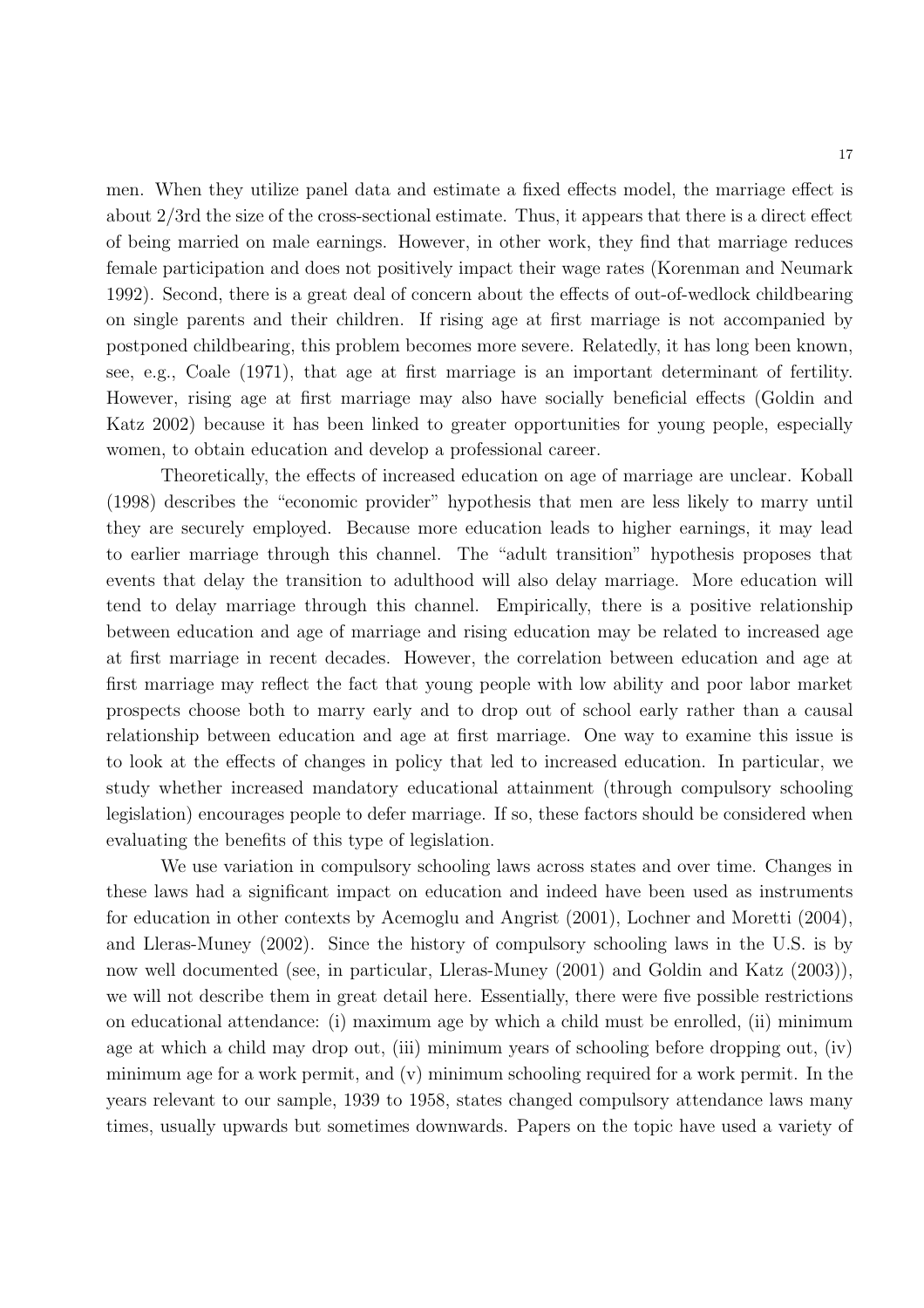men. When they utilize panel data and estimate a fixed effects model, the marriage effect is about 2/3rd the size of the cross-sectional estimate. Thus, it appears that there is a direct effect of being married on male earnings. However, in other work, they find that marriage reduces female participation and does not positively impact their wage rates (Korenman and Neumark 1992). Second, there is a great deal of concern about the effects of out-of-wedlock childbearing on single parents and their children. If rising age at first marriage is not accompanied by postponed childbearing, this problem becomes more severe. Relatedly, it has long been known, see, e.g., Coale (1971), that age at first marriage is an important determinant of fertility. However, rising age at first marriage may also have socially beneficial effects (Goldin and Katz 2002) because it has been linked to greater opportunities for young people, especially women, to obtain education and develop a professional career.

Theoretically, the effects of increased education on age of marriage are unclear. Koball (1998) describes the "economic provider" hypothesis that men are less likely to marry until they are securely employed. Because more education leads to higher earnings, it may lead to earlier marriage through this channel. The "adult transition" hypothesis proposes that events that delay the transition to adulthood will also delay marriage. More education will tend to delay marriage through this channel. Empirically, there is a positive relationship between education and age of marriage and rising education may be related to increased age at first marriage in recent decades. However, the correlation between education and age at first marriage may reflect the fact that young people with low ability and poor labor market prospects choose both to marry early and to drop out of school early rather than a causal relationship between education and age at first marriage. One way to examine this issue is to look at the effects of changes in policy that led to increased education. In particular, we study whether increased mandatory educational attainment (through compulsory schooling legislation) encourages people to defer marriage. If so, these factors should be considered when evaluating the benefits of this type of legislation.

We use variation in compulsory schooling laws across states and over time. Changes in these laws had a significant impact on education and indeed have been used as instruments for education in other contexts by Acemoglu and Angrist (2001), Lochner and Moretti (2004), and Lleras-Muney (2002). Since the history of compulsory schooling laws in the U.S. is by now well documented (see, in particular, Lleras-Muney (2001) and Goldin and Katz (2003)), we will not describe them in great detail here. Essentially, there were five possible restrictions on educational attendance: (i) maximum age by which a child must be enrolled, (ii) minimum age at which a child may drop out, (iii) minimum years of schooling before dropping out, (iv) minimum age for a work permit, and (v) minimum schooling required for a work permit. In the years relevant to our sample, 1939 to 1958, states changed compulsory attendance laws many times, usually upwards but sometimes downwards. Papers on the topic have used a variety of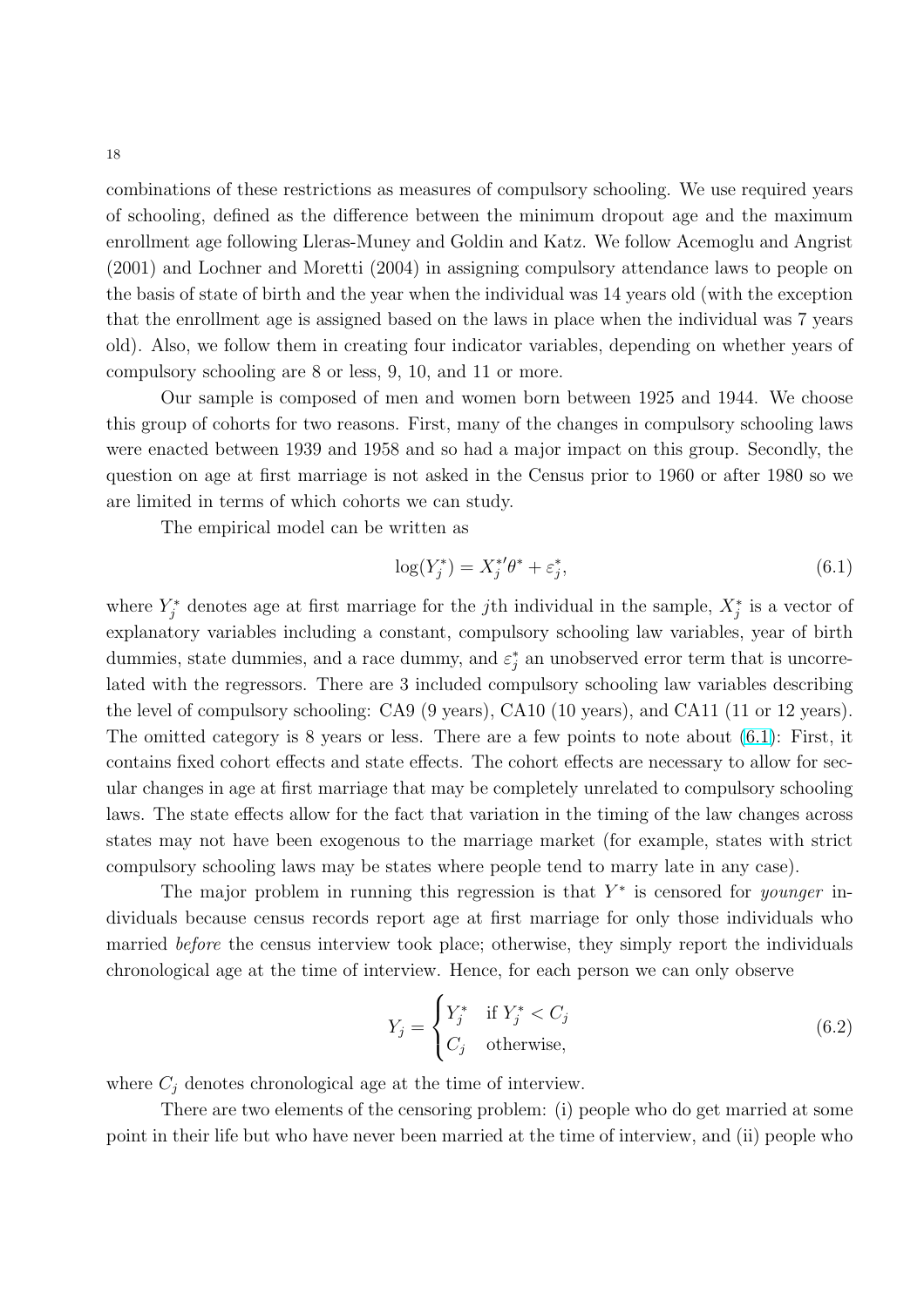combinations of these restrictions as measures of compulsory schooling. We use required years of schooling, defined as the difference between the minimum dropout age and the maximum enrollment age following Lleras-Muney and Goldin and Katz. We follow Acemoglu and Angrist (2001) and Lochner and Moretti (2004) in assigning compulsory attendance laws to people on the basis of state of birth and the year when the individual was 14 years old (with the exception that the enrollment age is assigned based on the laws in place when the individual was 7 years old). Also, we follow them in creating four indicator variables, depending on whether years of compulsory schooling are 8 or less, 9, 10, and 11 or more.

Our sample is composed of men and women born between 1925 and 1944. We choose this group of cohorts for two reasons. First, many of the changes in compulsory schooling laws were enacted between 1939 and 1958 and so had a major impact on this group. Secondly, the question on age at first marriage is not asked in the Census prior to 1960 or after 1980 so we are limited in terms of which cohorts we can study.

The empirical model can be written as

$$\log(Y_j^*) = X_j^{*\prime}\theta^* + \varepsilon_j^*, \tag{6.1}$$

where $Y_j^*$ denotes age at first marriage for the $j$th individual in the sample, $X_j^*$ is a vector of explanatory variables including a constant, compulsory schooling law variables, year of birth dummies, state dummies, and a race dummy, and $\varepsilon_j^*$ an unobserved error term that is uncorrelated with the regressors. There are 3 included compulsory schooling law variables describing the level of compulsory schooling: CA9 (9 years), CA10 (10 years), and CA11 (11 or 12 years). The omitted category is 8 years or less. There are a few points to note about (6.1): First, it contains fixed cohort effects and state effects. The cohort effects are necessary to allow for secular changes in age at first marriage that may be completely unrelated to compulsory schooling laws. The state effects allow for the fact that variation in the timing of the law changes across states may not have been exogenous to the marriage market (for example, states with strict compulsory schooling laws may be states where people tend to marry late in any case).

The major problem in running this regression is that $Y^*$ is censored for *younger* individuals because census records report age at first marriage for only those individuals who married *before* the census interview took place; otherwise, they simply report the individuals chronological age at the time of interview. Hence, for each person we can only observe

$$Y_j = \begin{cases} Y_j^* & \text{if } Y_j^* < C_j \\ C_j & \text{otherwise,} \end{cases} \tag{6.2}$$

where $C_j$ denotes chronological age at the time of interview.

There are two elements of the censoring problem: (i) people who do get married at some point in their life but who have never been married at the time of interview, and (ii) people who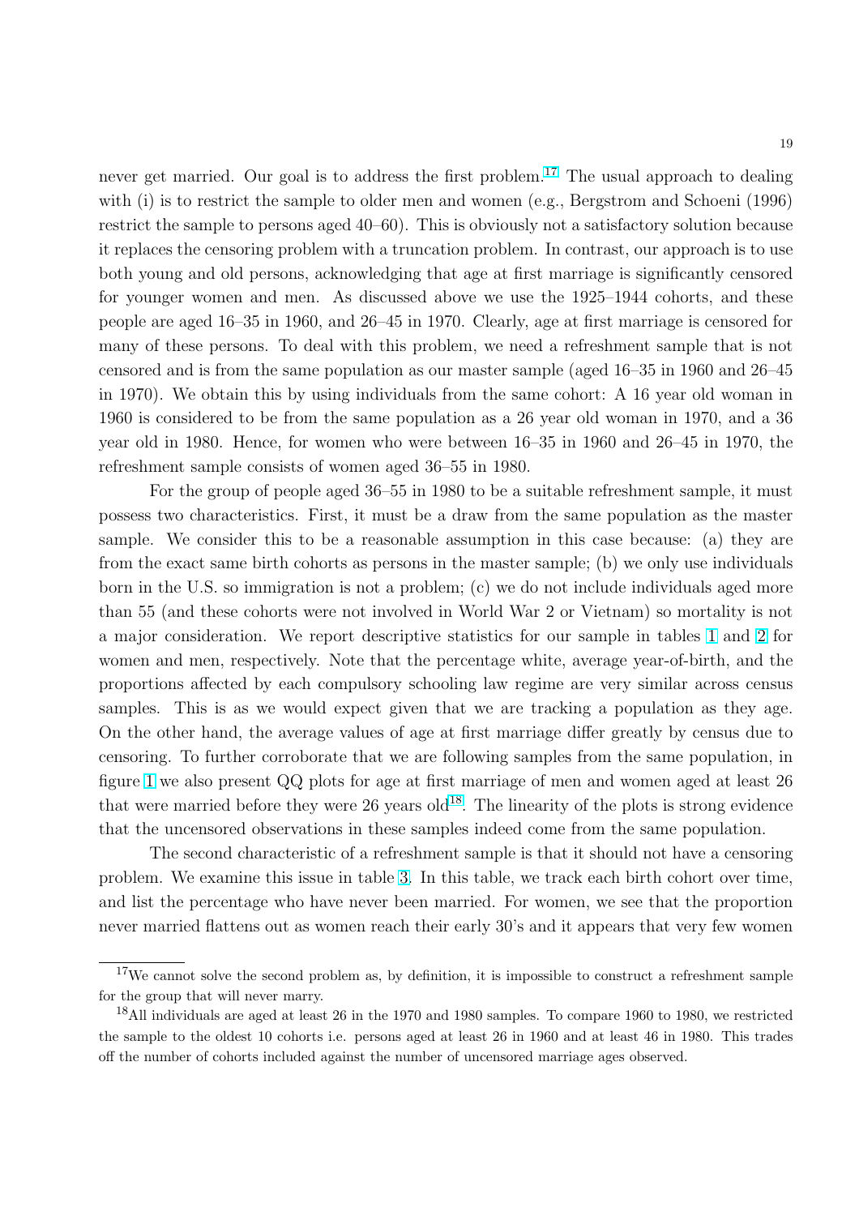never get married. Our goal is to address the first problem.[17] The usual approach to dealing with (i) is to restrict the sample to older men and women (e.g., Bergstrom and Schoeni (1996) restrict the sample to persons aged 40–60). This is obviously not a satisfactory solution because it replaces the censoring problem with a truncation problem. In contrast, our approach is to use both young and old persons, acknowledging that age at first marriage is significantly censored for younger women and men. As discussed above we use the 1925–1944 cohorts, and these people are aged 16–35 in 1960, and 26–45 in 1970. Clearly, age at first marriage is censored for many of these persons. To deal with this problem, we need a refreshment sample that is not censored and is from the same population as our master sample (aged 16–35 in 1960 and 26–45 in 1970). We obtain this by using individuals from the same cohort: A 16 year old woman in 1960 is considered to be from the same population as a 26 year old woman in 1970, and a 36 year old in 1980. Hence, for women who were between 16–35 in 1960 and 26–45 in 1970, the refreshment sample consists of women aged 36–55 in 1980.

For the group of people aged 36–55 in 1980 to be a suitable refreshment sample, it must possess two characteristics. First, it must be a draw from the same population as the master sample. We consider this to be a reasonable assumption in this case because: (a) they are from the exact same birth cohorts as persons in the master sample; (b) we only use individuals born in the U.S. so immigration is not a problem; (c) we do not include individuals aged more than 55 (and these cohorts were not involved in World War 2 or Vietnam) so mortality is not a major consideration. We report descriptive statistics for our sample in tables 1 and 2 for women and men, respectively. Note that the percentage white, average year-of-birth, and the proportions affected by each compulsory schooling law regime are very similar across census samples. This is as we would expect given that we are tracking a population as they age. On the other hand, the average values of age at first marriage differ greatly by census due to censoring. To further corroborate that we are following samples from the same population, in figure 1 we also present QQ plots for age at first marriage of men and women aged at least 26 that were married before they were 26 years old[18]. The linearity of the plots is strong evidence that the uncensored observations in these samples indeed come from the same population.

The second characteristic of a refreshment sample is that it should not have a censoring problem. We examine this issue in table 3. In this table, we track each birth cohort over time, and list the percentage who have never been married. For women, we see that the proportion never married flattens out as women reach their early 30's and it appears that very few women

[17] We cannot solve the second problem as, by definition, it is impossible to construct a refreshment sample for the group that will never marry.

[18] All individuals are aged at least 26 in the 1970 and 1980 samples. To compare 1960 to 1980, we restricted the sample to the oldest 10 cohorts i.e. persons aged at least 26 in 1960 and at least 46 in 1980. This trades off the number of cohorts included against the number of uncensored marriage ages observed.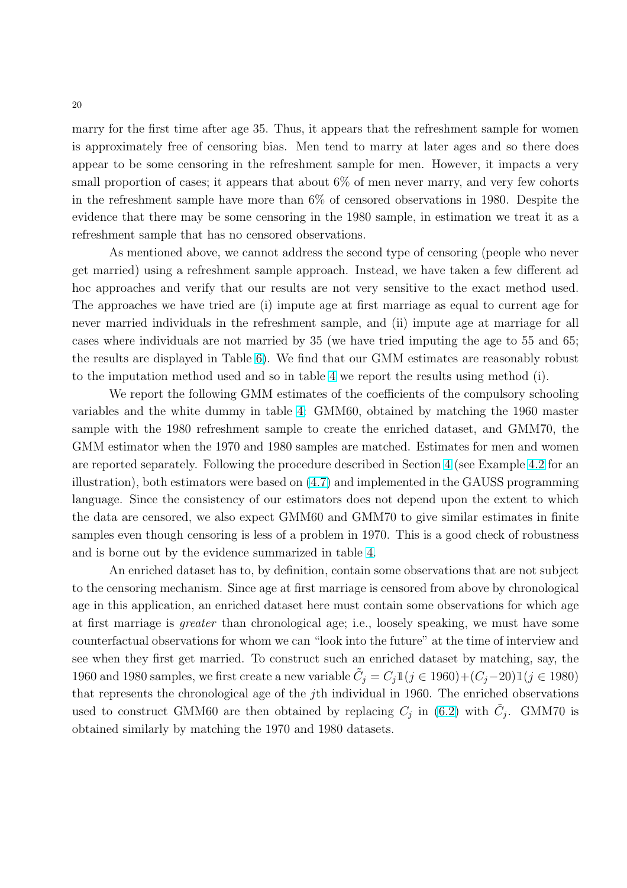marry for the first time after age 35. Thus, it appears that the refreshment sample for women is approximately free of censoring bias. Men tend to marry at later ages and so there does appear to be some censoring in the refreshment sample for men. However, it impacts a very small proportion of cases; it appears that about 6% of men never marry, and very few cohorts in the refreshment sample have more than 6% of censored observations in 1980. Despite the evidence that there may be some censoring in the 1980 sample, in estimation we treat it as a refreshment sample that has no censored observations.

As mentioned above, we cannot address the second type of censoring (people who never get married) using a refreshment sample approach. Instead, we have taken a few different ad hoc approaches and verify that our results are not very sensitive to the exact method used. The approaches we have tried are (i) impute age at first marriage as equal to current age for never married individuals in the refreshment sample, and (ii) impute age at marriage for all cases where individuals are not married by 35 (we have tried imputing the age to 55 and 65; the results are displayed in Table 6). We find that our GMM estimates are reasonably robust to the imputation method used and so in table 4 we report the results using method (i).

We report the following GMM estimates of the coefficients of the compulsory schooling variables and the white dummy in table 4: GMM60, obtained by matching the 1960 master sample with the 1980 refreshment sample to create the enriched dataset, and GMM70, the GMM estimator when the 1970 and 1980 samples are matched. Estimates for men and women are reported separately. Following the procedure described in Section 4 (see Example 4.2 for an illustration), both estimators were based on (4.7) and implemented in the GAUSS programming language. Since the consistency of our estimators does not depend upon the extent to which the data are censored, we also expect GMM60 and GMM70 to give similar estimates in finite samples even though censoring is less of a problem in 1970. This is a good check of robustness and is borne out by the evidence summarized in table 4.

An enriched dataset has to, by definition, contain some observations that are not subject to the censoring mechanism. Since age at first marriage is censored from above by chronological age in this application, an enriched dataset here must contain some observations for which age at first marriage is *greater* than chronological age; i.e., loosely speaking, we must have some counterfactual observations for whom we can "look into the future" at the time of interview and see when they first get married. To construct such an enriched dataset by matching, say, the 1960 and 1980 samples, we first create a new variable $\tilde{C}_j = C_j \mathbb{1}(j \in 1960) + (C_j - 20)\mathbb{1}(j \in 1980)$ that represents the chronological age of the $j$th individual in 1960. The enriched observations used to construct GMM60 are then obtained by replacing $C_j$ in (6.2) with $\tilde{C}_j$. GMM70 is obtained similarly by matching the 1970 and 1980 datasets.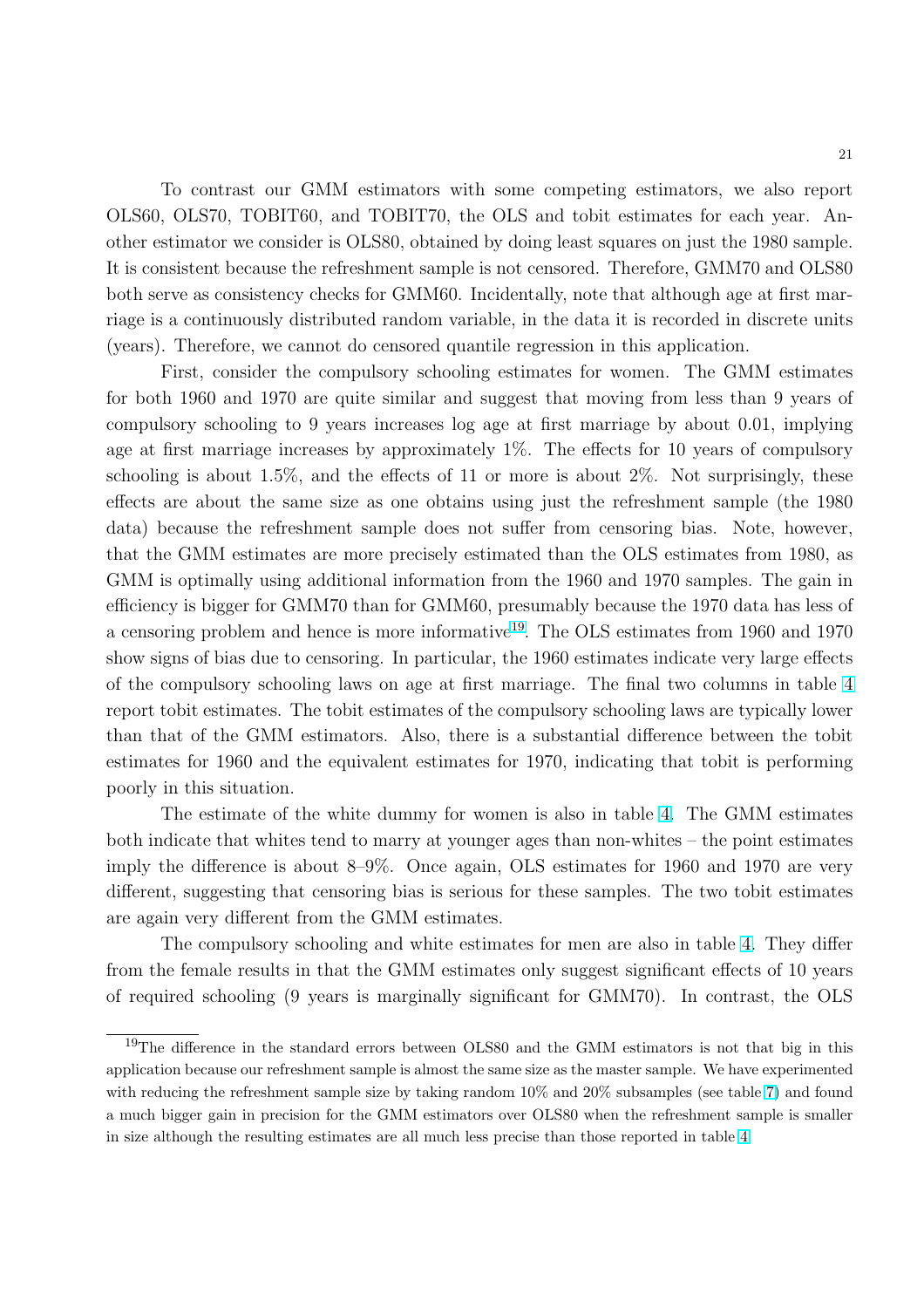To contrast our GMM estimators with some competing estimators, we also report OLS60, OLS70, TOBIT60, and TOBIT70, the OLS and tobit estimates for each year. Another estimator we consider is OLS80, obtained by doing least squares on just the 1980 sample. It is consistent because the refreshment sample is not censored. Therefore, GMM70 and OLS80 both serve as consistency checks for GMM60. Incidentally, note that although age at first marriage is a continuously distributed random variable, in the data it is recorded in discrete units (years). Therefore, we cannot do censored quantile regression in this application.

First, consider the compulsory schooling estimates for women. The GMM estimates for both 1960 and 1970 are quite similar and suggest that moving from less than 9 years of compulsory schooling to 9 years increases log age at first marriage by about 0.01, implying age at first marriage increases by approximately 1%. The effects for 10 years of compulsory schooling is about 1.5%, and the effects of 11 or more is about 2%. Not surprisingly, these effects are about the same size as one obtains using just the refreshment sample (the 1980 data) because the refreshment sample does not suffer from censoring bias. Note, however, that the GMM estimates are more precisely estimated than the OLS estimates from 1980, as GMM is optimally using additional information from the 1960 and 1970 samples. The gain in efficiency is bigger for GMM70 than for GMM60, presumably because the 1970 data has less of a censoring problem and hence is more informative[19]. The OLS estimates from 1960 and 1970 show signs of bias due to censoring. In particular, the 1960 estimates indicate very large effects of the compulsory schooling laws on age at first marriage. The final two columns in table 4 report tobit estimates. The tobit estimates of the compulsory schooling laws are typically lower than that of the GMM estimators. Also, there is a substantial difference between the tobit estimates for 1960 and the equivalent estimates for 1970, indicating that tobit is performing poorly in this situation.

The estimate of the white dummy for women is also in table 4. The GMM estimates both indicate that whites tend to marry at younger ages than non-whites – the point estimates imply the difference is about 8–9%. Once again, OLS estimates for 1960 and 1970 are very different, suggesting that censoring bias is serious for these samples. The two tobit estimates are again very different from the GMM estimates.

The compulsory schooling and white estimates for men are also in table 4. They differ from the female results in that the GMM estimates only suggest significant effects of 10 years of required schooling (9 years is marginally significant for GMM70). In contrast, the OLS

[19] The difference in the standard errors between OLS80 and the GMM estimators is not that big in this application because our refreshment sample is almost the same size as the master sample. We have experimented with reducing the refreshment sample size by taking random 10% and 20% subsamples (see table 7) and found a much bigger gain in precision for the GMM estimators over OLS80 when the refreshment sample is smaller in size although the resulting estimates are all much less precise than those reported in table 4.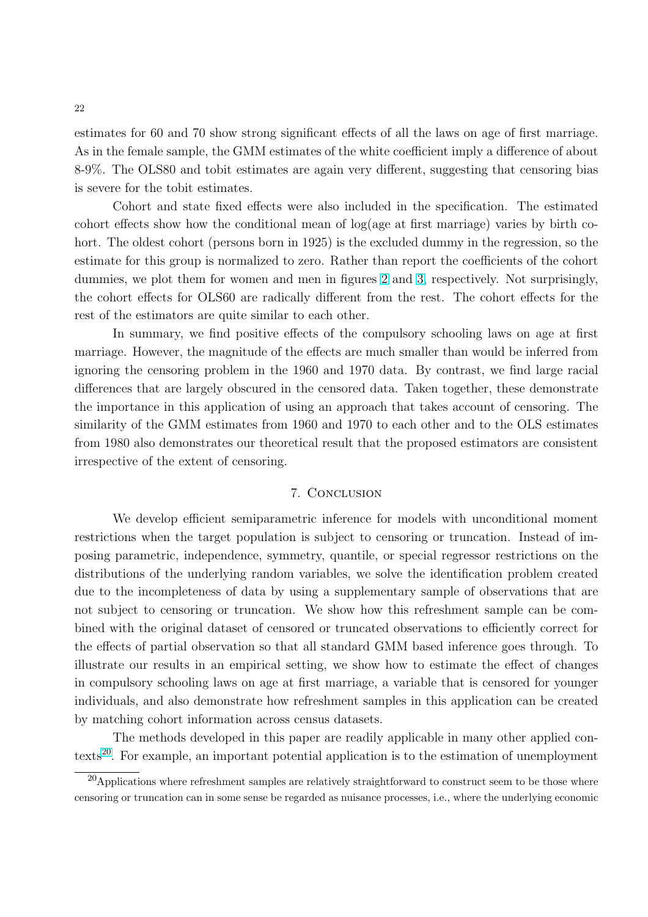estimates for 60 and 70 show strong significant effects of all the laws on age of first marriage. As in the female sample, the GMM estimates of the white coefficient imply a difference of about 8-9%. The OLS80 and tobit estimates are again very different, suggesting that censoring bias is severe for the tobit estimates.

Cohort and state fixed effects were also included in the specification. The estimated cohort effects show how the conditional mean of log(age at first marriage) varies by birth cohort. The oldest cohort (persons born in 1925) is the excluded dummy in the regression, so the estimate for this group is normalized to zero. Rather than report the coefficients of the cohort dummies, we plot them for women and men in figures 2 and 3, respectively. Not surprisingly, the cohort effects for OLS60 are radically different from the rest. The cohort effects for the rest of the estimators are quite similar to each other.

In summary, we find positive effects of the compulsory schooling laws on age at first marriage. However, the magnitude of the effects are much smaller than would be inferred from ignoring the censoring problem in the 1960 and 1970 data. By contrast, we find large racial differences that are largely obscured in the censored data. Taken together, these demonstrate the importance in this application of using an approach that takes account of censoring. The similarity of the GMM estimates from 1960 and 1970 to each other and to the OLS estimates from 1980 also demonstrates our theoretical result that the proposed estimators are consistent irrespective of the extent of censoring.

## 7. Conclusion

We develop efficient semiparametric inference for models with unconditional moment restrictions when the target population is subject to censoring or truncation. Instead of imposing parametric, independence, symmetry, quantile, or special regressor restrictions on the distributions of the underlying random variables, we solve the identification problem created due to the incompleteness of data by using a supplementary sample of observations that are not subject to censoring or truncation. We show how this refreshment sample can be combined with the original dataset of censored or truncated observations to efficiently correct for the effects of partial observation so that all standard GMM based inference goes through. To illustrate our results in an empirical setting, we show how to estimate the effect of changes in compulsory schooling laws on age at first marriage, a variable that is censored for younger individuals, and also demonstrate how refreshment samples in this application can be created by matching cohort information across census datasets.

The methods developed in this paper are readily applicable in many other applied contexts[20]. For example, an important potential application is to the estimation of unemployment

[20] Applications where refreshment samples are relatively straightforward to construct seem to be those where censoring or truncation can in some sense be regarded as nuisance processes, i.e., where the underlying economic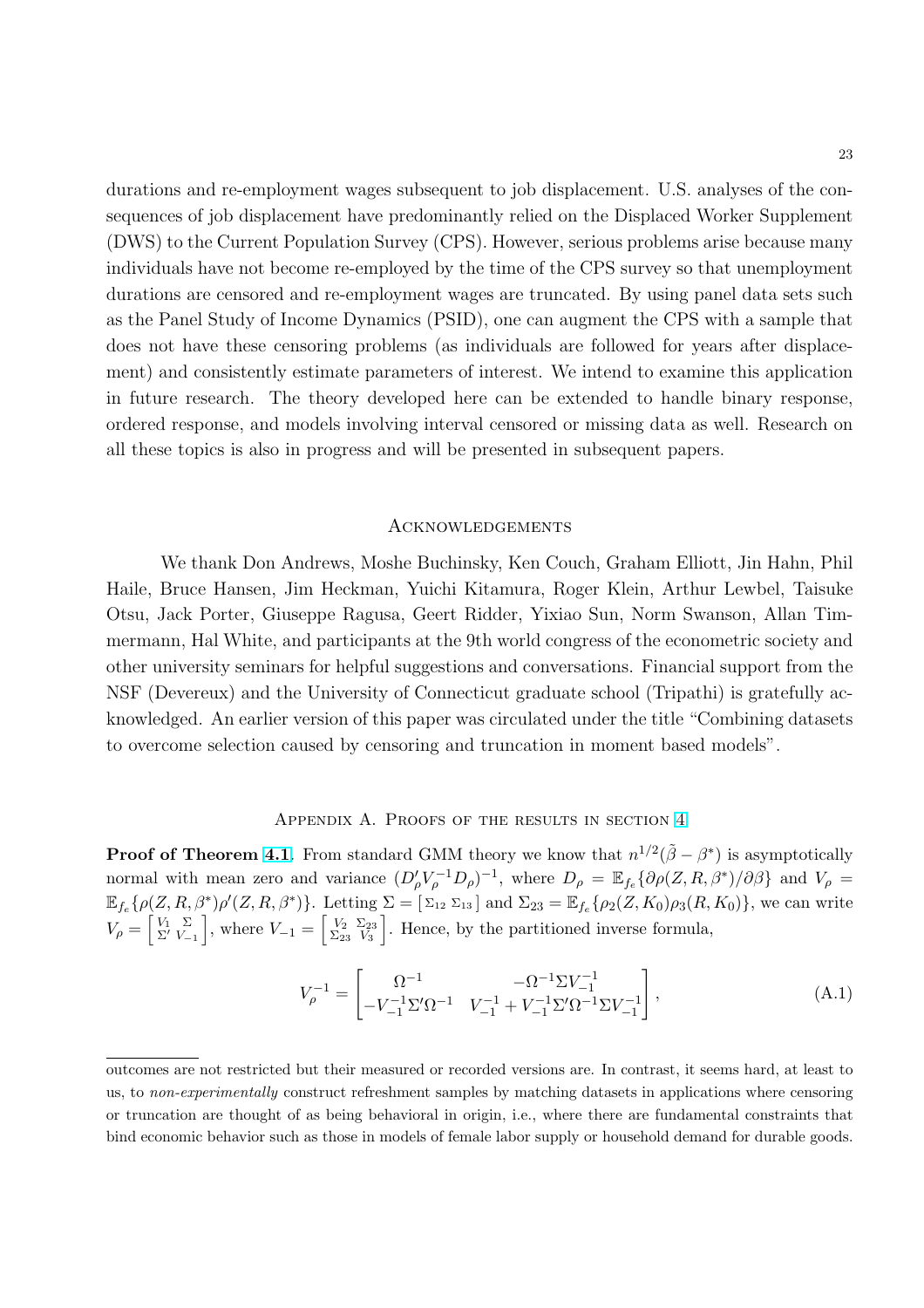durations and re-employment wages subsequent to job displacement. U.S. analyses of the consequences of job displacement have predominantly relied on the Displaced Worker Supplement (DWS) to the Current Population Survey (CPS). However, serious problems arise because many individuals have not become re-employed by the time of the CPS survey so that unemployment durations are censored and re-employment wages are truncated. By using panel data sets such as the Panel Study of Income Dynamics (PSID), one can augment the CPS with a sample that does not have these censoring problems (as individuals are followed for years after displacement) and consistently estimate parameters of interest. We intend to examine this application in future research. The theory developed here can be extended to handle binary response, ordered response, and models involving interval censored or missing data as well. Research on all these topics is also in progress and will be presented in subsequent papers.

## Acknowledgements

We thank Don Andrews, Moshe Buchinsky, Ken Couch, Graham Elliott, Jin Hahn, Phil Haile, Bruce Hansen, Jim Heckman, Yuichi Kitamura, Roger Klein, Arthur Lewbel, Taisuke Otsu, Jack Porter, Giuseppe Ragusa, Geert Ridder, Yixiao Sun, Norm Swanson, Allan Timmermann, Hal White, and participants at the 9th world congress of the econometric society and other university seminars for helpful suggestions and conversations. Financial support from the NSF (Devereux) and the University of Connecticut graduate school (Tripathi) is gratefully acknowledged. An earlier version of this paper was circulated under the title "Combining datasets to overcome selection caused by censoring and truncation in moment based models".

## Appendix A. Proofs of the results in section 4

**Proof of Theorem 4.1.** From standard GMM theory we know that $n^{1/2}(\tilde{\beta} - \beta^*)$ is asymptotically normal with mean zero and variance $(D'_\rho V_\rho^{-1} D_\rho)^{-1}$, where $D_\rho = \mathbb{E}_{f_e}\{\partial\rho(Z, R, \beta^*)/\partial\beta\}$ and $V_\rho = \mathbb{E}_{f_e}\{\rho(Z, R, \beta^*)\rho'(Z, R, \beta^*)\}$. Letting $\Sigma = \left[\begin{smallmatrix}\Sigma_{12} & \Sigma_{13}\end{smallmatrix}\right]$ and $\Sigma_{23} = \mathbb{E}_{f_e}\{\rho_2(Z, K_0)\rho_3(R, K_0)\}$, we can write $V_\rho = \left[\begin{smallmatrix} V_1 & \Sigma \\ \Sigma' & V_{-1}\end{smallmatrix}\right]$, where $V_{-1} = \left[\begin{smallmatrix} V_2 & \Sigma_{23} \\ \Sigma_{23} & V_3\end{smallmatrix}\right]$. Hence, by the partitioned inverse formula,

$$V_\rho^{-1} = \begin{bmatrix} \Omega^{-1} & -\Omega^{-1}\Sigma V_{-1}^{-1} \\ -V_{-1}^{-1}\Sigma'\Omega^{-1} & V_{-1}^{-1} + V_{-1}^{-1}\Sigma'\Omega^{-1}\Sigma V_{-1}^{-1} \end{bmatrix}, \tag{A.1}$$

---

outcomes are not restricted but their measured or recorded versions are. In contrast, it seems hard, at least to us, to *non-experimentally* construct refreshment samples by matching datasets in applications where censoring or truncation are thought of as being behavioral in origin, i.e., where there are fundamental constraints that bind economic behavior such as those in models of female labor supply or household demand for durable goods.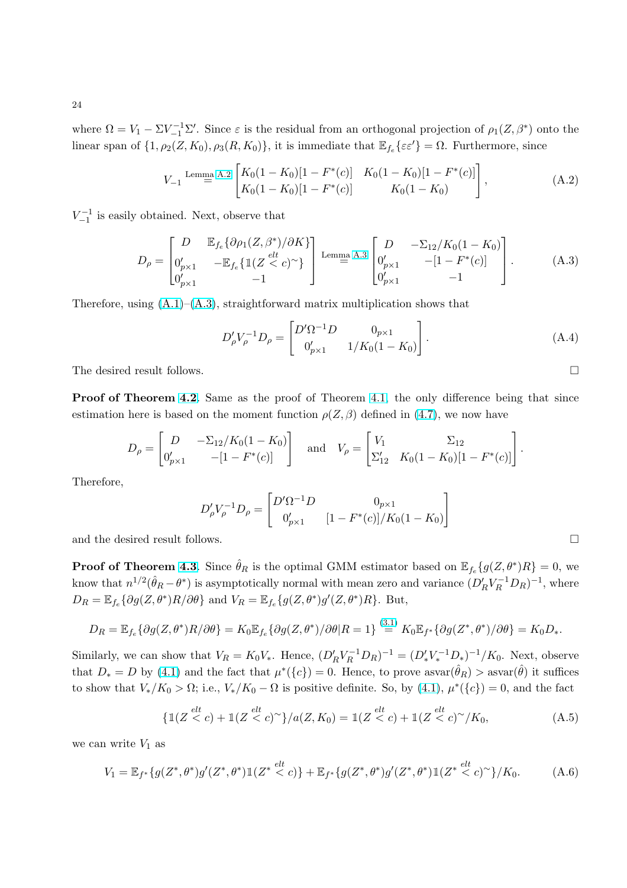where $\Omega = V_1 - \Sigma V_{-1}^{-1}\Sigma'$. Since $\varepsilon$ is the residual from an orthogonal projection of $\rho_1(Z, \beta^*)$ onto the linear span of $\{1, \rho_2(Z, K_0), \rho_3(R, K_0)\}$, it is immediate that $\mathbb{E}_{f_e}\{\varepsilon\varepsilon'\} = \Omega$. Furthermore, since

$$V_{-1} \overset{\text{Lemma A.2}}{=} \begin{bmatrix} K_0(1-K_0)[1-F^*(c)] & K_0(1-K_0)[1-F^*(c)] \\ K_0(1-K_0)[1-F^*(c)] & K_0(1-K_0) \end{bmatrix}, \tag{A.2}$$

$V_{-1}^{-1}$ is easily obtained. Next, observe that

$$D_\rho = \begin{bmatrix} D & \mathbb{E}_{f_e}\{\partial \rho_1(Z,\beta^*)/\partial K\} \\ 0'_{p\times 1} & -\mathbb{E}_{f_e}\{\mathbb{1}(Z \overset{elt}{<} c)^{\sim}\} \\ 0'_{p\times 1} & -1 \end{bmatrix} \overset{\text{Lemma A.3}}{=} \begin{bmatrix} D & -\Sigma_{12}/K_0(1-K_0) \\ 0'_{p\times 1} & -[1-F^*(c)] \\ 0'_{p\times 1} & -1 \end{bmatrix}. \tag{A.3}$$

Therefore, using (A.1)–(A.3), straightforward matrix multiplication shows that

$$D_\rho' V_\rho^{-1} D_\rho = \begin{bmatrix} D'\Omega^{-1}D & 0_{p\times 1} \\ 0'_{p\times 1} & 1/K_0(1-K_0) \end{bmatrix}. \tag{A.4}$$

The desired result follows. □

**Proof of Theorem 4.2**. Same as the proof of Theorem 4.1, the only difference being that since estimation here is based on the moment function $\rho(Z, \beta)$ defined in (4.7), we now have

$$D_\rho = \begin{bmatrix} D & -\Sigma_{12}/K_0(1-K_0) \\ 0'_{p\times 1} & -[1-F^*(c)] \end{bmatrix} \quad \text{and} \quad V_\rho = \begin{bmatrix} V_1 & \Sigma_{12} \\ \Sigma_{12}' & K_0(1-K_0)[1-F^*(c)] \end{bmatrix}.$$

Therefore,

$$D_\rho' V_\rho^{-1} D_\rho = \begin{bmatrix} D'\Omega^{-1}D & 0_{p\times 1} \\ 0'_{p\times 1} & [1-F^*(c)]/K_0(1-K_0) \end{bmatrix}$$

and the desired result follows. □

**Proof of Theorem 4.3**. Since $\hat\theta_R$ is the optimal GMM estimator based on $\mathbb{E}_{f_e}\{g(Z,\theta^*)R\} = 0$, we know that $n^{1/2}(\hat\theta_R - \theta^*)$ is asymptotically normal with mean zero and variance $(D_R' V_R^{-1} D_R)^{-1}$, where $D_R = \mathbb{E}_{f_e}\{\partial g(Z,\theta^*)R/\partial\theta\}$ and $V_R = \mathbb{E}_{f_e}\{g(Z,\theta^*)g'(Z,\theta^*)R\}$. But,

$$D_R = \mathbb{E}_{f_e}\{\partial g(Z,\theta^*)R/\partial\theta\} = K_0\mathbb{E}_{f_e}\{\partial g(Z,\theta^*)/\partial\theta | R=1\} \overset{(3.1)}{=} K_0\mathbb{E}_{f^*}\{\partial g(Z^*,\theta^*)/\partial\theta\} = K_0 D_*.$$

Similarly, we can show that $V_R = K_0 V_*$. Hence, $(D_R' V_R^{-1} D_R)^{-1} = (D_*' V_*^{-1} D_*)^{-1}/K_0$. Next, observe that $D_* = D$ by (4.1) and the fact that $\mu^*(\{c\}) = 0$. Hence, to prove $\text{asvar}(\hat\theta_R) > \text{asvar}(\hat\theta)$ it suffices to show that $V_*/K_0 > \Omega$; i.e., $V_*/K_0 - \Omega$ is positive definite. So, by (4.1), $\mu^*(\{c\}) = 0$, and the fact

$$\{\mathbb{1}(Z \overset{elt}{<} c) + \mathbb{1}(Z \overset{elt}{<} c)^{\sim}\}/a(Z, K_0) = \mathbb{1}(Z \overset{elt}{<} c) + \mathbb{1}(Z \overset{elt}{<} c)^{\sim}/K_0, \tag{A.5}$$

we can write $V_1$ as

$$V_1 = \mathbb{E}_{f^*}\{g(Z^*,\theta^*)g'(Z^*,\theta^*)\mathbb{1}(Z^* \overset{elt}{<} c)\} + \mathbb{E}_{f^*}\{g(Z^*,\theta^*)g'(Z^*,\theta^*)\mathbb{1}(Z^* \overset{elt}{<} c)^{\sim}\}/K_0. \tag{A.6}$$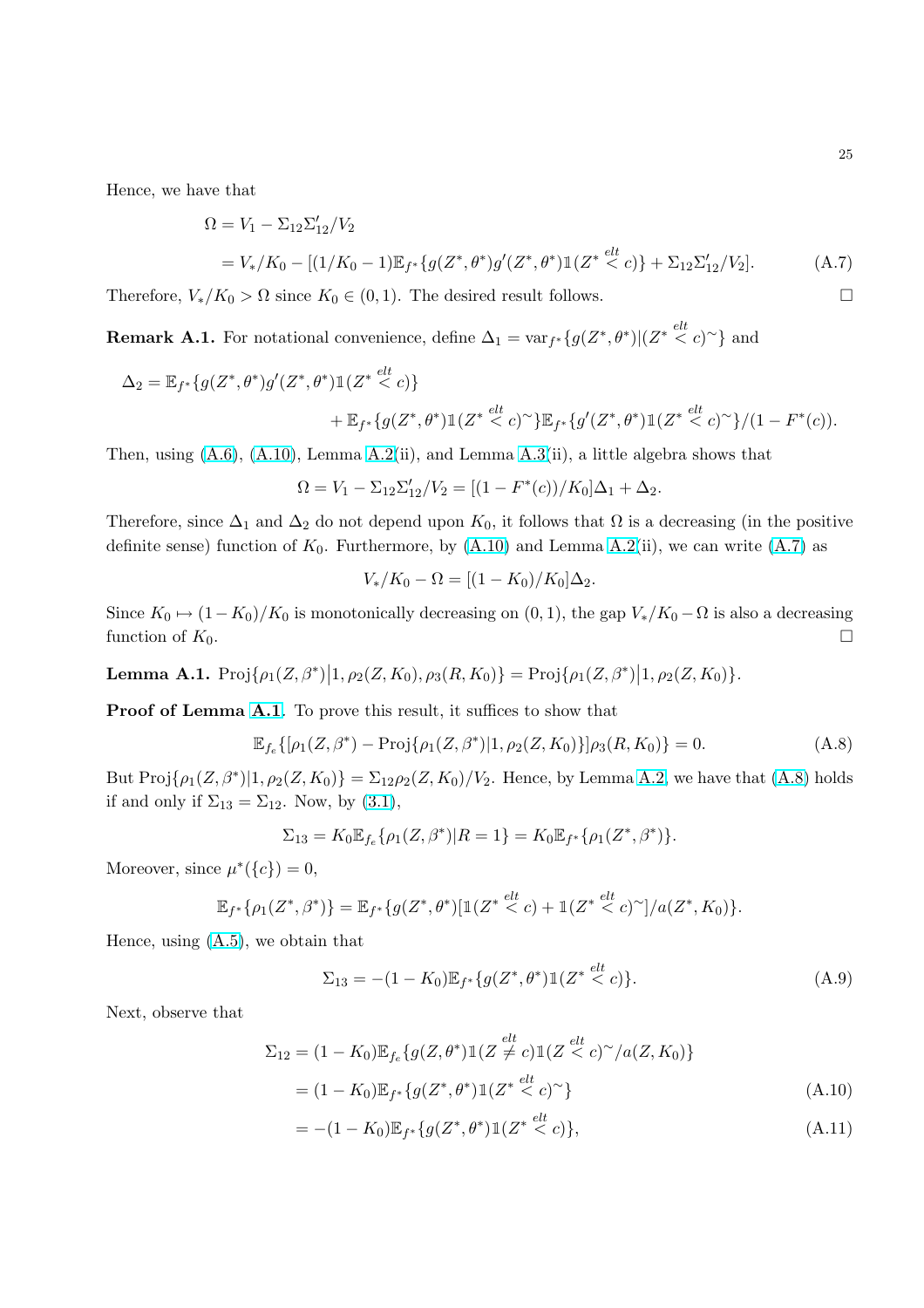Hence, we have that

$$
\begin{aligned}
\Omega &= V_1 - \Sigma_{12}\Sigma_{12}'/V_2 \\
&= V_*/K_0 - [(1/K_0 - 1)\mathbb{E}_{f^*}\{g(Z^*,\theta^*)g'(Z^*,\theta^*)\mathbb{1}(Z^* \overset{elt}{<} c)\} + \Sigma_{12}\Sigma_{12}'/V_2]. \qquad \text{(A.7)}
\end{aligned}
$$

Therefore, $V_*/K_0 > \Omega$ since $K_0 \in (0,1)$. The desired result follows. $\square$

**Remark A.1.** For notational convenience, define $\Delta_1 = \text{var}_{f^*}\{g(Z^*,\theta^*)|(Z^* \overset{elt}{<} c)^{\sim}\}$ and

$$
\begin{aligned}
\Delta_2 = \mathbb{E}_{f^*}\{g(Z^*,\theta^*)g'(Z^*,\theta^*)\mathbb{1}(Z^* \overset{elt}{<} c)\} \\
+ \mathbb{E}_{f^*}\{g(Z^*,\theta^*)\mathbb{1}(Z^* \overset{elt}{<} c)^{\sim}\}\mathbb{E}_{f^*}\{g'(Z^*,\theta^*)\mathbb{1}(Z^* \overset{elt}{<} c)^{\sim}\}/(1-F^*(c)).
\end{aligned}
$$

Then, using (A.6), (A.10), Lemma A.2(ii), and Lemma A.3(ii), a little algebra shows that

$$
\Omega = V_1 - \Sigma_{12}\Sigma_{12}'/V_2 = [(1-F^*(c))/K_0]\Delta_1 + \Delta_2.
$$

Therefore, since $\Delta_1$ and $\Delta_2$ do not depend upon $K_0$, it follows that $\Omega$ is a decreasing (in the positive definite sense) function of $K_0$. Furthermore, by (A.10) and Lemma A.2(ii), we can write (A.7) as

$$
V_*/K_0 - \Omega = [(1-K_0)/K_0]\Delta_2.
$$

Since $K_0 \mapsto (1-K_0)/K_0$ is monotonically decreasing on $(0,1)$, the gap $V_*/K_0 - \Omega$ is also a decreasing function of $K_0$. $\square$

**Lemma A.1.** $\text{Proj}\{\rho_1(Z,\beta^*)\big|1,\rho_2(Z,K_0),\rho_3(R,K_0)\} = \text{Proj}\{\rho_1(Z,\beta^*)\big|1,\rho_2(Z,K_0)\}$.

**Proof of Lemma A.1**. To prove this result, it suffices to show that

$$
\mathbb{E}_{f_e}\{[\rho_1(Z,\beta^*) - \text{Proj}\{\rho_1(Z,\beta^*)|1,\rho_2(Z,K_0)\}]\rho_3(R,K_0)\} = 0. \qquad \text{(A.8)}
$$

But $\text{Proj}\{\rho_1(Z,\beta^*)|1,\rho_2(Z,K_0)\} = \Sigma_{12}\rho_2(Z,K_0)/V_2$. Hence, by Lemma A.2, we have that (A.8) holds if and only if $\Sigma_{13} = \Sigma_{12}$. Now, by (3.1),

$$
\Sigma_{13} = K_0\mathbb{E}_{f_e}\{\rho_1(Z,\beta^*)|R=1\} = K_0\mathbb{E}_{f^*}\{\rho_1(Z^*,\beta^*)\}.
$$

Moreover, since $\mu^*(\{c\}) = 0$,

$$
\mathbb{E}_{f^*}\{\rho_1(Z^*,\beta^*)\} = \mathbb{E}_{f^*}\{g(Z^*,\theta^*)[\mathbb{1}(Z^* \overset{elt}{<} c) + \mathbb{1}(Z^* \overset{elt}{<} c)^{\sim}]/a(Z^*,K_0)\}.
$$

Hence, using (A.5), we obtain that

$$
\Sigma_{13} = -(1-K_0)\mathbb{E}_{f^*}\{g(Z^*,\theta^*)\mathbb{1}(Z^* \overset{elt}{<} c)\}. \qquad \text{(A.9)}
$$

Next, observe that

$$
\begin{aligned}
\Sigma_{12} &= (1-K_0)\mathbb{E}_{f_e}\{g(Z,\theta^*)\mathbb{1}(Z \overset{elt}{\neq} c)\mathbb{1}(Z \overset{elt}{<} c)^{\sim}/a(Z,K_0)\} \\
&= (1-K_0)\mathbb{E}_{f^*}\{g(Z^*,\theta^*)\mathbb{1}(Z^* \overset{elt}{<} c)^{\sim}\} \qquad \text{(A.10)} \\
&= -(1-K_0)\mathbb{E}_{f^*}\{g(Z^*,\theta^*)\mathbb{1}(Z^* \overset{elt}{<} c)\}, \qquad \text{(A.11)}
\end{aligned}
$$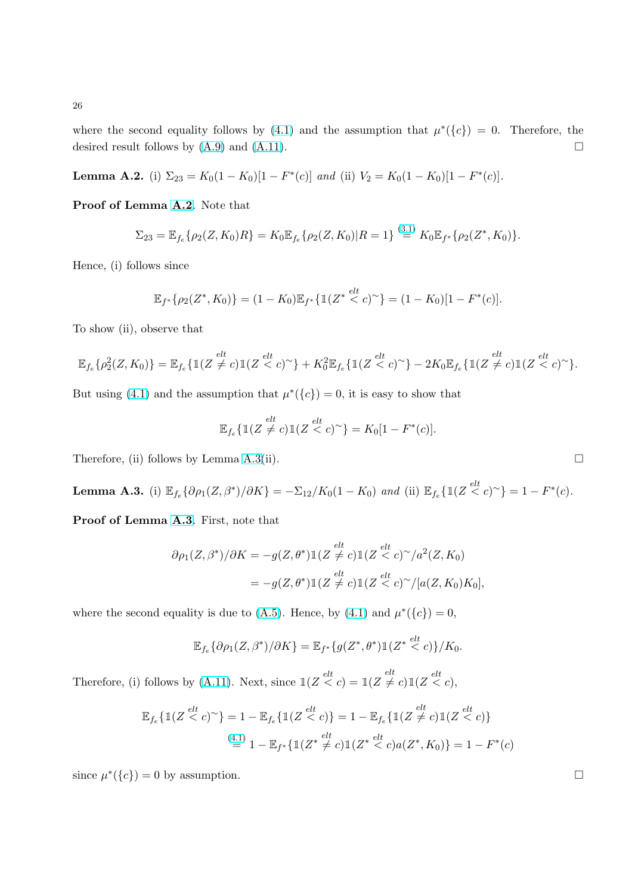where the second equality follows by (4.1) and the assumption that $\mu^*(\{c\}) = 0$. Therefore, the desired result follows by (A.9) and (A.11). $\square$

**Lemma A.2.** (i) $\Sigma_{23} = K_0(1 - K_0)[1 - F^*(c)]$ *and* (ii) $V_2 = K_0(1 - K_0)[1 - F^*(c)]$.

**Proof of Lemma A.2**. Note that

$$\Sigma_{23} = \mathbb{E}_{f_e}\{\rho_2(Z, K_0)R\} = K_0\mathbb{E}_{f_e}\{\rho_2(Z, K_0)|R = 1\} \overset{(3.1)}{=} K_0\mathbb{E}_{f^*}\{\rho_2(Z^*, K_0)\}.$$

Hence, (i) follows since

$$\mathbb{E}_{f^*}\{\rho_2(Z^*, K_0)\} = (1 - K_0)\mathbb{E}_{f^*}\{\mathbb{1}(Z^* \overset{elt}{<} c)^\sim\} = (1 - K_0)[1 - F^*(c)].$$

To show (ii), observe that

$$\mathbb{E}_{f_e}\{\rho_2^2(Z, K_0)\} = \mathbb{E}_{f_e}\{\mathbb{1}(Z \overset{elt}{\neq} c)\mathbb{1}(Z \overset{elt}{<} c)^\sim\} + K_0^2\mathbb{E}_{f_e}\{\mathbb{1}(Z \overset{elt}{<} c)^\sim\} - 2K_0\mathbb{E}_{f_e}\{\mathbb{1}(Z \overset{elt}{\neq} c)\mathbb{1}(Z \overset{elt}{<} c)^\sim\}.$$

But using (4.1) and the assumption that $\mu^*(\{c\}) = 0$, it is easy to show that

$$\mathbb{E}_{f_e}\{\mathbb{1}(Z \overset{elt}{\neq} c)\mathbb{1}(Z \overset{elt}{<} c)^\sim\} = K_0[1 - F^*(c)].$$

Therefore, (ii) follows by Lemma A.3(ii). $\square$

**Lemma A.3.** (i) $\mathbb{E}_{f_e}\{\partial\rho_1(Z, \beta^*)/\partial K\} = -\Sigma_{12}/K_0(1 - K_0)$ *and* (ii) $\mathbb{E}_{f_e}\{\mathbb{1}(Z \overset{elt}{<} c)^\sim\} = 1 - F^*(c)$.

**Proof of Lemma A.3**. First, note that

$$\begin{aligned}
\partial\rho_1(Z, \beta^*)/\partial K &= -g(Z, \theta^*)\mathbb{1}(Z \overset{elt}{\neq} c)\mathbb{1}(Z \overset{elt}{<} c)^\sim/a^2(Z, K_0) \\
&= -g(Z, \theta^*)\mathbb{1}(Z \overset{elt}{\neq} c)\mathbb{1}(Z \overset{elt}{<} c)^\sim/[a(Z, K_0)K_0],
\end{aligned}$$

where the second equality is due to (A.5). Hence, by (4.1) and $\mu^*(\{c\}) = 0$,

$$\mathbb{E}_{f_e}\{\partial\rho_1(Z, \beta^*)/\partial K\} = \mathbb{E}_{f^*}\{g(Z^*, \theta^*)\mathbb{1}(Z^* \overset{elt}{<} c)\}/K_0.$$

Therefore, (i) follows by (A.11). Next, since $\mathbb{1}(Z \overset{elt}{<} c) = \mathbb{1}(Z \overset{elt}{\neq} c)\mathbb{1}(Z \overset{elt}{<} c)$,

$$\begin{aligned}
\mathbb{E}_{f_e}\{\mathbb{1}(Z \overset{elt}{<} c)^\sim\} &= 1 - \mathbb{E}_{f_e}\{\mathbb{1}(Z \overset{elt}{<} c)\} = 1 - \mathbb{E}_{f_e}\{\mathbb{1}(Z \overset{elt}{\neq} c)\mathbb{1}(Z \overset{elt}{<} c)\} \\
&\overset{(4.1)}{=} 1 - \mathbb{E}_{f^*}\{\mathbb{1}(Z^* \overset{elt}{\neq} c)\mathbb{1}(Z^* \overset{elt}{<} c)a(Z^*, K_0)\} = 1 - F^*(c)
\end{aligned}$$

since $\mu^*(\{c\}) = 0$ by assumption. $\square$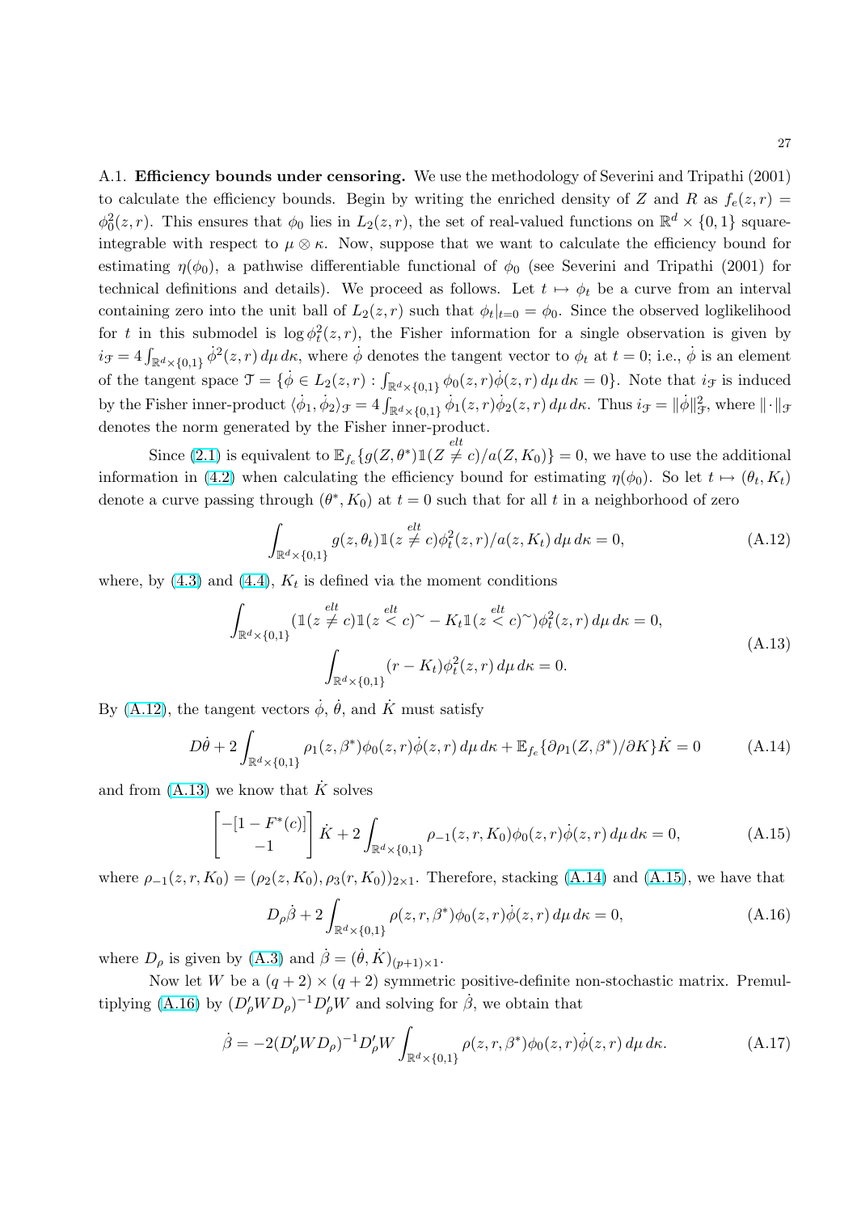A.1. **Efficiency bounds under censoring.** We use the methodology of Severini and Tripathi (2001) to calculate the efficiency bounds. Begin by writing the enriched density of $Z$ and $R$ as $f_e(z,r) = \phi_0^2(z,r)$. This ensures that $\phi_0$ lies in $L_2(z,r)$, the set of real-valued functions on $\mathbb{R}^d \times \{0,1\}$ square-integrable with respect to $\mu \otimes \kappa$. Now, suppose that we want to calculate the efficiency bound for estimating $\eta(\phi_0)$, a pathwise differentiable functional of $\phi_0$ (see Severini and Tripathi (2001) for technical definitions and details). We proceed as follows. Let $t \mapsto \phi_t$ be a curve from an interval containing zero into the unit ball of $L_2(z,r)$ such that $\phi_t|_{t=0} = \phi_0$. Since the observed loglikelihood for $t$ in this submodel is $\log \phi_t^2(z,r)$, the Fisher information for a single observation is given by $i_{\mathcal{F}} = 4\int_{\mathbb{R}^d\times\{0,1\}} \dot{\phi}^2(z,r)\,d\mu\,d\kappa$, where $\dot{\phi}$ denotes the tangent vector to $\phi_t$ at $t=0$; i.e., $\dot{\phi}$ is an element of the tangent space $\mathcal{T} = \{\dot{\phi} \in L_2(z,r) : \int_{\mathbb{R}^d\times\{0,1\}} \phi_0(z,r)\dot{\phi}(z,r)\,d\mu\,d\kappa = 0\}$. Note that $i_{\mathcal{F}}$ is induced by the Fisher inner-product $\langle \dot{\phi}_1, \dot{\phi}_2\rangle_{\mathcal{F}} = 4\int_{\mathbb{R}^d\times\{0,1\}} \dot{\phi}_1(z,r)\dot{\phi}_2(z,r)\,d\mu\,d\kappa$. Thus $i_{\mathcal{F}} = \|\dot{\phi}\|^2_{\mathcal{F}}$, where $\|\cdot\|_{\mathcal{F}}$ denotes the norm generated by the Fisher inner-product.

Since (2.1) is equivalent to $\mathbb{E}_{f_e}\{g(Z,\theta^*)\mathbb{1}(Z \overset{elt}{\neq} c)/a(Z,K_0)\} = 0$, we have to use the additional information in (4.2) when calculating the efficiency bound for estimating $\eta(\phi_0)$. So let $t \mapsto (\theta_t, K_t)$ denote a curve passing through $(\theta^*, K_0)$ at $t=0$ such that for all $t$ in a neighborhood of zero

$$\int_{\mathbb{R}^d\times\{0,1\}} g(z,\theta_t)\mathbb{1}(z \overset{elt}{\neq} c)\phi_t^2(z,r)/a(z,K_t)\,d\mu\,d\kappa = 0, \tag{A.12}$$

where, by (4.3) and (4.4), $K_t$ is defined via the moment conditions

$$\begin{aligned} \int_{\mathbb{R}^d\times\{0,1\}} (\mathbb{1}(z \overset{elt}{\neq} c)\mathbb{1}(z \overset{elt}{<} c)^{\sim} - K_t\mathbb{1}(z \overset{elt}{<} c)^{\sim})\phi_t^2(z,r)\,d\mu\,d\kappa = 0, \\ \int_{\mathbb{R}^d\times\{0,1\}} (r - K_t)\phi_t^2(z,r)\,d\mu\,d\kappa = 0. \end{aligned} \tag{A.13}$$

By (A.12), the tangent vectors $\dot{\phi}$, $\dot{\theta}$, and $\dot{K}$ must satisfy

$$D\dot{\theta} + 2\int_{\mathbb{R}^d\times\{0,1\}} \rho_1(z,\beta^*)\phi_0(z,r)\dot{\phi}(z,r)\,d\mu\,d\kappa + \mathbb{E}_{f_e}\{\partial\rho_1(Z,\beta^*)/\partial K\}\dot{K} = 0 \tag{A.14}$$

and from (A.13) we know that $\dot{K}$ solves

$$\begin{bmatrix} -[1-F^*(c)] \\ -1 \end{bmatrix} \dot{K} + 2\int_{\mathbb{R}^d\times\{0,1\}} \rho_{-1}(z,r,K_0)\phi_0(z,r)\dot{\phi}(z,r)\,d\mu\,d\kappa = 0, \tag{A.15}$$

where $\rho_{-1}(z,r,K_0) = (\rho_2(z,K_0), \rho_3(r,K_0))_{2\times 1}$. Therefore, stacking (A.14) and (A.15), we have that

$$D_\rho\dot{\beta} + 2\int_{\mathbb{R}^d\times\{0,1\}} \rho(z,r,\beta^*)\phi_0(z,r)\dot{\phi}(z,r)\,d\mu\,d\kappa = 0, \tag{A.16}$$

where $D_\rho$ is given by (A.3) and $\dot{\beta} = (\dot{\theta}, \dot{K})_{(p+1)\times 1}$.

Now let $W$ be a $(q+2)\times(q+2)$ symmetric positive-definite non-stochastic matrix. Premultiplying (A.16) by $(D_\rho' W D_\rho)^{-1}D_\rho' W$ and solving for $\dot{\beta}$, we obtain that

$$\dot{\beta} = -2(D_\rho' W D_\rho)^{-1}D_\rho' W \int_{\mathbb{R}^d\times\{0,1\}} \rho(z,r,\beta^*)\phi_0(z,r)\dot{\phi}(z,r)\,d\mu\,d\kappa. \tag{A.17}$$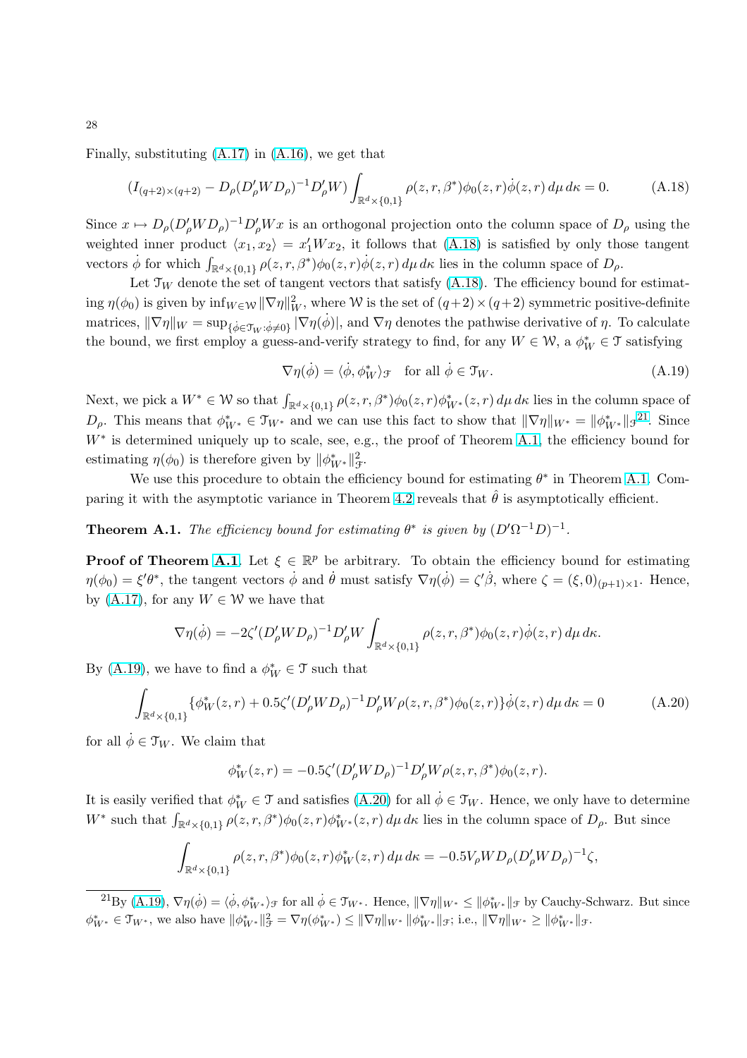Finally, substituting (A.17) in (A.16), we get that

$$(I_{(q+2)\times(q+2)} - D_\rho(D_\rho' W D_\rho)^{-1} D_\rho' W) \int_{\mathbb{R}^d \times \{0,1\}} \rho(z,r,\beta^*)\phi_0(z,r)\dot{\phi}(z,r)\, d\mu\, d\kappa = 0. \tag{A.18}$$

Since $x \mapsto D_\rho(D_\rho' W D_\rho)^{-1} D_\rho' W x$ is an orthogonal projection onto the column space of $D_\rho$ using the weighted inner product $\langle x_1, x_2 \rangle = x_1' W x_2$, it follows that (A.18) is satisfied by only those tangent vectors $\dot{\phi}$ for which $\int_{\mathbb{R}^d \times \{0,1\}} \rho(z,r,\beta^*)\phi_0(z,r)\dot{\phi}(z,r)\, d\mu\, d\kappa$ lies in the column space of $D_\rho$.

Let $\mathcal{T}_W$ denote the set of tangent vectors that satisfy (A.18). The efficiency bound for estimating $\eta(\phi_0)$ is given by $\inf_{W \in \mathcal{W}} \|\nabla\eta\|_W^2$, where $\mathcal{W}$ is the set of $(q+2)\times(q+2)$ symmetric positive-definite matrices, $\|\nabla\eta\|_W = \sup_{\{\dot{\phi}\in\mathcal{T}_W : \dot{\phi}\neq 0\}} |\nabla\eta(\dot{\phi})|$, and $\nabla\eta$ denotes the pathwise derivative of $\eta$. To calculate the bound, we first employ a guess-and-verify strategy to find, for any $W \in \mathcal{W}$, a $\phi_W^* \in \mathcal{T}$ satisfying

$$\nabla\eta(\dot{\phi}) = \langle \dot{\phi}, \phi_W^* \rangle_{\mathcal{F}} \quad \text{for all } \dot{\phi} \in \mathcal{T}_W. \tag{A.19}$$

Next, we pick a $W^* \in \mathcal{W}$ so that $\int_{\mathbb{R}^d \times \{0,1\}} \rho(z,r,\beta^*)\phi_0(z,r)\phi_{W^*}^*(z,r)\, d\mu\, d\kappa$ lies in the column space of $D_\rho$. This means that $\phi_{W^*}^* \in \mathcal{T}_{W^*}$ and we can use this fact to show that $\|\nabla\eta\|_{W^*} = \|\phi_{W^*}^*\|_{\mathcal{F}}$[21]. Since $W^*$ is determined uniquely up to scale, see, e.g., the proof of Theorem A.1, the efficiency bound for estimating $\eta(\phi_0)$ is therefore given by $\|\phi_{W^*}^*\|_{\mathcal{F}}^2$.

We use this procedure to obtain the efficiency bound for estimating $\theta^*$ in Theorem A.1. Comparing it with the asymptotic variance in Theorem 4.2 reveals that $\hat{\theta}$ is asymptotically efficient.

**Theorem A.1.** *The efficiency bound for estimating $\theta^*$ is given by $(D'\Omega^{-1}D)^{-1}$.*

**Proof of Theorem A.1**. Let $\xi \in \mathbb{R}^p$ be arbitrary. To obtain the efficiency bound for estimating $\eta(\phi_0) = \xi'\theta^*$, the tangent vectors $\dot{\phi}$ and $\dot{\theta}$ must satisfy $\nabla\eta(\dot{\phi}) = \zeta'\dot{\beta}$, where $\zeta = (\xi, 0)_{(p+1)\times 1}$. Hence, by (A.17), for any $W \in \mathcal{W}$ we have that

$$\nabla\eta(\dot{\phi}) = -2\zeta'(D_\rho' W D_\rho)^{-1} D_\rho' W \int_{\mathbb{R}^d \times \{0,1\}} \rho(z,r,\beta^*)\phi_0(z,r)\dot{\phi}(z,r)\, d\mu\, d\kappa.$$

By (A.19), we have to find a $\phi_W^* \in \mathcal{T}$ such that

$$\int_{\mathbb{R}^d \times \{0,1\}} \{\phi_W^*(z,r) + 0.5\zeta'(D_\rho' W D_\rho)^{-1} D_\rho' W \rho(z,r,\beta^*)\phi_0(z,r)\}\dot{\phi}(z,r)\, d\mu\, d\kappa = 0 \tag{A.20}$$

for all $\dot{\phi} \in \mathcal{T}_W$. We claim that

$$\phi_W^*(z,r) = -0.5\zeta'(D_\rho' W D_\rho)^{-1} D_\rho' W \rho(z,r,\beta^*)\phi_0(z,r).$$

It is easily verified that $\phi_W^* \in \mathcal{T}$ and satisfies (A.20) for all $\dot{\phi} \in \mathcal{T}_W$. Hence, we only have to determine $W^*$ such that $\int_{\mathbb{R}^d \times \{0,1\}} \rho(z,r,\beta^*)\phi_0(z,r)\phi_{W^*}^*(z,r)\, d\mu\, d\kappa$ lies in the column space of $D_\rho$. But since

$$\int_{\mathbb{R}^d \times \{0,1\}} \rho(z,r,\beta^*)\phi_0(z,r)\phi_W^*(z,r)\, d\mu\, d\kappa = -0.5 V_\rho W D_\rho (D_\rho' W D_\rho)^{-1}\zeta,$$

---

[21] By (A.19), $\nabla\eta(\dot{\phi}) = \langle \dot{\phi}, \phi_{W^*}^* \rangle_{\mathcal{F}}$ for all $\dot{\phi} \in \mathcal{T}_{W^*}$. Hence, $\|\nabla\eta\|_{W^*} \leq \|\phi_{W^*}^*\|_{\mathcal{F}}$ by Cauchy-Schwarz. But since $\phi_{W^*}^* \in \mathcal{T}_{W^*}$, we also have $\|\phi_{W^*}^*\|_{\mathcal{F}}^2 = \nabla\eta(\phi_{W^*}^*) \leq \|\nabla\eta\|_{W^*}\|\phi_{W^*}^*\|_{\mathcal{F}}$; i.e., $\|\nabla\eta\|_{W^*} \geq \|\phi_{W^*}^*\|_{\mathcal{F}}$.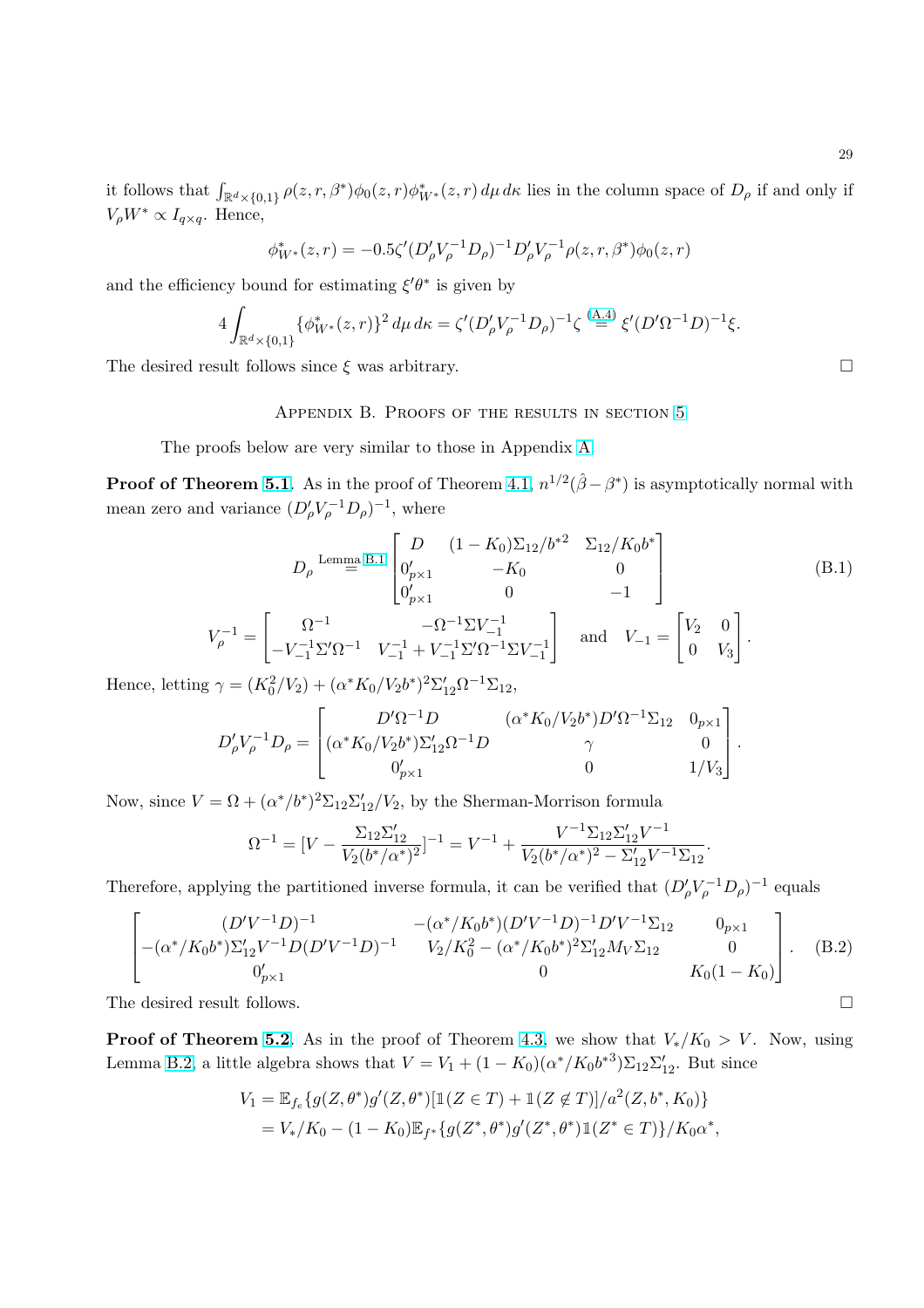it follows that $\int_{\mathbb{R}^d\times\{0,1\}} \rho(z,r,\beta^*)\phi_0(z,r)\phi^*_{W^*}(z,r)\,d\mu\,d\kappa$ lies in the column space of $D_\rho$ if and only if $V_\rho W^* \propto I_{q\times q}$. Hence,

$$\phi^*_{W^*}(z,r) = -0.5\zeta'(D'_\rho V_\rho^{-1} D_\rho)^{-1} D'_\rho V_\rho^{-1}\rho(z,r,\beta^*)\phi_0(z,r)$$

and the efficiency bound for estimating $\xi'\theta^*$ is given by

$$4\int_{\mathbb{R}^d\times\{0,1\}} \{\phi^*_{W^*}(z,r)\}^2\,d\mu\,d\kappa = \zeta'(D'_\rho V_\rho^{-1} D_\rho)^{-1}\zeta \overset{\text{(A.4)}}{=} \xi'(D'\Omega^{-1}D)^{-1}\xi.$$

The desired result follows since $\xi$ was arbitrary. □

## Appendix B. Proofs of the results in section 5

The proofs below are very similar to those in Appendix A.

**Proof of Theorem 5.1.** As in the proof of Theorem 4.1, $n^{1/2}(\hat\beta - \beta^*)$ is asymptotically normal with mean zero and variance $(D'_\rho V_\rho^{-1} D_\rho)^{-1}$, where

$$D_\rho \overset{\text{Lemma B.1}}{=} \begin{bmatrix} D & (1-K_0)\Sigma_{12}/b^{*2} & \Sigma_{12}/K_0 b^* \\ 0'_{p\times 1} & -K_0 & 0 \\ 0'_{p\times 1} & 0 & -1 \end{bmatrix} \tag{B.1}$$

$$V_\rho^{-1} = \begin{bmatrix} \Omega^{-1} & -\Omega^{-1}\Sigma V_{-1}^{-1} \\ -V_{-1}^{-1}\Sigma'\Omega^{-1} & V_{-1}^{-1} + V_{-1}^{-1}\Sigma'\Omega^{-1}\Sigma V_{-1}^{-1} \end{bmatrix} \quad \text{and} \quad V_{-1} = \begin{bmatrix} V_2 & 0 \\ 0 & V_3 \end{bmatrix}.$$

Hence, letting $\gamma = (K_0^2/V_2) + (\alpha^* K_0/V_2 b^*)^2 \Sigma'_{12}\Omega^{-1}\Sigma_{12}$,

$$D'_\rho V_\rho^{-1} D_\rho = \begin{bmatrix} D'\Omega^{-1}D & (\alpha^* K_0/V_2 b^*)D'\Omega^{-1}\Sigma_{12} & 0_{p\times 1} \\ (\alpha^* K_0/V_2 b^*)\Sigma'_{12}\Omega^{-1}D & \gamma & 0 \\ 0'_{p\times 1} & 0 & 1/V_3 \end{bmatrix}.$$

Now, since $V = \Omega + (\alpha^*/b^*)^2\Sigma_{12}\Sigma'_{12}/V_2$, by the Sherman-Morrison formula

$$\Omega^{-1} = [V - \frac{\Sigma_{12}\Sigma'_{12}}{V_2(b^*/\alpha^*)^2}]^{-1} = V^{-1} + \frac{V^{-1}\Sigma_{12}\Sigma'_{12}V^{-1}}{V_2(b^*/\alpha^*)^2 - \Sigma'_{12}V^{-1}\Sigma_{12}}.$$

Therefore, applying the partitioned inverse formula, it can be verified that $(D'_\rho V_\rho^{-1} D_\rho)^{-1}$ equals

$$\begin{bmatrix} (D'V^{-1}D)^{-1} & -(\alpha^*/K_0 b^*)(D'V^{-1}D)^{-1}D'V^{-1}\Sigma_{12} & 0_{p\times 1} \\ -(\alpha^*/K_0 b^*)\Sigma'_{12}V^{-1}D(D'V^{-1}D)^{-1} & V_2/K_0^2 - (\alpha^*/K_0 b^*)^2\Sigma'_{12}M_V\Sigma_{12} & 0 \\ 0'_{p\times 1} & 0 & K_0(1-K_0) \end{bmatrix}. \tag{B.2}$$

The desired result follows. □

**Proof of Theorem 5.2.** As in the proof of Theorem 4.3, we show that $V_*/K_0 > V$. Now, using Lemma B.2, a little algebra shows that $V = V_1 + (1-K_0)(\alpha^*/K_0 b^{*3})\Sigma_{12}\Sigma'_{12}$. But since

$$\begin{aligned} V_1 &= \mathbb{E}_{f_e}\{g(Z,\theta^*)g'(Z,\theta^*)[\mathbb{1}(Z\in T) + \mathbb{1}(Z\notin T)]/a^2(Z,b^*,K_0)\} \\ &= V_*/K_0 - (1-K_0)\mathbb{E}_{f^*}\{g(Z^*,\theta^*)g'(Z^*,\theta^*)\mathbb{1}(Z^*\in T)\}/K_0\alpha^*, \end{aligned}$$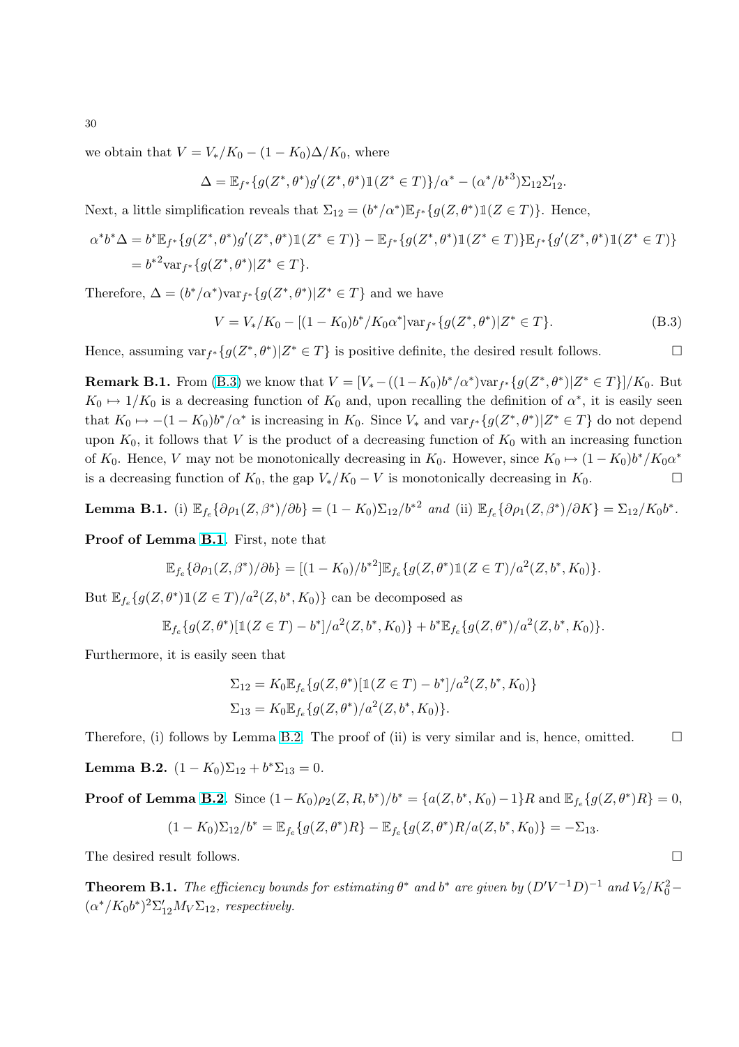we obtain that $V = V_*/K_0 - (1-K_0)\Delta/K_0$, where

$$\Delta = \mathbb{E}_{f^*}\{g(Z^*,\theta^*)g'(Z^*,\theta^*)\mathbb{1}(Z^* \in T)\}/\alpha^* - (\alpha^*/b^{*3})\Sigma_{12}\Sigma_{12}'.$$

Next, a little simplification reveals that $\Sigma_{12} = (b^*/\alpha^*)\mathbb{E}_{f^*}\{g(Z,\theta^*)\mathbb{1}(Z \in T)\}$. Hence,

$$\begin{aligned}\alpha^* b^* \Delta &= b^*\mathbb{E}_{f^*}\{g(Z^*,\theta^*)g'(Z^*,\theta^*)\mathbb{1}(Z^* \in T)\} - \mathbb{E}_{f^*}\{g(Z^*,\theta^*)\mathbb{1}(Z^* \in T)\}\mathbb{E}_{f^*}\{g'(Z^*,\theta^*)\mathbb{1}(Z^* \in T)\} \\ &= b^{*2}\text{var}_{f^*}\{g(Z^*,\theta^*)|Z^* \in T\}.\end{aligned}$$

Therefore, $\Delta = (b^*/\alpha^*)\text{var}_{f^*}\{g(Z^*,\theta^*)|Z^* \in T\}$ and we have

$$V = V_*/K_0 - [(1-K_0)b^*/K_0\alpha^*]\text{var}_{f^*}\{g(Z^*,\theta^*)|Z^* \in T\}. \tag{B.3}$$

Hence, assuming $\text{var}_{f^*}\{g(Z^*,\theta^*)|Z^* \in T\}$ is positive definite, the desired result follows. □

**Remark B.1.** From (B.3) we know that $V = [V_* - ((1-K_0)b^*/\alpha^*)\text{var}_{f^*}\{g(Z^*,\theta^*)|Z^* \in T\}]/K_0$. But $K_0 \mapsto 1/K_0$ is a decreasing function of $K_0$ and, upon recalling the definition of $\alpha^*$, it is easily seen that $K_0 \mapsto -(1-K_0)b^*/\alpha^*$ is increasing in $K_0$. Since $V_*$ and $\text{var}_{f^*}\{g(Z^*,\theta^*)|Z^* \in T\}$ do not depend upon $K_0$, it follows that $V$ is the product of a decreasing function of $K_0$ with an increasing function of $K_0$. Hence, $V$ may not be monotonically decreasing in $K_0$. However, since $K_0 \mapsto (1-K_0)b^*/K_0\alpha^*$ is a decreasing function of $K_0$, the gap $V_*/K_0 - V$ is monotonically decreasing in $K_0$. □

**Lemma B.1.** (i) $\mathbb{E}_{f_e}\{\partial\rho_1(Z,\beta^*)/\partial b\} = (1-K_0)\Sigma_{12}/b^{*2}$ *and* (ii) $\mathbb{E}_{f_e}\{\partial\rho_1(Z,\beta^*)/\partial K\} = \Sigma_{12}/K_0 b^*$.

**Proof of Lemma B.1**. First, note that

$$\mathbb{E}_{f_e}\{\partial\rho_1(Z,\beta^*)/\partial b\} = [(1-K_0)/b^{*2}]\mathbb{E}_{f_e}\{g(Z,\theta^*)\mathbb{1}(Z \in T)/a^2(Z,b^*,K_0)\}.$$

But $\mathbb{E}_{f_e}\{g(Z,\theta^*)\mathbb{1}(Z \in T)/a^2(Z,b^*,K_0)\}$ can be decomposed as

$$\mathbb{E}_{f_e}\{g(Z,\theta^*)[\mathbb{1}(Z \in T) - b^*]/a^2(Z,b^*,K_0)\} + b^*\mathbb{E}_{f_e}\{g(Z,\theta^*)/a^2(Z,b^*,K_0)\}.$$

Furthermore, it is easily seen that

$$\begin{aligned}\Sigma_{12} &= K_0\mathbb{E}_{f_e}\{g(Z,\theta^*)[\mathbb{1}(Z \in T) - b^*]/a^2(Z,b^*,K_0)\} \\ \Sigma_{13} &= K_0\mathbb{E}_{f_e}\{g(Z,\theta^*)/a^2(Z,b^*,K_0)\}.\end{aligned}$$

Therefore, (i) follows by Lemma B.2. The proof of (ii) is very similar and is, hence, omitted. □

**Lemma B.2.** $(1-K_0)\Sigma_{12} + b^*\Sigma_{13} = 0$.

**Proof of Lemma B.2**. Since $(1-K_0)\rho_2(Z,R,b^*)/b^* = \{a(Z,b^*,K_0)-1\}R$ and $\mathbb{E}_{f_e}\{g(Z,\theta^*)R\} = 0$,

$$(1-K_0)\Sigma_{12}/b^* = \mathbb{E}_{f_e}\{g(Z,\theta^*)R\} - \mathbb{E}_{f_e}\{g(Z,\theta^*)R/a(Z,b^*,K_0)\} = -\Sigma_{13}.$$

The desired result follows. □

**Theorem B.1.** *The efficiency bounds for estimating* $\theta^*$ *and* $b^*$ *are given by* $(D'V^{-1}D)^{-1}$ *and* $V_2/K_0^2 - (\alpha^*/K_0b^*)^2\Sigma_{12}'M_V\Sigma_{12}$*, respectively.*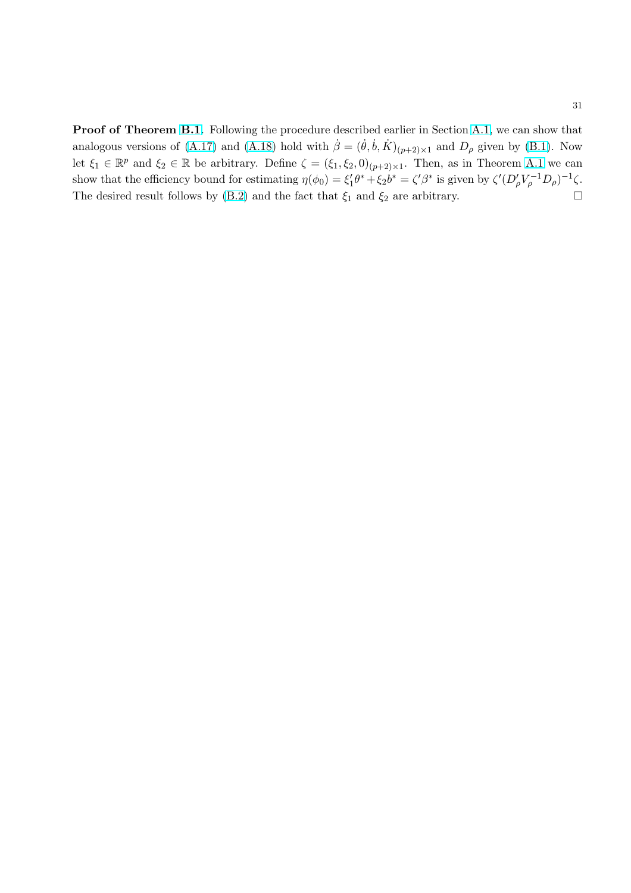**Proof of Theorem B.1**. Following the procedure described earlier in Section A.1, we can show that analogous versions of (A.17) and (A.18) hold with $\dot{\beta} = (\dot{\theta}, \dot{b}, \dot{K})_{(p+2)\times 1}$ and $D_\rho$ given by (B.1). Now let $\xi_1 \in \mathbb{R}^p$ and $\xi_2 \in \mathbb{R}$ be arbitrary. Define $\zeta = (\xi_1, \xi_2, 0)_{(p+2)\times 1}$. Then, as in Theorem A.1 we can show that the efficiency bound for estimating $\eta(\phi_0) = \xi_1'\theta^* + \xi_2 b^* = \zeta'\beta^*$ is given by $\zeta'(D_\rho' V_\rho^{-1} D_\rho)^{-1}\zeta$. The desired result follows by (B.2) and the fact that $\xi_1$ and $\xi_2$ are arbitrary. $\square$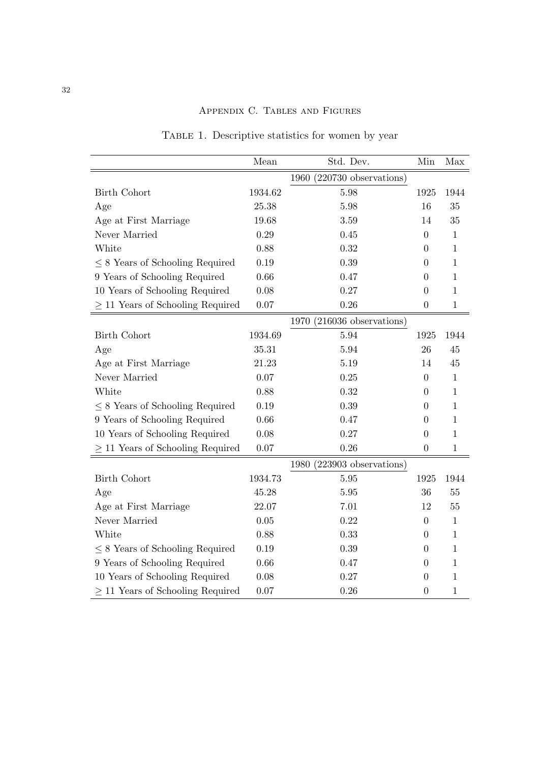## Appendix C. Tables and Figures

Table 1. Descriptive statistics for women by year

| | Mean | Std. Dev. | Min | Max |
|---|---|---|---|---|
| | | 1960 (220730 observations) | | |
| Birth Cohort | 1934.62 | 5.98 | 1925 | 1944 |
| Age | 25.38 | 5.98 | 16 | 35 |
| Age at First Marriage | 19.68 | 3.59 | 14 | 35 |
| Never Married | 0.29 | 0.45 | 0 | 1 |
| White | 0.88 | 0.32 | 0 | 1 |
| $\leq 8$ Years of Schooling Required | 0.19 | 0.39 | 0 | 1 |
| 9 Years of Schooling Required | 0.66 | 0.47 | 0 | 1 |
| 10 Years of Schooling Required | 0.08 | 0.27 | 0 | 1 |
| $\geq 11$ Years of Schooling Required | 0.07 | 0.26 | 0 | 1 |
| | | 1970 (216036 observations) | | |
| Birth Cohort | 1934.69 | 5.94 | 1925 | 1944 |
| Age | 35.31 | 5.94 | 26 | 45 |
| Age at First Marriage | 21.23 | 5.19 | 14 | 45 |
| Never Married | 0.07 | 0.25 | 0 | 1 |
| White | 0.88 | 0.32 | 0 | 1 |
| $\leq 8$ Years of Schooling Required | 0.19 | 0.39 | 0 | 1 |
| 9 Years of Schooling Required | 0.66 | 0.47 | 0 | 1 |
| 10 Years of Schooling Required | 0.08 | 0.27 | 0 | 1 |
| $\geq 11$ Years of Schooling Required | 0.07 | 0.26 | 0 | 1 |
| | | 1980 (223903 observations) | | |
| Birth Cohort | 1934.73 | 5.95 | 1925 | 1944 |
| Age | 45.28 | 5.95 | 36 | 55 |
| Age at First Marriage | 22.07 | 7.01 | 12 | 55 |
| Never Married | 0.05 | 0.22 | 0 | 1 |
| White | 0.88 | 0.33 | 0 | 1 |
| $\leq 8$ Years of Schooling Required | 0.19 | 0.39 | 0 | 1 |
| 9 Years of Schooling Required | 0.66 | 0.47 | 0 | 1 |
| 10 Years of Schooling Required | 0.08 | 0.27 | 0 | 1 |
| $\geq 11$ Years of Schooling Required | 0.07 | 0.26 | 0 | 1 |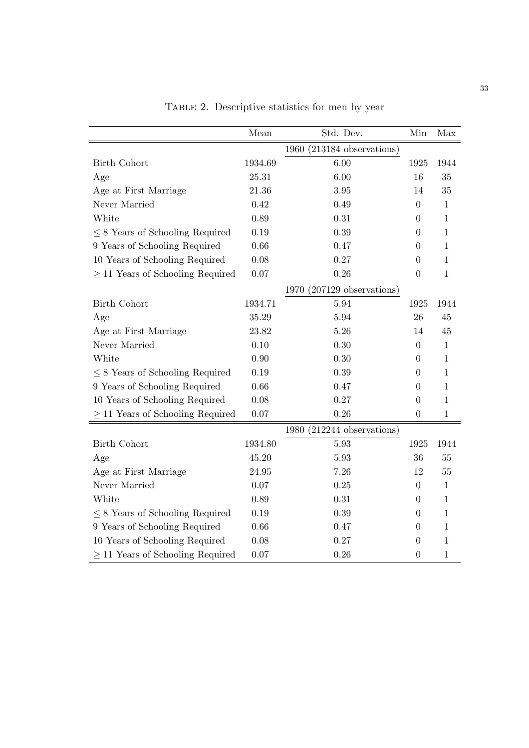Table 2. Descriptive statistics for men by year

| | Mean | Std. Dev. | Min | Max |
|---|---|---|---|---|
| | | 1960 (213184 observations) | | |
| Birth Cohort | 1934.69 | 6.00 | 1925 | 1944 |
| Age | 25.31 | 6.00 | 16 | 35 |
| Age at First Marriage | 21.36 | 3.95 | 14 | 35 |
| Never Married | 0.42 | 0.49 | 0 | 1 |
| White | 0.89 | 0.31 | 0 | 1 |
| $\leq$ 8 Years of Schooling Required | 0.19 | 0.39 | 0 | 1 |
| 9 Years of Schooling Required | 0.66 | 0.47 | 0 | 1 |
| 10 Years of Schooling Required | 0.08 | 0.27 | 0 | 1 |
| $\geq$ 11 Years of Schooling Required | 0.07 | 0.26 | 0 | 1 |
| | | 1970 (207129 observations) | | |
| Birth Cohort | 1934.71 | 5.94 | 1925 | 1944 |
| Age | 35.29 | 5.94 | 26 | 45 |
| Age at First Marriage | 23.82 | 5.26 | 14 | 45 |
| Never Married | 0.10 | 0.30 | 0 | 1 |
| White | 0.90 | 0.30 | 0 | 1 |
| $\leq$ 8 Years of Schooling Required | 0.19 | 0.39 | 0 | 1 |
| 9 Years of Schooling Required | 0.66 | 0.47 | 0 | 1 |
| 10 Years of Schooling Required | 0.08 | 0.27 | 0 | 1 |
| $\geq$ 11 Years of Schooling Required | 0.07 | 0.26 | 0 | 1 |
| | | 1980 (212244 observations) | | |
| Birth Cohort | 1934.80 | 5.93 | 1925 | 1944 |
| Age | 45.20 | 5.93 | 36 | 55 |
| Age at First Marriage | 24.95 | 7.26 | 12 | 55 |
| Never Married | 0.07 | 0.25 | 0 | 1 |
| White | 0.89 | 0.31 | 0 | 1 |
| $\leq$ 8 Years of Schooling Required | 0.19 | 0.39 | 0 | 1 |
| 9 Years of Schooling Required | 0.66 | 0.47 | 0 | 1 |
| 10 Years of Schooling Required | 0.08 | 0.27 | 0 | 1 |
| $\geq$ 11 Years of Schooling Required | 0.07 | 0.26 | 0 | 1 |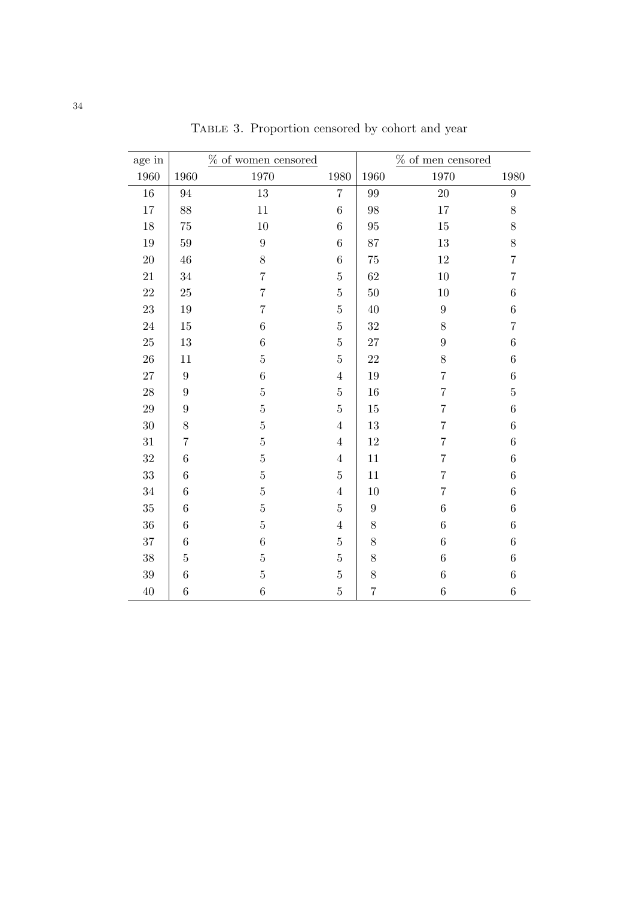Table 3. Proportion censored by cohort and year

| age in | % of women censored | | | % of men censored | | |
|---|---|---|---|---|---|---|
| 1960 | 1960 | 1970 | 1980 | 1960 | 1970 | 1980 |
| 16 | 94 | 13 | 7 | 99 | 20 | 9 |
| 17 | 88 | 11 | 6 | 98 | 17 | 8 |
| 18 | 75 | 10 | 6 | 95 | 15 | 8 |
| 19 | 59 | 9 | 6 | 87 | 13 | 8 |
| 20 | 46 | 8 | 6 | 75 | 12 | 7 |
| 21 | 34 | 7 | 5 | 62 | 10 | 7 |
| 22 | 25 | 7 | 5 | 50 | 10 | 6 |
| 23 | 19 | 7 | 5 | 40 | 9 | 6 |
| 24 | 15 | 6 | 5 | 32 | 8 | 7 |
| 25 | 13 | 6 | 5 | 27 | 9 | 6 |
| 26 | 11 | 5 | 5 | 22 | 8 | 6 |
| 27 | 9 | 6 | 4 | 19 | 7 | 6 |
| 28 | 9 | 5 | 5 | 16 | 7 | 5 |
| 29 | 9 | 5 | 5 | 15 | 7 | 6 |
| 30 | 8 | 5 | 4 | 13 | 7 | 6 |
| 31 | 7 | 5 | 4 | 12 | 7 | 6 |
| 32 | 6 | 5 | 4 | 11 | 7 | 6 |
| 33 | 6 | 5 | 5 | 11 | 7 | 6 |
| 34 | 6 | 5 | 4 | 10 | 7 | 6 |
| 35 | 6 | 5 | 5 | 9 | 6 | 6 |
| 36 | 6 | 5 | 4 | 8 | 6 | 6 |
| 37 | 6 | 6 | 5 | 8 | 6 | 6 |
| 38 | 5 | 5 | 5 | 8 | 6 | 6 |
| 39 | 6 | 5 | 5 | 8 | 6 | 6 |
| 40 | 6 | 6 | 5 | 7 | 6 | 6 |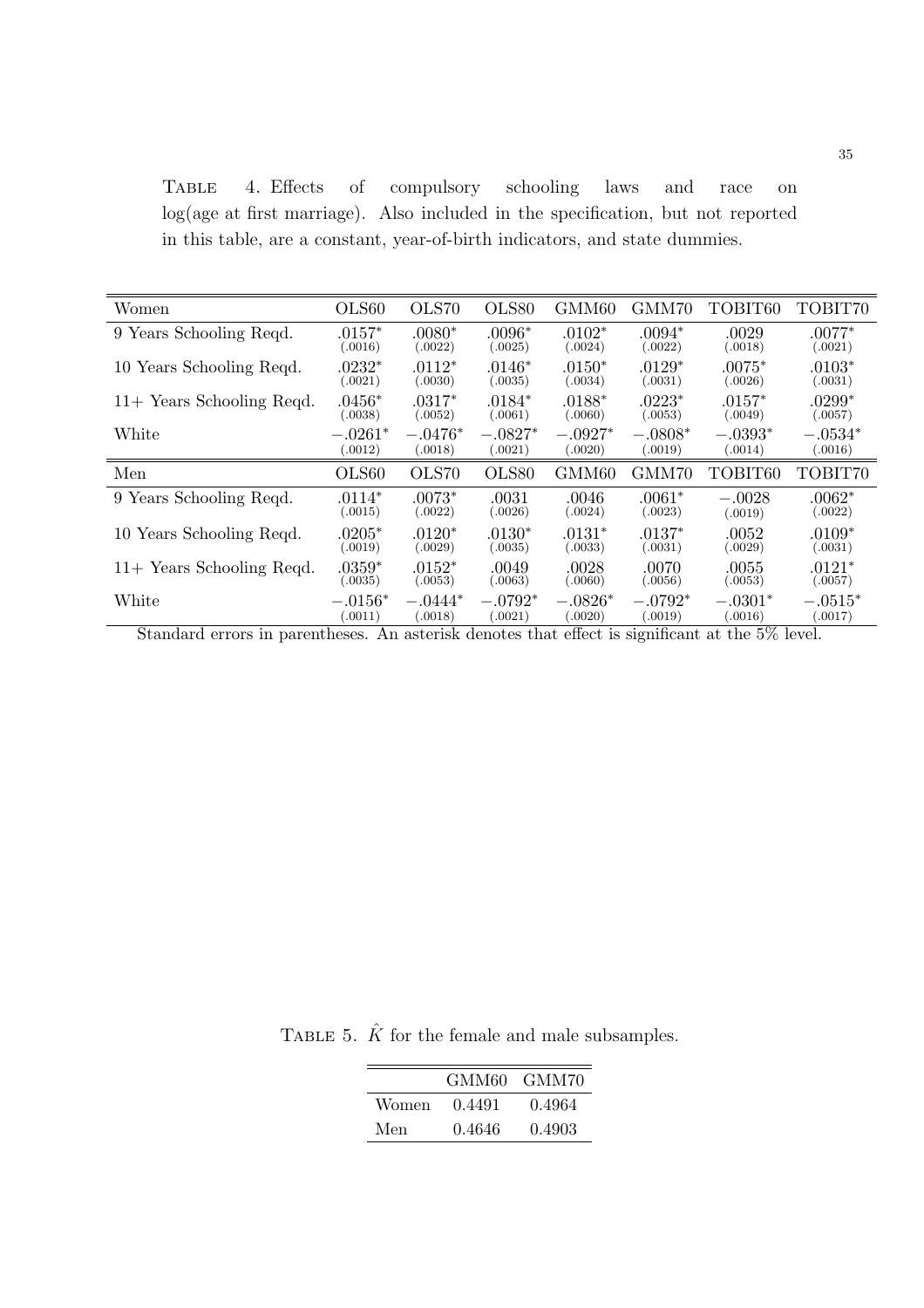TABLE 4. Effects of compulsory schooling laws and race on log(age at first marriage). Also included in the specification, but not reported in this table, are a constant, year-of-birth indicators, and state dummies.

| Women | OLS60 | OLS70 | OLS80 | GMM60 | GMM70 | TOBIT60 | TOBIT70 |
|---|---|---|---|---|---|---|---|
| 9 Years Schooling Reqd. | .0157* (.0016) | .0080* (.0022) | .0096* (.0025) | .0102* (.0024) | .0094* (.0022) | .0029 (.0018) | .0077* (.0021) |
| 10 Years Schooling Reqd. | .0232* (.0021) | .0112* (.0030) | .0146* (.0035) | .0150* (.0034) | .0129* (.0031) | .0075* (.0026) | .0103* (.0031) |
| 11+ Years Schooling Reqd. | .0456* (.0038) | .0317* (.0052) | .0184* (.0061) | .0188* (.0060) | .0223* (.0053) | .0157* (.0049) | .0299* (.0057) |
| White | −.0261* (.0012) | −.0476* (.0018) | −.0827* (.0021) | −.0927* (.0020) | −.0808* (.0019) | −.0393* (.0014) | −.0534* (.0016) |
| **Men** | **OLS60** | **OLS70** | **OLS80** | **GMM60** | **GMM70** | **TOBIT60** | **TOBIT70** |
| 9 Years Schooling Reqd. | .0114* (.0015) | .0073* (.0022) | .0031 (.0026) | .0046 (.0024) | .0061* (.0023) | −.0028 (.0019) | .0062* (.0022) |
| 10 Years Schooling Reqd. | .0205* (.0019) | .0120* (.0029) | .0130* (.0035) | .0131* (.0033) | .0137* (.0031) | .0052 (.0029) | .0109* (.0031) |
| 11+ Years Schooling Reqd. | .0359* (.0035) | .0152* (.0053) | .0049 (.0063) | .0028 (.0060) | .0070 (.0056) | .0055 (.0053) | .0121* (.0057) |
| White | −.0156* (.0011) | −.0444* (.0018) | −.0792* (.0021) | −.0826* (.0020) | −.0792* (.0019) | −.0301* (.0016) | −.0515* (.0017) |

Standard errors in parentheses. An asterisk denotes that effect is significant at the 5% level.

TABLE 5. $\hat{K}$ for the female and male subsamples.

| | GMM60 | GMM70 |
|---|---|---|
| Women | 0.4491 | 0.4964 |
| Men | 0.4646 | 0.4903 |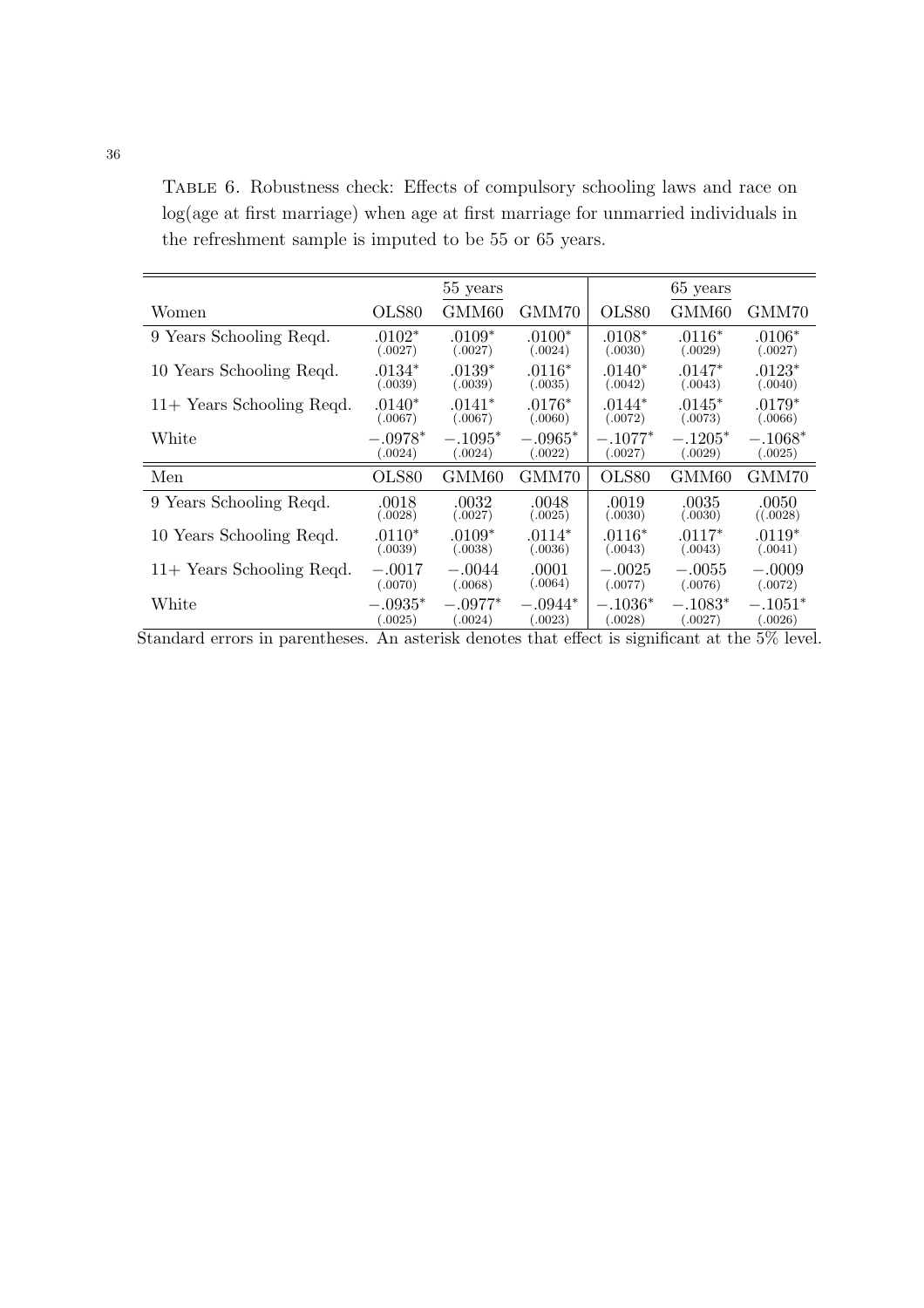TABLE 6. Robustness check: Effects of compulsory schooling laws and race on log(age at first marriage) when age at first marriage for unmarried individuals in the refreshment sample is imputed to be 55 or 65 years.

| | 55 years | | | 65 years | | |
|---|---|---|---|---|---|---|
| Women | OLS80 | GMM60 | GMM70 | OLS80 | GMM60 | GMM70 |
| 9 Years Schooling Reqd. | .0102* (.0027) | .0109* (.0027) | .0100* (.0024) | .0108* (.0030) | .0116* (.0029) | .0106* (.0027) |
| 10 Years Schooling Reqd. | .0134* (.0039) | .0139* (.0039) | .0116* (.0035) | .0140* (.0042) | .0147* (.0043) | .0123* (.0040) |
| 11+ Years Schooling Reqd. | .0140* (.0067) | .0141* (.0067) | .0176* (.0060) | .0144* (.0072) | .0145* (.0073) | .0179* (.0066) |
| White | −.0978* (.0024) | −.1095* (.0024) | −.0965* (.0022) | −.1077* (.0027) | −.1205* (.0029) | −.1068* (.0025) |
| Men | OLS80 | GMM60 | GMM70 | OLS80 | GMM60 | GMM70 |
| 9 Years Schooling Reqd. | .0018 (.0028) | .0032 (.0027) | .0048 (.0025) | .0019 (.0030) | .0035 (.0030) | .0050 ((.0028) |
| 10 Years Schooling Reqd. | .0110* (.0039) | .0109* (.0038) | .0114* (.0036) | .0116* (.0043) | .0117* (.0043) | .0119* (.0041) |
| 11+ Years Schooling Reqd. | −.0017 (.0070) | −.0044 (.0068) | .0001 (.0064) | −.0025 (.0077) | −.0055 (.0076) | −.0009 (.0072) |
| White | −.0935* (.0025) | −.0977* (.0024) | −.0944* (.0023) | −.1036* (.0028) | −.1083* (.0027) | −.1051* (.0026) |

Standard errors in parentheses. An asterisk denotes that effect is significant at the 5% level.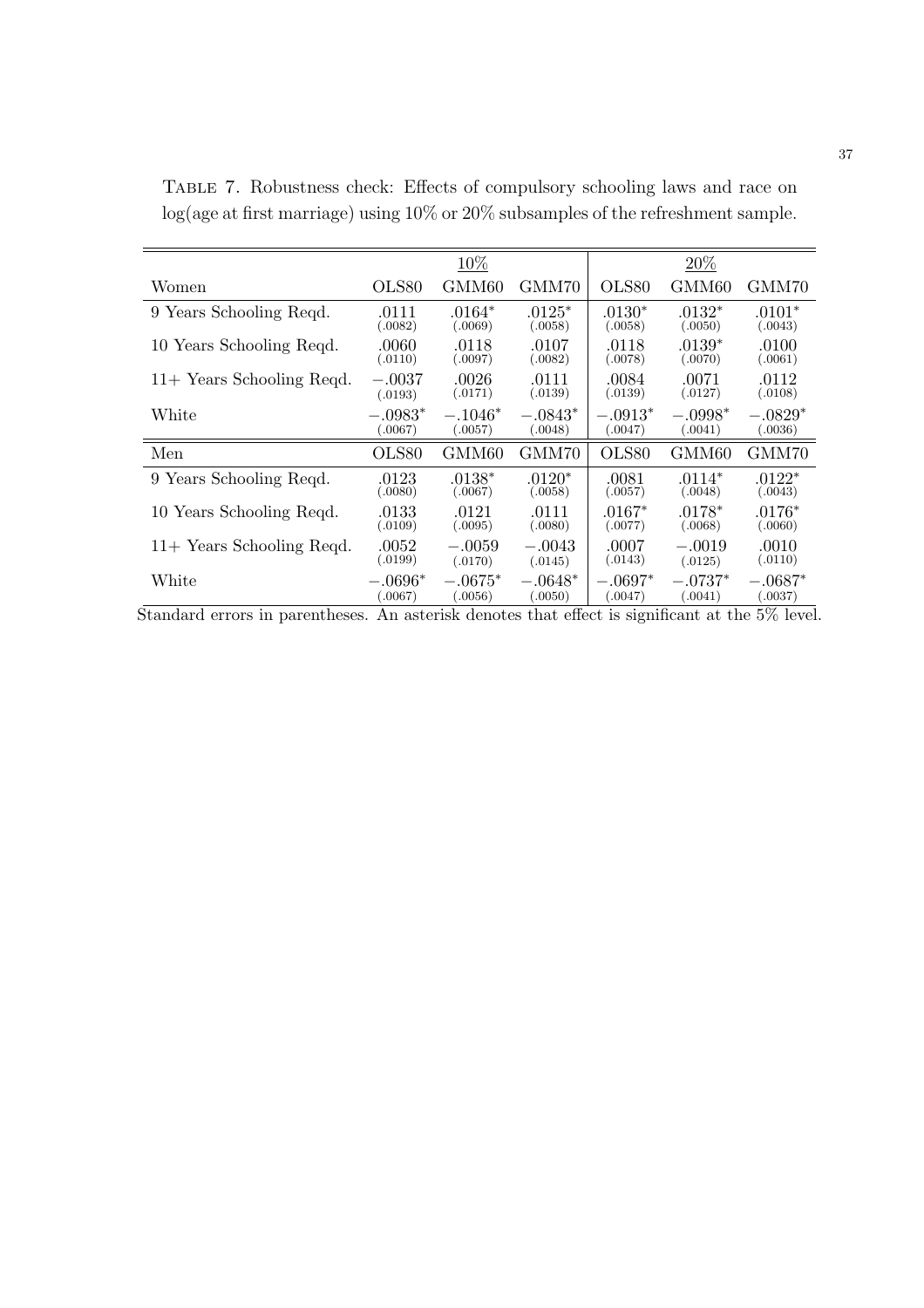Table 7. Robustness check: Effects of compulsory schooling laws and race on log(age at first marriage) using 10% or 20% subsamples of the refreshment sample.

| | 10% | | | 20% | | |
|---|---|---|---|---|---|---|
| Women | OLS80 | GMM60 | GMM70 | OLS80 | GMM60 | GMM70 |
| 9 Years Schooling Reqd. | .0111 (.0082) | .0164* (.0069) | .0125* (.0058) | .0130* (.0058) | .0132* (.0050) | .0101* (.0043) |
| 10 Years Schooling Reqd. | .0060 (.0110) | .0118 (.0097) | .0107 (.0082) | .0118 (.0078) | .0139* (.0070) | .0100 (.0061) |
| 11+ Years Schooling Reqd. | −.0037 (.0193) | .0026 (.0171) | .0111 (.0139) | .0084 (.0139) | .0071 (.0127) | .0112 (.0108) |
| White | −.0983* (.0067) | −.1046* (.0057) | −.0843* (.0048) | −.0913* (.0047) | −.0998* (.0041) | −.0829* (.0036) |
| Men | OLS80 | GMM60 | GMM70 | OLS80 | GMM60 | GMM70 |
| 9 Years Schooling Reqd. | .0123 (.0080) | .0138* (.0067) | .0120* (.0058) | .0081 (.0057) | .0114* (.0048) | .0122* (.0043) |
| 10 Years Schooling Reqd. | .0133 (.0109) | .0121 (.0095) | .0111 (.0080) | .0167* (.0077) | .0178* (.0068) | .0176* (.0060) |
| 11+ Years Schooling Reqd. | .0052 (.0199) | −.0059 (.0170) | −.0043 (.0145) | .0007 (.0143) | −.0019 (.0125) | .0010 (.0110) |
| White | −.0696* (.0067) | −.0675* (.0056) | −.0648* (.0050) | −.0697* (.0047) | −.0737* (.0041) | −.0687* (.0037) |

Standard errors in parentheses. An asterisk denotes that effect is significant at the 5% level.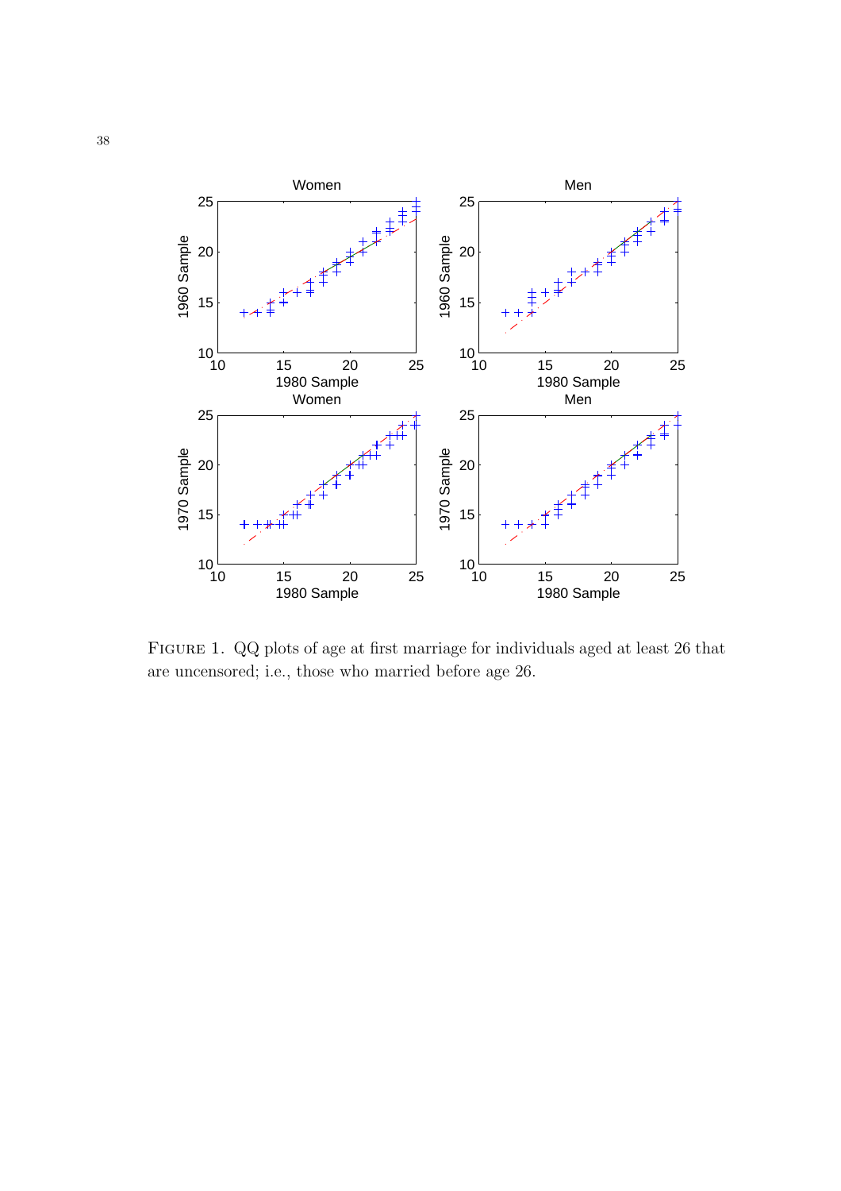FIGURE 1. QQ plots of age at first marriage for individuals aged at least 26 that are uncensored; i.e., those who married before age 26.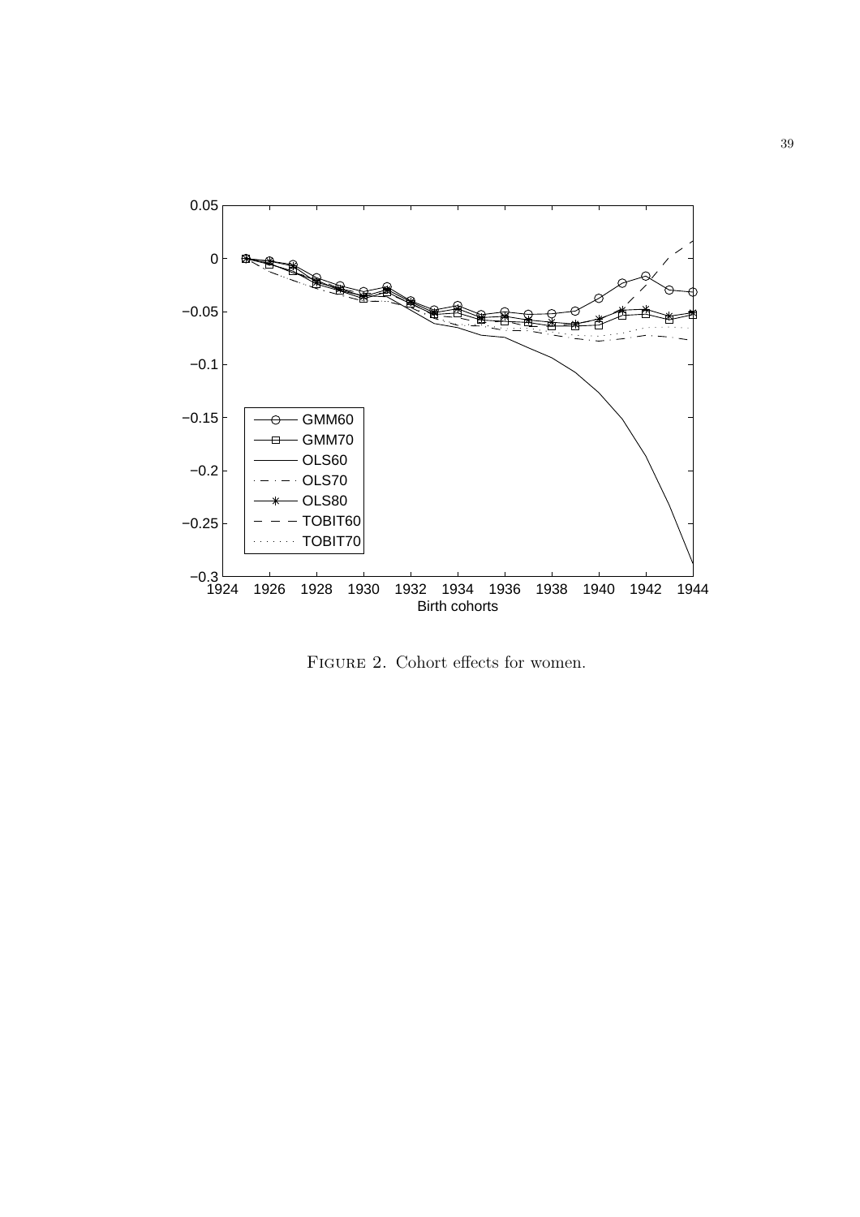Figure 2. Cohort effects for women.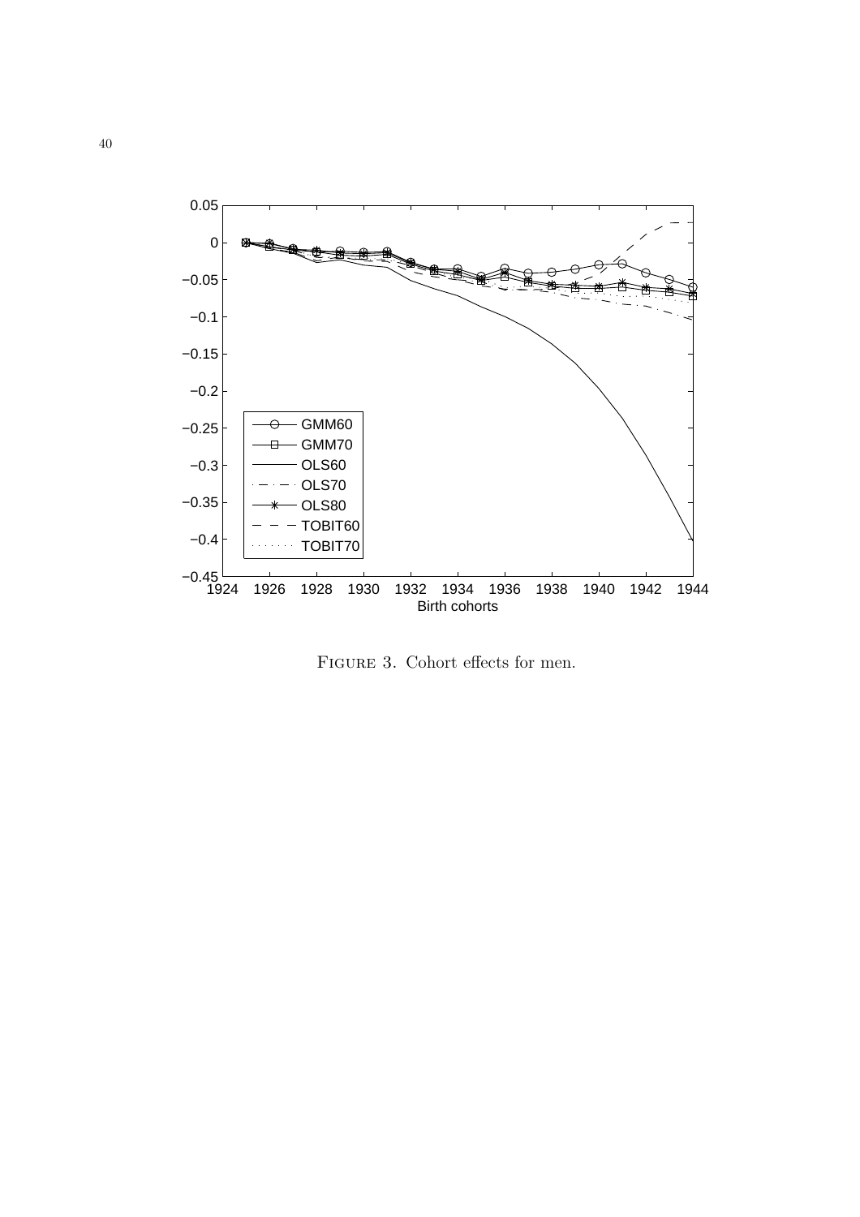Figure 3. Cohort effects for men.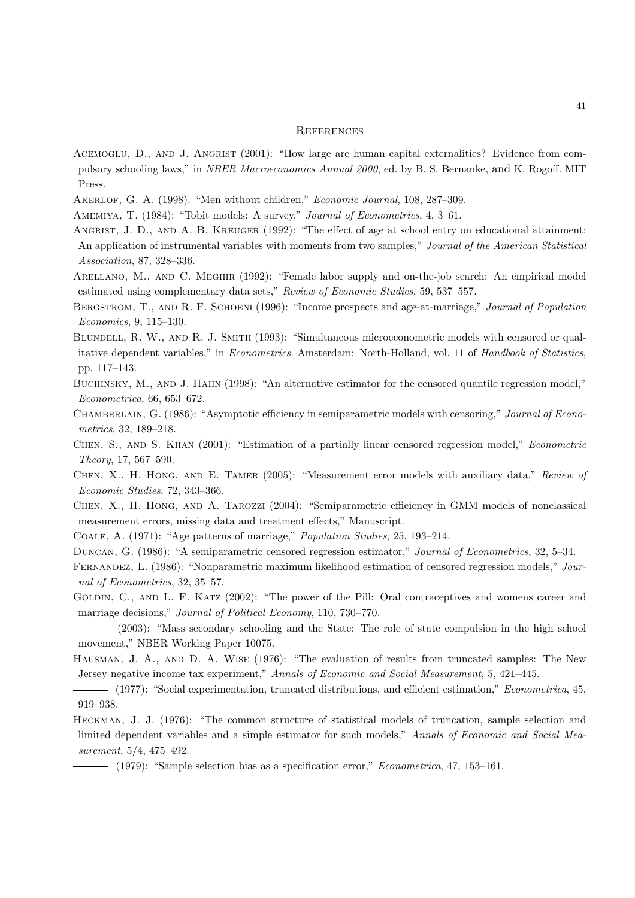# References

Acemoglu, D., and J. Angrist (2001): "How large are human capital externalities? Evidence from compulsory schooling laws," in *NBER Macroeconomics Annual 2000*, ed. by B. S. Bernanke, and K. Rogoff. MIT Press.

Akerlof, G. A. (1998): "Men without children," *Economic Journal*, 108, 287–309.

Amemiya, T. (1984): "Tobit models: A survey," *Journal of Econometrics*, 4, 3–61.

Angrist, J. D., and A. B. Kreuger (1992): "The effect of age at school entry on educational attainment: An application of instrumental variables with moments from two samples," *Journal of the American Statistical Association*, 87, 328–336.

Arellano, M., and C. Meghir (1992): "Female labor supply and on-the-job search: An empirical model estimated using complementary data sets," *Review of Economic Studies*, 59, 537–557.

Bergstrom, T., and R. F. Schoeni (1996): "Income prospects and age-at-marriage," *Journal of Population Economics*, 9, 115–130.

Blundell, R. W., and R. J. Smith (1993): "Simultaneous microeconometric models with censored or qualitative dependent variables," in *Econometrics*. Amsterdam: North-Holland, vol. 11 of *Handbook of Statistics*, pp. 117–143.

Buchinsky, M., and J. Hahn (1998): "An alternative estimator for the censored quantile regression model," *Econometrica*, 66, 653–672.

Chamberlain, G. (1986): "Asymptotic efficiency in semiparametric models with censoring," *Journal of Econometrics*, 32, 189–218.

Chen, S., and S. Khan (2001): "Estimation of a partially linear censored regression model," *Econometric Theory*, 17, 567–590.

Chen, X., H. Hong, and E. Tamer (2005): "Measurement error models with auxiliary data," *Review of Economic Studies*, 72, 343–366.

Chen, X., H. Hong, and A. Tarozzi (2004): "Semiparametric efficiency in GMM models of nonclassical measurement errors, missing data and treatment effects," Manuscript.

Coale, A. (1971): "Age patterns of marriage," *Population Studies*, 25, 193–214.

Duncan, G. (1986): "A semiparametric censored regression estimator," *Journal of Econometrics*, 32, 5–34.

Fernandez, L. (1986): "Nonparametric maximum likelihood estimation of censored regression models," *Journal of Econometrics*, 32, 35–57.

Goldin, C., and L. F. Katz (2002): "The power of the Pill: Oral contraceptives and womens career and marriage decisions," *Journal of Political Economy*, 110, 730–770.

——— (2003): "Mass secondary schooling and the State: The role of state compulsion in the high school movement," NBER Working Paper 10075.

Hausman, J. A., and D. A. Wise (1976): "The evaluation of results from truncated samples: The New Jersey negative income tax experiment," *Annals of Economic and Social Measurement*, 5, 421–445.

——— (1977): "Social experimentation, truncated distributions, and efficient estimation," *Econometrica*, 45, 919–938.

Heckman, J. J. (1976): "The common structure of statistical models of truncation, sample selection and limited dependent variables and a simple estimator for such models," *Annals of Economic and Social Measurement*, 5/4, 475–492.

——— (1979): "Sample selection bias as a specification error," *Econometrica*, 47, 153–161.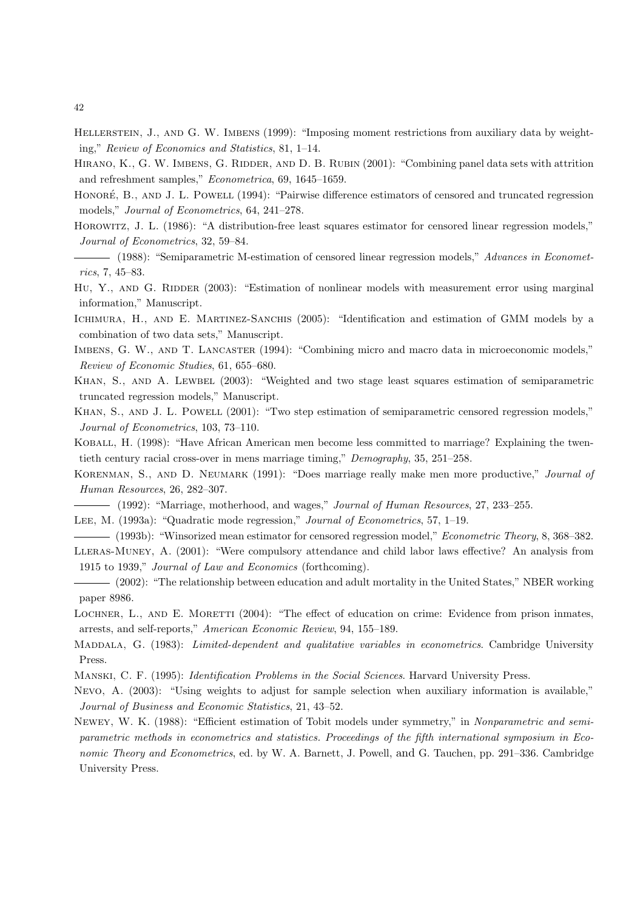Hellerstein, J., and G. W. Imbens (1999): "Imposing moment restrictions from auxiliary data by weighting," *Review of Economics and Statistics*, 81, 1–14.

Hirano, K., G. W. Imbens, G. Ridder, and D. B. Rubin (2001): "Combining panel data sets with attrition and refreshment samples," *Econometrica*, 69, 1645–1659.

Honoré, B., and J. L. Powell (1994): "Pairwise difference estimators of censored and truncated regression models," *Journal of Econometrics*, 64, 241–278.

Horowitz, J. L. (1986): "A distribution-free least squares estimator for censored linear regression models," *Journal of Econometrics*, 32, 59–84.

——— (1988): "Semiparametric M-estimation of censored linear regression models," *Advances in Econometrics*, 7, 45–83.

Hu, Y., and G. Ridder (2003): "Estimation of nonlinear models with measurement error using marginal information," Manuscript.

Ichimura, H., and E. Martinez-Sanchis (2005): "Identification and estimation of GMM models by a combination of two data sets," Manuscript.

Imbens, G. W., and T. Lancaster (1994): "Combining micro and macro data in microeconomic models," *Review of Economic Studies*, 61, 655–680.

Khan, S., and A. Lewbel (2003): "Weighted and two stage least squares estimation of semiparametric truncated regression models," Manuscript.

Khan, S., and J. L. Powell (2001): "Two step estimation of semiparametric censored regression models," *Journal of Econometrics*, 103, 73–110.

Koball, H. (1998): "Have African American men become less committed to marriage? Explaining the twentieth century racial cross-over in mens marriage timing," *Demography*, 35, 251–258.

Korenman, S., and D. Neumark (1991): "Does marriage really make men more productive," *Journal of Human Resources*, 26, 282–307.

——— (1992): "Marriage, motherhood, and wages," *Journal of Human Resources*, 27, 233–255.

Lee, M. (1993a): "Quadratic mode regression," *Journal of Econometrics*, 57, 1–19.

——— (1993b): "Winsorized mean estimator for censored regression model," *Econometric Theory*, 8, 368–382.

Lleras-Muney, A. (2001): "Were compulsory attendance and child labor laws effective? An analysis from 1915 to 1939," *Journal of Law and Economics* (forthcoming).

——— (2002): "The relationship between education and adult mortality in the United States," NBER working paper 8986.

Lochner, L., and E. Moretti (2004): "The effect of education on crime: Evidence from prison inmates, arrests, and self-reports," *American Economic Review*, 94, 155–189.

Maddala, G. (1983): *Limited-dependent and qualitative variables in econometrics*. Cambridge University Press.

Manski, C. F. (1995): *Identification Problems in the Social Sciences*. Harvard University Press.

Nevo, A. (2003): "Using weights to adjust for sample selection when auxiliary information is available," *Journal of Business and Economic Statistics*, 21, 43–52.

Newey, W. K. (1988): "Efficient estimation of Tobit models under symmetry," in *Nonparametric and semiparametric methods in econometrics and statistics. Proceedings of the fifth international symposium in Economic Theory and Econometrics*, ed. by W. A. Barnett, J. Powell, and G. Tauchen, pp. 291–336. Cambridge University Press.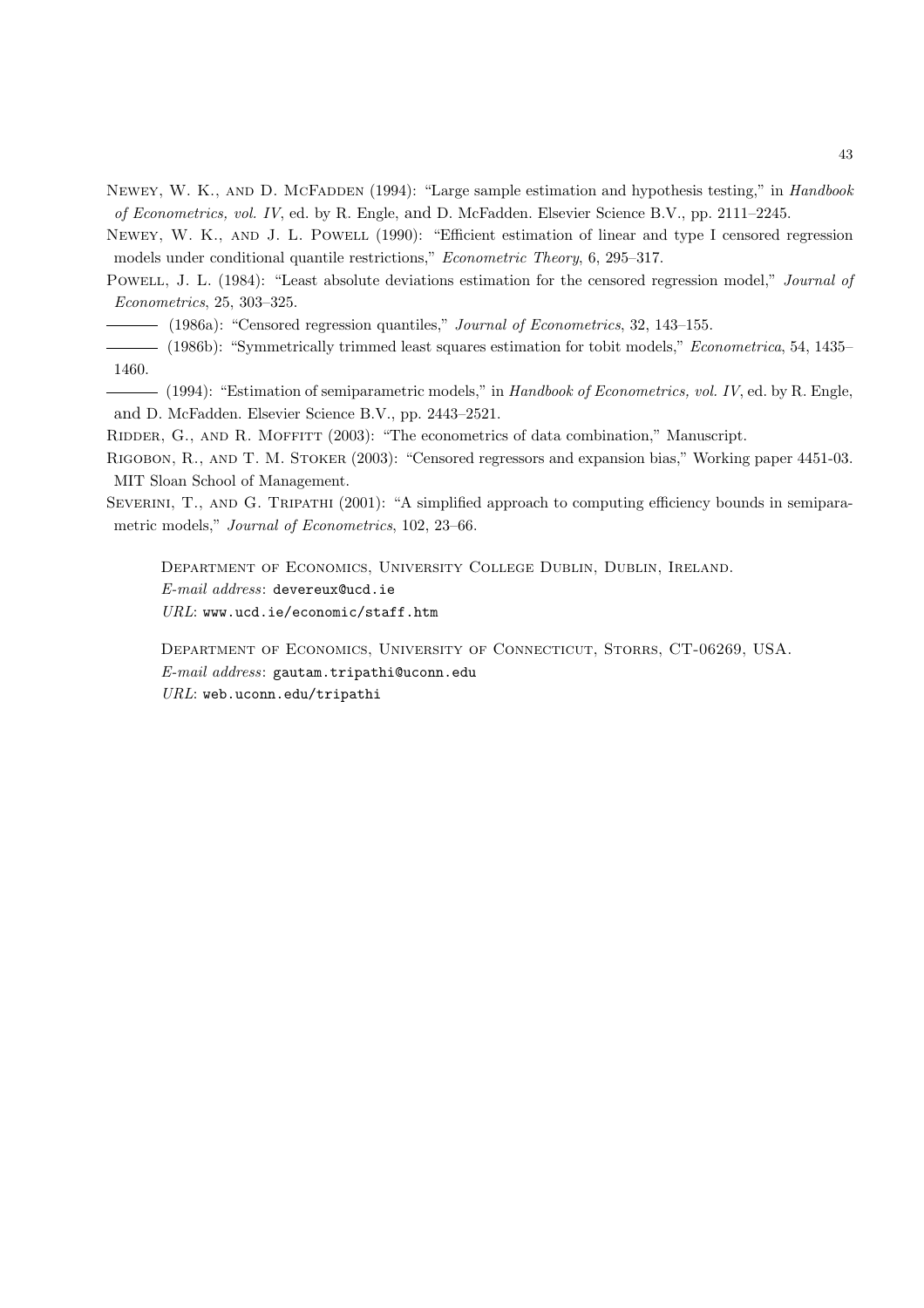Newey, W. K., and D. McFadden (1994): "Large sample estimation and hypothesis testing," in *Handbook of Econometrics, vol. IV*, ed. by R. Engle, and D. McFadden. Elsevier Science B.V., pp. 2111–2245.

Newey, W. K., and J. L. Powell (1990): "Efficient estimation of linear and type I censored regression models under conditional quantile restrictions," *Econometric Theory*, 6, 295–317.

Powell, J. L. (1984): "Least absolute deviations estimation for the censored regression model," *Journal of Econometrics*, 25, 303–325.

——— (1986a): "Censored regression quantiles," *Journal of Econometrics*, 32, 143–155.

——— (1986b): "Symmetrically trimmed least squares estimation for tobit models," *Econometrica*, 54, 1435–1460.

——— (1994): "Estimation of semiparametric models," in *Handbook of Econometrics, vol. IV*, ed. by R. Engle, and D. McFadden. Elsevier Science B.V., pp. 2443–2521.

Ridder, G., and R. Moffitt (2003): "The econometrics of data combination," Manuscript.

Rigobon, R., and T. M. Stoker (2003): "Censored regressors and expansion bias," Working paper 4451-03. MIT Sloan School of Management.

Severini, T., and G. Tripathi (2001): "A simplified approach to computing efficiency bounds in semiparametric models," *Journal of Econometrics*, 102, 23–66.

Department of Economics, University College Dublin, Dublin, Ireland.
*E-mail address*: devereux@ucd.ie
*URL*: www.ucd.ie/economic/staff.htm

Department of Economics, University of Connecticut, Storrs, CT-06269, USA.
*E-mail address*: gautam.tripathi@uconn.edu
*URL*: web.uconn.edu/tripathi